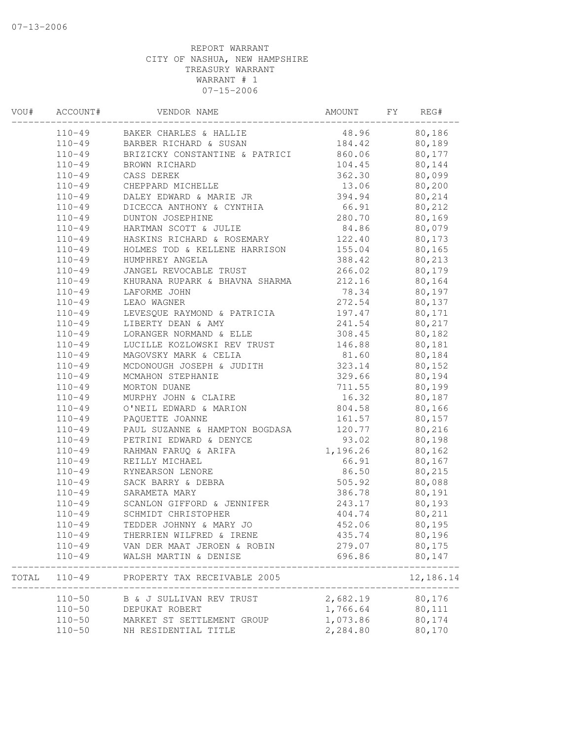07-13-2006

REPORT WARRANT
CITY OF NASHUA, NEW HAMPSHIRE
TREASURY WARRANT
WARRANT # 1
07-15-2006

| VOU# | ACCOUNT# | VENDOR NAME | AMOUNT | FY | REG# |
|---|---|---|---|---|---|
| | 110-49 | BAKER CHARLES & HALLIE | 48.96 | | 80,186 |
| | 110-49 | BARBER RICHARD & SUSAN | 184.42 | | 80,189 |
| | 110-49 | BRIZICKY CONSTANTINE & PATRICI | 860.06 | | 80,177 |
| | 110-49 | BROWN RICHARD | 104.45 | | 80,144 |
| | 110-49 | CASS DEREK | 362.30 | | 80,099 |
| | 110-49 | CHEPPARD MICHELLE | 13.06 | | 80,200 |
| | 110-49 | DALEY EDWARD & MARIE JR | 394.94 | | 80,214 |
| | 110-49 | DICECCA ANTHONY & CYNTHIA | 66.91 | | 80,212 |
| | 110-49 | DUNTON JOSEPHINE | 280.70 | | 80,169 |
| | 110-49 | HARTMAN SCOTT & JULIE | 84.86 | | 80,079 |
| | 110-49 | HASKINS RICHARD & ROSEMARY | 122.40 | | 80,173 |
| | 110-49 | HOLMES TOD & KELLENE HARRISON | 155.04 | | 80,165 |
| | 110-49 | HUMPHREY ANGELA | 388.42 | | 80,213 |
| | 110-49 | JANGEL REVOCABLE TRUST | 266.02 | | 80,179 |
| | 110-49 | KHURANA RUPARK & BHAVNA SHARMA | 212.16 | | 80,164 |
| | 110-49 | LAFORME JOHN | 78.34 | | 80,197 |
| | 110-49 | LEAO WAGNER | 272.54 | | 80,137 |
| | 110-49 | LEVESQUE RAYMOND & PATRICIA | 197.47 | | 80,171 |
| | 110-49 | LIBERTY DEAN & AMY | 241.54 | | 80,217 |
| | 110-49 | LORANGER NORMAND & ELLE | 308.45 | | 80,182 |
| | 110-49 | LUCILLE KOZLOWSKI REV TRUST | 146.88 | | 80,181 |
| | 110-49 | MAGOVSKY MARK & CELIA | 81.60 | | 80,184 |
| | 110-49 | MCDONOUGH JOSEPH & JUDITH | 323.14 | | 80,152 |
| | 110-49 | MCMAHON STEPHANIE | 329.66 | | 80,194 |
| | 110-49 | MORTON DUANE | 711.55 | | 80,199 |
| | 110-49 | MURPHY JOHN & CLAIRE | 16.32 | | 80,187 |
| | 110-49 | O'NEIL EDWARD & MARION | 804.58 | | 80,166 |
| | 110-49 | PAQUETTE JOANNE | 161.57 | | 80,157 |
| | 110-49 | PAUL SUZANNE & HAMPTON BOGDASA | 120.77 | | 80,216 |
| | 110-49 | PETRINI EDWARD & DENYCE | 93.02 | | 80,198 |
| | 110-49 | RAHMAN FARUQ & ARIFA | 1,196.26 | | 80,162 |
| | 110-49 | REILLY MICHAEL | 66.91 | | 80,167 |
| | 110-49 | RYNEARSON LENORE | 86.50 | | 80,215 |
| | 110-49 | SACK BARRY & DEBRA | 505.92 | | 80,088 |
| | 110-49 | SARAMETA MARY | 386.78 | | 80,191 |
| | 110-49 | SCANLON GIFFORD & JENNIFER | 243.17 | | 80,193 |
| | 110-49 | SCHMIDT CHRISTOPHER | 404.74 | | 80,211 |
| | 110-49 | TEDDER JOHNNY & MARY JO | 452.06 | | 80,195 |
| | 110-49 | THERRIEN WILFRED & IRENE | 435.74 | | 80,196 |
| | 110-49 | VAN DER MAAT JEROEN & ROBIN | 279.07 | | 80,175 |
| | 110-49 | WALSH MARTIN & DENISE | 696.86 | | 80,147 |
| TOTAL | 110-49 | PROPERTY TAX RECEIVABLE 2005 | | | 12,186.14 |
| | 110-50 | B & J SULLIVAN REV TRUST | 2,682.19 | | 80,176 |
| | 110-50 | DEPUKAT ROBERT | 1,766.64 | | 80,111 |
| | 110-50 | MARKET ST SETTLEMENT GROUP | 1,073.86 | | 80,174 |
| | 110-50 | NH RESIDENTIAL TITLE | 2,284.80 | | 80,170 |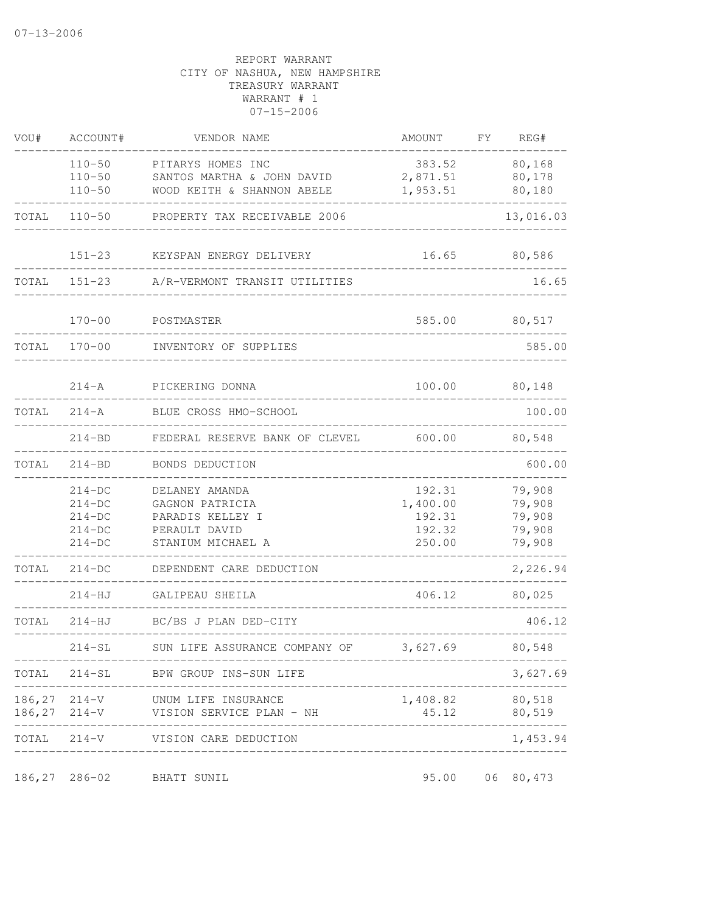07-13-2006

REPORT WARRANT
CITY OF NASHUA, NEW HAMPSHIRE
TREASURY WARRANT
WARRANT # 1
07-15-2006

| VOU# | ACCOUNT# | VENDOR NAME | AMOUNT | FY | REG# |
|---|---|---|---|---|---|
| | 110-50 | PITARYS HOMES INC | 383.52 | | 80,168 |
| | 110-50 | SANTOS MARTHA & JOHN DAVID | 2,871.51 | | 80,178 |
| | 110-50 | WOOD KEITH & SHANNON ABELE | 1,953.51 | | 80,180 |
| TOTAL | 110-50 | PROPERTY TAX RECEIVABLE 2006 | | | 13,016.03 |
| | 151-23 | KEYSPAN ENERGY DELIVERY | 16.65 | | 80,586 |
| TOTAL | 151-23 | A/R-VERMONT TRANSIT UTILITIES | | | 16.65 |
| | 170-00 | POSTMASTER | 585.00 | | 80,517 |
| TOTAL | 170-00 | INVENTORY OF SUPPLIES | | | 585.00 |
| | 214-A | PICKERING DONNA | 100.00 | | 80,148 |
| TOTAL | 214-A | BLUE CROSS HMO-SCHOOL | | | 100.00 |
| | 214-BD | FEDERAL RESERVE BANK OF CLEVEL | 600.00 | | 80,548 |
| TOTAL | 214-BD | BONDS DEDUCTION | | | 600.00 |
| | 214-DC | DELANEY AMANDA | 192.31 | | 79,908 |
| | 214-DC | GAGNON PATRICIA | 1,400.00 | | 79,908 |
| | 214-DC | PARADIS KELLEY I | 192.31 | | 79,908 |
| | 214-DC | PERAULT DAVID | 192.32 | | 79,908 |
| | 214-DC | STANIUM MICHAEL A | 250.00 | | 79,908 |
| TOTAL | 214-DC | DEPENDENT CARE DEDUCTION | | | 2,226.94 |
| | 214-HJ | GALIPEAU SHEILA | 406.12 | | 80,025 |
| TOTAL | 214-HJ | BC/BS J PLAN DED-CITY | | | 406.12 |
| | 214-SL | SUN LIFE ASSURANCE COMPANY OF | 3,627.69 | | 80,548 |
| TOTAL | 214-SL | BPW GROUP INS-SUN LIFE | | | 3,627.69 |
| 186,27 | 214-V | UNUM LIFE INSURANCE | 1,408.82 | | 80,518 |
| 186,27 | 214-V | VISION SERVICE PLAN - NH | 45.12 | | 80,519 |
| TOTAL | 214-V | VISION CARE DEDUCTION | | | 1,453.94 |
| 186,27 | 286-02 | BHATT SUNIL | 95.00 | 06 | 80,473 |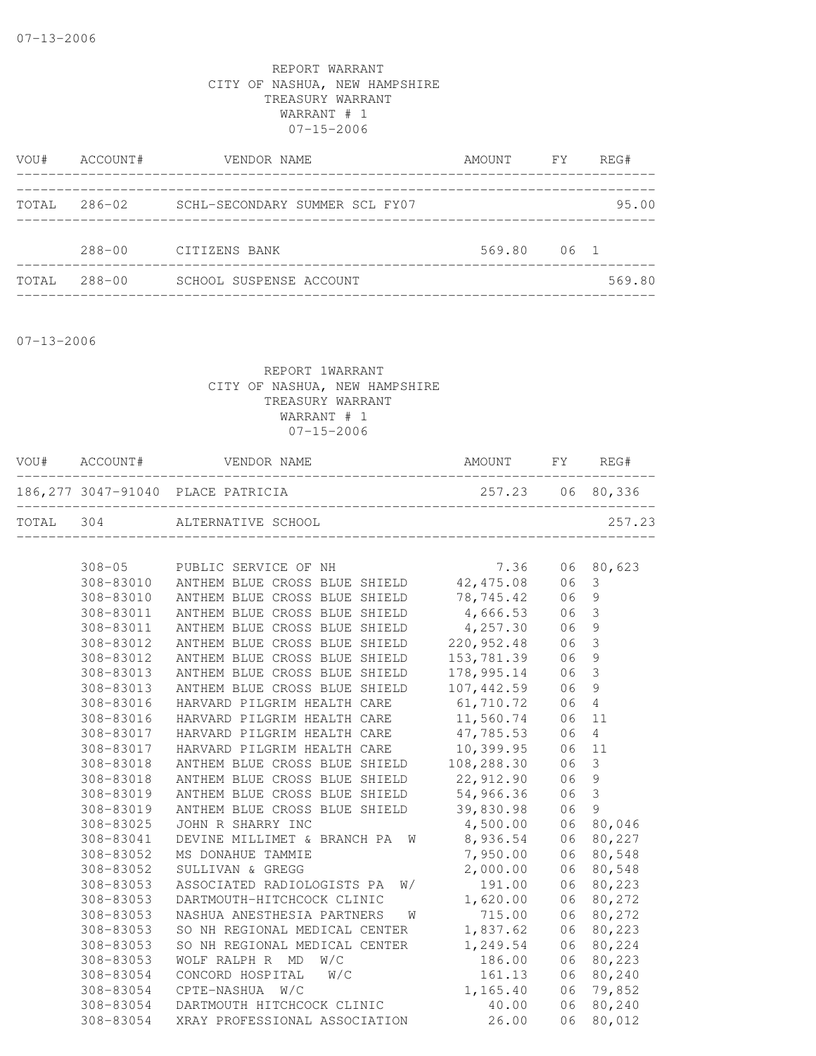07-13-2006

REPORT WARRANT
CITY OF NASHUA, NEW HAMPSHIRE
TREASURY WARRANT
WARRANT # 1
07-15-2006

| VOU# | ACCOUNT# | VENDOR NAME | AMOUNT | FY | REG# |
|---|---|---|---|---|---|
| TOTAL | 286-02 | SCHL-SECONDARY SUMMER SCL FY07 | | | 95.00 |
| | 288-00 | CITIZENS BANK | 569.80 | 06 | 1 |
| TOTAL | 288-00 | SCHOOL SUSPENSE ACCOUNT | | | 569.80 |

07-13-2006

REPORT 1WARRANT
CITY OF NASHUA, NEW HAMPSHIRE
TREASURY WARRANT
WARRANT # 1
07-15-2006

| VOU# | ACCOUNT# | VENDOR NAME | AMOUNT | FY | REG# |
|---|---|---|---|---|---|
| 186,277 | 3047-91040 | PLACE PATRICIA | 257.23 | 06 | 80,336 |
| TOTAL | 304 | ALTERNATIVE SCHOOL | | | 257.23 |
| | 308-05 | PUBLIC SERVICE OF NH | 7.36 | 06 | 80,623 |
| | 308-83010 | ANTHEM BLUE CROSS BLUE SHIELD | 42,475.08 | 06 | 3 |
| | 308-83010 | ANTHEM BLUE CROSS BLUE SHIELD | 78,745.42 | 06 | 9 |
| | 308-83011 | ANTHEM BLUE CROSS BLUE SHIELD | 4,666.53 | 06 | 3 |
| | 308-83011 | ANTHEM BLUE CROSS BLUE SHIELD | 4,257.30 | 06 | 9 |
| | 308-83012 | ANTHEM BLUE CROSS BLUE SHIELD | 220,952.48 | 06 | 3 |
| | 308-83012 | ANTHEM BLUE CROSS BLUE SHIELD | 153,781.39 | 06 | 9 |
| | 308-83013 | ANTHEM BLUE CROSS BLUE SHIELD | 178,995.14 | 06 | 3 |
| | 308-83013 | ANTHEM BLUE CROSS BLUE SHIELD | 107,442.59 | 06 | 9 |
| | 308-83016 | HARVARD PILGRIM HEALTH CARE | 61,710.72 | 06 | 4 |
| | 308-83016 | HARVARD PILGRIM HEALTH CARE | 11,560.74 | 06 | 11 |
| | 308-83017 | HARVARD PILGRIM HEALTH CARE | 47,785.53 | 06 | 4 |
| | 308-83017 | HARVARD PILGRIM HEALTH CARE | 10,399.95 | 06 | 11 |
| | 308-83018 | ANTHEM BLUE CROSS BLUE SHIELD | 108,288.30 | 06 | 3 |
| | 308-83018 | ANTHEM BLUE CROSS BLUE SHIELD | 22,912.90 | 06 | 9 |
| | 308-83019 | ANTHEM BLUE CROSS BLUE SHIELD | 54,966.36 | 06 | 3 |
| | 308-83019 | ANTHEM BLUE CROSS BLUE SHIELD | 39,830.98 | 06 | 9 |
| | 308-83025 | JOHN R SHARRY INC | 4,500.00 | 06 | 80,046 |
| | 308-83041 | DEVINE MILLIMET & BRANCH PA W | 8,936.54 | 06 | 80,227 |
| | 308-83052 | MS DONAHUE TAMMIE | 7,950.00 | 06 | 80,548 |
| | 308-83052 | SULLIVAN & GREGG | 2,000.00 | 06 | 80,548 |
| | 308-83053 | ASSOCIATED RADIOLOGISTS PA W/ | 191.00 | 06 | 80,223 |
| | 308-83053 | DARTMOUTH-HITCHCOCK CLINIC | 1,620.00 | 06 | 80,272 |
| | 308-83053 | NASHUA ANESTHESIA PARTNERS W | 715.00 | 06 | 80,272 |
| | 308-83053 | SO NH REGIONAL MEDICAL CENTER | 1,837.62 | 06 | 80,223 |
| | 308-83053 | SO NH REGIONAL MEDICAL CENTER | 1,249.54 | 06 | 80,224 |
| | 308-83053 | WOLF RALPH R MD W/C | 186.00 | 06 | 80,223 |
| | 308-83054 | CONCORD HOSPITAL W/C | 161.13 | 06 | 80,240 |
| | 308-83054 | CPTE-NASHUA W/C | 1,165.40 | 06 | 79,852 |
| | 308-83054 | DARTMOUTH HITCHCOCK CLINIC | 40.00 | 06 | 80,240 |
| | 308-83054 | XRAY PROFESSIONAL ASSOCIATION | 26.00 | 06 | 80,012 |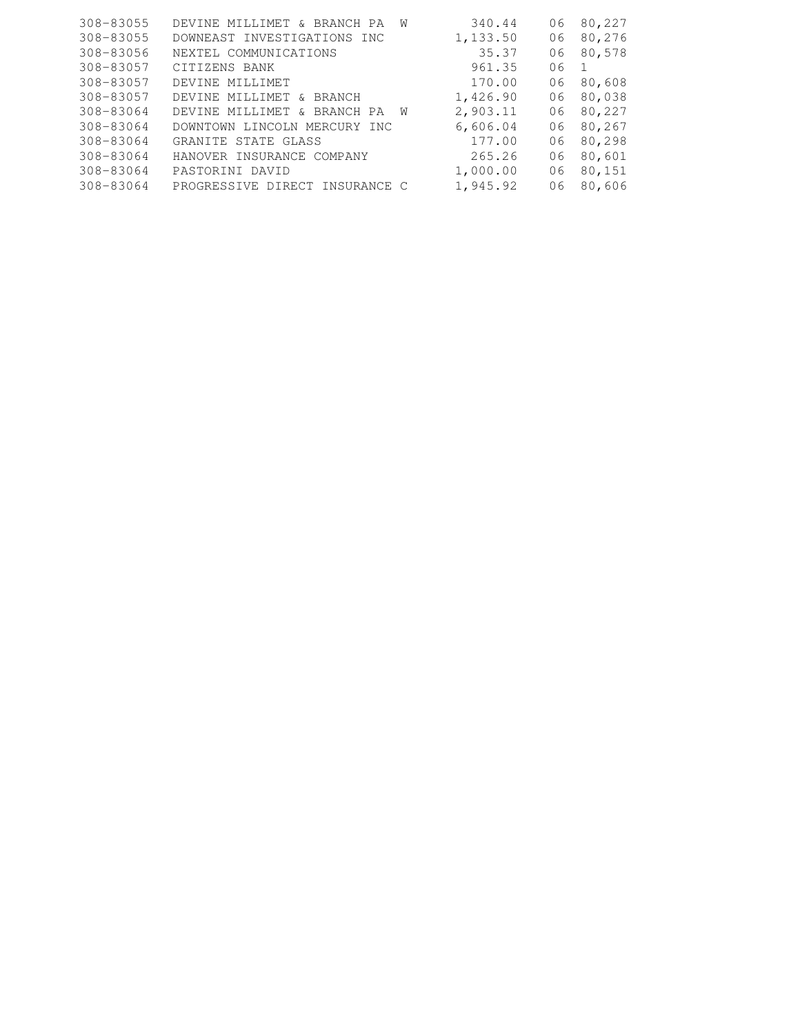| | | | | |
|---|---|---|---|---|
| 308-83055 | DEVINE MILLIMET & BRANCH PA W | 340.44 | 06 | 80,227 |
| 308-83055 | DOWNEAST INVESTIGATIONS INC | 1,133.50 | 06 | 80,276 |
| 308-83056 | NEXTEL COMMUNICATIONS | 35.37 | 06 | 80,578 |
| 308-83057 | CITIZENS BANK | 961.35 | 06 | 1 |
| 308-83057 | DEVINE MILLIMET | 170.00 | 06 | 80,608 |
| 308-83057 | DEVINE MILLIMET & BRANCH | 1,426.90 | 06 | 80,038 |
| 308-83064 | DEVINE MILLIMET & BRANCH PA W | 2,903.11 | 06 | 80,227 |
| 308-83064 | DOWNTOWN LINCOLN MERCURY INC | 6,606.04 | 06 | 80,267 |
| 308-83064 | GRANITE STATE GLASS | 177.00 | 06 | 80,298 |
| 308-83064 | HANOVER INSURANCE COMPANY | 265.26 | 06 | 80,601 |
| 308-83064 | PASTORINI DAVID | 1,000.00 | 06 | 80,151 |
| 308-83064 | PROGRESSIVE DIRECT INSURANCE C | 1,945.92 | 06 | 80,606 |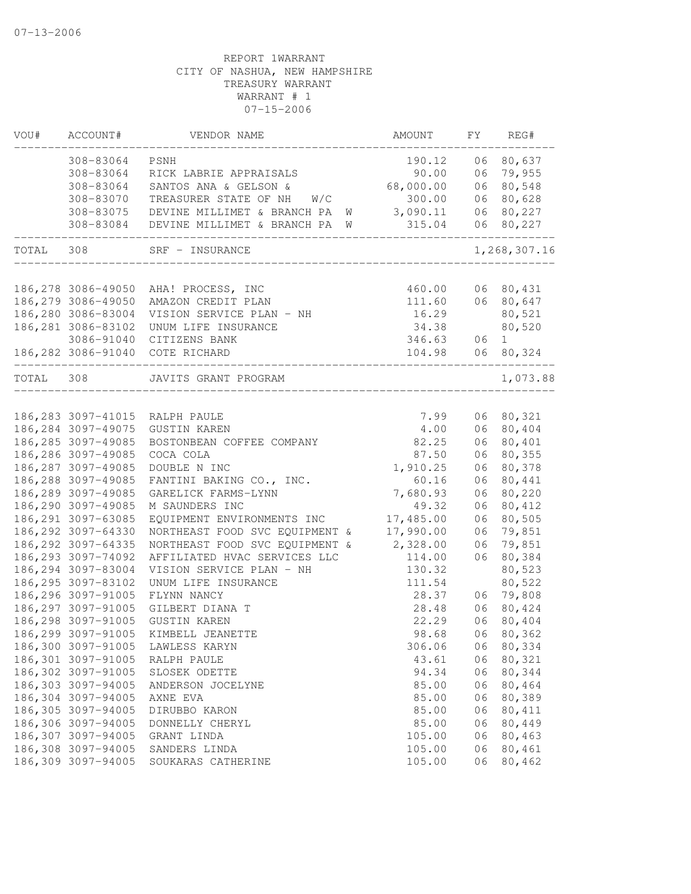REPORT 1WARRANT
CITY OF NASHUA, NEW HAMPSHIRE
TREASURY WARRANT
WARRANT # 1
07-15-2006

| VOU# | ACCOUNT# | VENDOR NAME | AMOUNT | FY | REG# |
|---|---|---|---|---|---|
| | 308-83064 | PSNH | 190.12 | 06 | 80,637 |
| | 308-83064 | RICK LABRIE APPRAISALS | 90.00 | 06 | 79,955 |
| | 308-83064 | SANTOS ANA & GELSON & | 68,000.00 | 06 | 80,548 |
| | 308-83070 | TREASURER STATE OF NH W/C | 300.00 | 06 | 80,628 |
| | 308-83075 | DEVINE MILLIMET & BRANCH PA W | 3,090.11 | 06 | 80,227 |
| | 308-83084 | DEVINE MILLIMET & BRANCH PA W | 315.04 | 06 | 80,227 |
| TOTAL | 308 | SRF - INSURANCE | | | 1,268,307.16 |
| 186,278 | 3086-49050 | AHA! PROCESS, INC | 460.00 | 06 | 80,431 |
| 186,279 | 3086-49050 | AMAZON CREDIT PLAN | 111.60 | 06 | 80,647 |
| 186,280 | 3086-83004 | VISION SERVICE PLAN - NH | 16.29 | | 80,521 |
| 186,281 | 3086-83102 | UNUM LIFE INSURANCE | 34.38 | | 80,520 |
| | 3086-91040 | CITIZENS BANK | 346.63 | 06 | 1 |
| 186,282 | 3086-91040 | COTE RICHARD | 104.98 | 06 | 80,324 |
| TOTAL | 308 | JAVITS GRANT PROGRAM | | | 1,073.88 |
| 186,283 | 3097-41015 | RALPH PAULE | 7.99 | 06 | 80,321 |
| 186,284 | 3097-49075 | GUSTIN KAREN | 4.00 | 06 | 80,404 |
| 186,285 | 3097-49085 | BOSTONBEAN COFFEE COMPANY | 82.25 | 06 | 80,401 |
| 186,286 | 3097-49085 | COCA COLA | 87.50 | 06 | 80,355 |
| 186,287 | 3097-49085 | DOUBLE N INC | 1,910.25 | 06 | 80,378 |
| 186,288 | 3097-49085 | FANTINI BAKING CO., INC. | 60.16 | 06 | 80,441 |
| 186,289 | 3097-49085 | GARELICK FARMS-LYNN | 7,680.93 | 06 | 80,220 |
| 186,290 | 3097-49085 | M SAUNDERS INC | 49.32 | 06 | 80,412 |
| 186,291 | 3097-63085 | EQUIPMENT ENVIRONMENTS INC | 17,485.00 | 06 | 80,505 |
| 186,292 | 3097-64330 | NORTHEAST FOOD SVC EQUIPMENT & | 17,990.00 | 06 | 79,851 |
| 186,292 | 3097-64335 | NORTHEAST FOOD SVC EQUIPMENT & | 2,328.00 | 06 | 79,851 |
| 186,293 | 3097-74092 | AFFILIATED HVAC SERVICES LLC | 114.00 | 06 | 80,384 |
| 186,294 | 3097-83004 | VISION SERVICE PLAN - NH | 130.32 | | 80,523 |
| 186,295 | 3097-83102 | UNUM LIFE INSURANCE | 111.54 | | 80,522 |
| 186,296 | 3097-91005 | FLYNN NANCY | 28.37 | 06 | 79,808 |
| 186,297 | 3097-91005 | GILBERT DIANA T | 28.48 | 06 | 80,424 |
| 186,298 | 3097-91005 | GUSTIN KAREN | 22.29 | 06 | 80,404 |
| 186,299 | 3097-91005 | KIMBELL JEANETTE | 98.68 | 06 | 80,362 |
| 186,300 | 3097-91005 | LAWLESS KARYN | 306.06 | 06 | 80,334 |
| 186,301 | 3097-91005 | RALPH PAULE | 43.61 | 06 | 80,321 |
| 186,302 | 3097-91005 | SLOSEK ODETTE | 94.34 | 06 | 80,344 |
| 186,303 | 3097-94005 | ANDERSON JOCELYNE | 85.00 | 06 | 80,464 |
| 186,304 | 3097-94005 | AXNE EVA | 85.00 | 06 | 80,389 |
| 186,305 | 3097-94005 | DIRUBBO KARON | 85.00 | 06 | 80,411 |
| 186,306 | 3097-94005 | DONNELLY CHERYL | 85.00 | 06 | 80,449 |
| 186,307 | 3097-94005 | GRANT LINDA | 105.00 | 06 | 80,463 |
| 186,308 | 3097-94005 | SANDERS LINDA | 105.00 | 06 | 80,461 |
| 186,309 | 3097-94005 | SOUKARAS CATHERINE | 105.00 | 06 | 80,462 |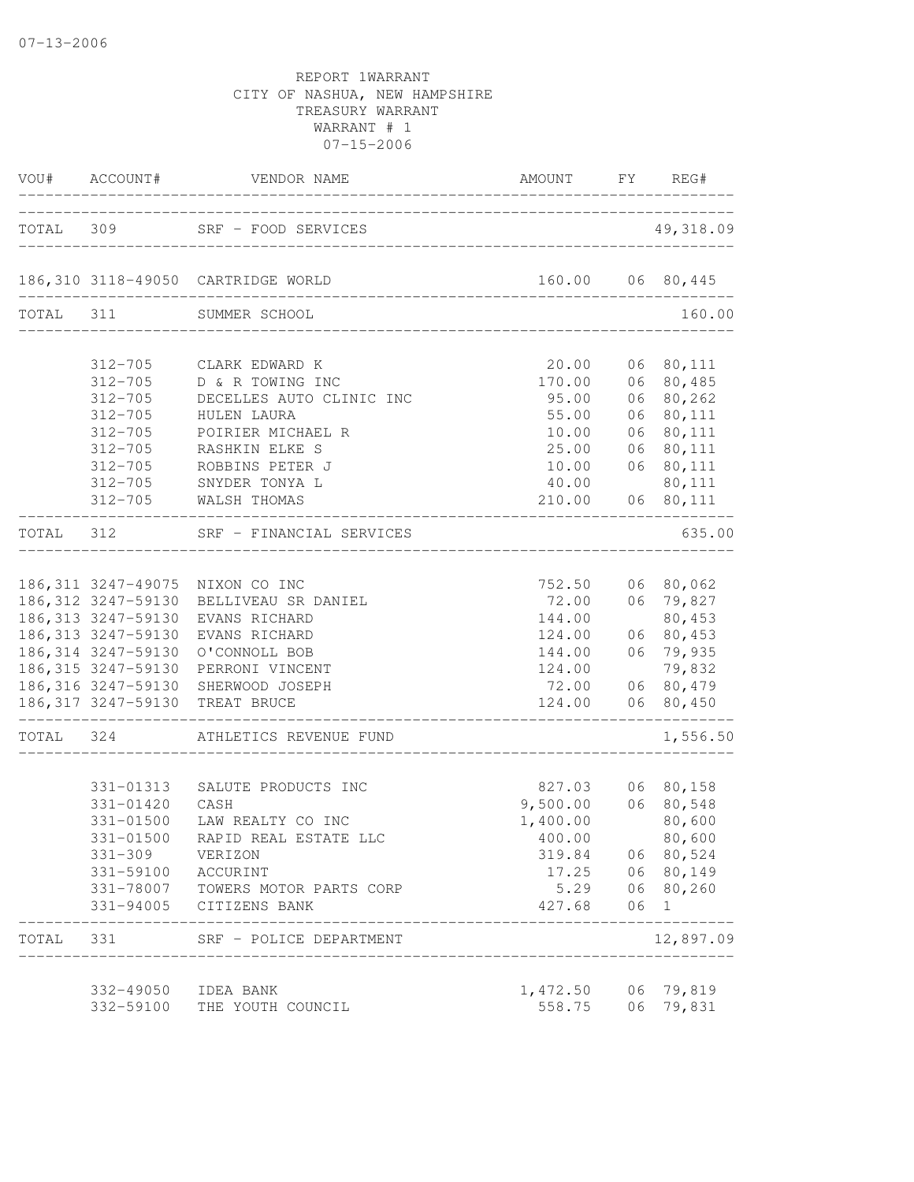07-13-2006

REPORT 1WARRANT
CITY OF NASHUA, NEW HAMPSHIRE
TREASURY WARRANT
WARRANT # 1
07-15-2006

| VOU# | ACCOUNT# | VENDOR NAME | AMOUNT | FY | REG# |
|---|---|---|---|---|---|
| TOTAL | 309 | SRF - FOOD SERVICES | | | 49,318.09 |
| 186,310 | 3118-49050 | CARTRIDGE WORLD | 160.00 | 06 | 80,445 |
| TOTAL | 311 | SUMMER SCHOOL | | | 160.00 |
| | 312-705 | CLARK EDWARD K | 20.00 | 06 | 80,111 |
| | 312-705 | D & R TOWING INC | 170.00 | 06 | 80,485 |
| | 312-705 | DECELLES AUTO CLINIC INC | 95.00 | 06 | 80,262 |
| | 312-705 | HULEN LAURA | 55.00 | 06 | 80,111 |
| | 312-705 | POIRIER MICHAEL R | 10.00 | 06 | 80,111 |
| | 312-705 | RASHKIN ELKE S | 25.00 | 06 | 80,111 |
| | 312-705 | ROBBINS PETER J | 10.00 | 06 | 80,111 |
| | 312-705 | SNYDER TONYA L | 40.00 | | 80,111 |
| | 312-705 | WALSH THOMAS | 210.00 | 06 | 80,111 |
| TOTAL | 312 | SRF - FINANCIAL SERVICES | | | 635.00 |
| 186,311 | 3247-49075 | NIXON CO INC | 752.50 | 06 | 80,062 |
| 186,312 | 3247-59130 | BELLIVEAU SR DANIEL | 72.00 | 06 | 79,827 |
| 186,313 | 3247-59130 | EVANS RICHARD | 144.00 | | 80,453 |
| 186,313 | 3247-59130 | EVANS RICHARD | 124.00 | 06 | 80,453 |
| 186,314 | 3247-59130 | O'CONNOLL BOB | 144.00 | 06 | 79,935 |
| 186,315 | 3247-59130 | PERRONI VINCENT | 124.00 | | 79,832 |
| 186,316 | 3247-59130 | SHERWOOD JOSEPH | 72.00 | 06 | 80,479 |
| 186,317 | 3247-59130 | TREAT BRUCE | 124.00 | 06 | 80,450 |
| TOTAL | 324 | ATHLETICS REVENUE FUND | | | 1,556.50 |
| | 331-01313 | SALUTE PRODUCTS INC | 827.03 | 06 | 80,158 |
| | 331-01420 | CASH | 9,500.00 | 06 | 80,548 |
| | 331-01500 | LAW REALTY CO INC | 1,400.00 | | 80,600 |
| | 331-01500 | RAPID REAL ESTATE LLC | 400.00 | | 80,600 |
| | 331-309 | VERIZON | 319.84 | 06 | 80,524 |
| | 331-59100 | ACCURINT | 17.25 | 06 | 80,149 |
| | 331-78007 | TOWERS MOTOR PARTS CORP | 5.29 | 06 | 80,260 |
| | 331-94005 | CITIZENS BANK | 427.68 | 06 | 1 |
| TOTAL | 331 | SRF - POLICE DEPARTMENT | | | 12,897.09 |
| | 332-49050 | IDEA BANK | 1,472.50 | 06 | 79,819 |
| | 332-59100 | THE YOUTH COUNCIL | 558.75 | 06 | 79,831 |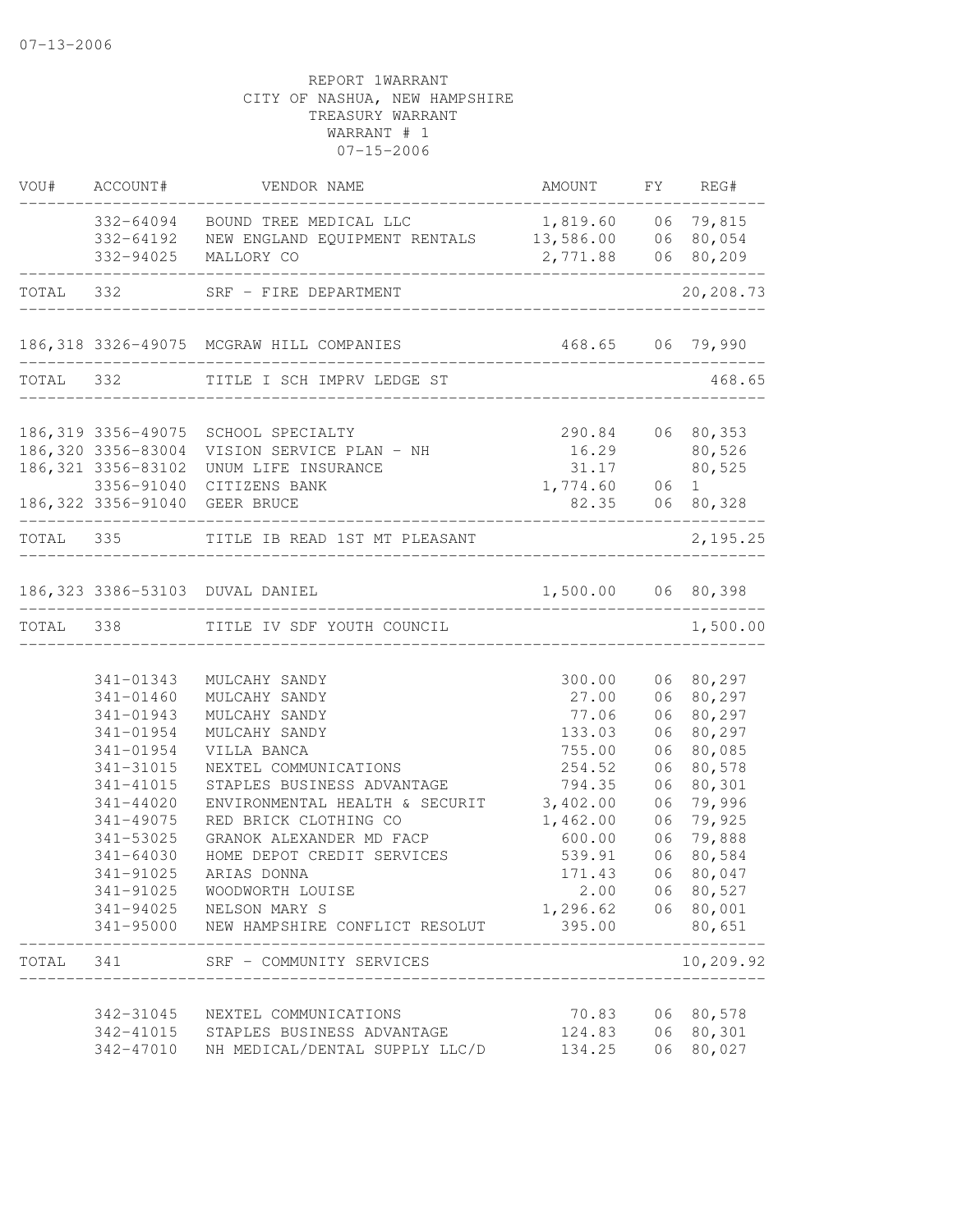REPORT 1WARRANT
CITY OF NASHUA, NEW HAMPSHIRE
TREASURY WARRANT
WARRANT # 1
07-15-2006

| VOU# | ACCOUNT# | VENDOR NAME | AMOUNT | FY | REG# |
|---|---|---|---|---|---|
| | 332-64094 | BOUND TREE MEDICAL LLC | 1,819.60 | 06 | 79,815 |
| | 332-64192 | NEW ENGLAND EQUIPMENT RENTALS | 13,586.00 | 06 | 80,054 |
| | 332-94025 | MALLORY CO | 2,771.88 | 06 | 80,209 |
| TOTAL | 332 | SRF - FIRE DEPARTMENT | | | 20,208.73 |
| 186,318 | 3326-49075 | MCGRAW HILL COMPANIES | 468.65 | 06 | 79,990 |
| TOTAL | 332 | TITLE I SCH IMPRV LEDGE ST | | | 468.65 |
| 186,319 | 3356-49075 | SCHOOL SPECIALTY | 290.84 | 06 | 80,353 |
| 186,320 | 3356-83004 | VISION SERVICE PLAN - NH | 16.29 | | 80,526 |
| 186,321 | 3356-83102 | UNUM LIFE INSURANCE | 31.17 | | 80,525 |
| | 3356-91040 | CITIZENS BANK | 1,774.60 | 06 | 1 |
| 186,322 | 3356-91040 | GEER BRUCE | 82.35 | 06 | 80,328 |
| TOTAL | 335 | TITLE IB READ 1ST MT PLEASANT | | | 2,195.25 |
| 186,323 | 3386-53103 | DUVAL DANIEL | 1,500.00 | 06 | 80,398 |
| TOTAL | 338 | TITLE IV SDF YOUTH COUNCIL | | | 1,500.00 |
| | 341-01343 | MULCAHY SANDY | 300.00 | 06 | 80,297 |
| | 341-01460 | MULCAHY SANDY | 27.00 | 06 | 80,297 |
| | 341-01943 | MULCAHY SANDY | 77.06 | 06 | 80,297 |
| | 341-01954 | MULCAHY SANDY | 133.03 | 06 | 80,297 |
| | 341-01954 | VILLA BANCA | 755.00 | 06 | 80,085 |
| | 341-31015 | NEXTEL COMMUNICATIONS | 254.52 | 06 | 80,578 |
| | 341-41015 | STAPLES BUSINESS ADVANTAGE | 794.35 | 06 | 80,301 |
| | 341-44020 | ENVIRONMENTAL HEALTH & SECURIT | 3,402.00 | 06 | 79,996 |
| | 341-49075 | RED BRICK CLOTHING CO | 1,462.00 | 06 | 79,925 |
| | 341-53025 | GRANOK ALEXANDER MD FACP | 600.00 | 06 | 79,888 |
| | 341-64030 | HOME DEPOT CREDIT SERVICES | 539.91 | 06 | 80,584 |
| | 341-91025 | ARIAS DONNA | 171.43 | 06 | 80,047 |
| | 341-91025 | WOODWORTH LOUISE | 2.00 | 06 | 80,527 |
| | 341-94025 | NELSON MARY S | 1,296.62 | 06 | 80,001 |
| | 341-95000 | NEW HAMPSHIRE CONFLICT RESOLUT | 395.00 | | 80,651 |
| TOTAL | 341 | SRF - COMMUNITY SERVICES | | | 10,209.92 |
| | 342-31045 | NEXTEL COMMUNICATIONS | 70.83 | 06 | 80,578 |
| | 342-41015 | STAPLES BUSINESS ADVANTAGE | 124.83 | 06 | 80,301 |
| | 342-47010 | NH MEDICAL/DENTAL SUPPLY LLC/D | 134.25 | 06 | 80,027 |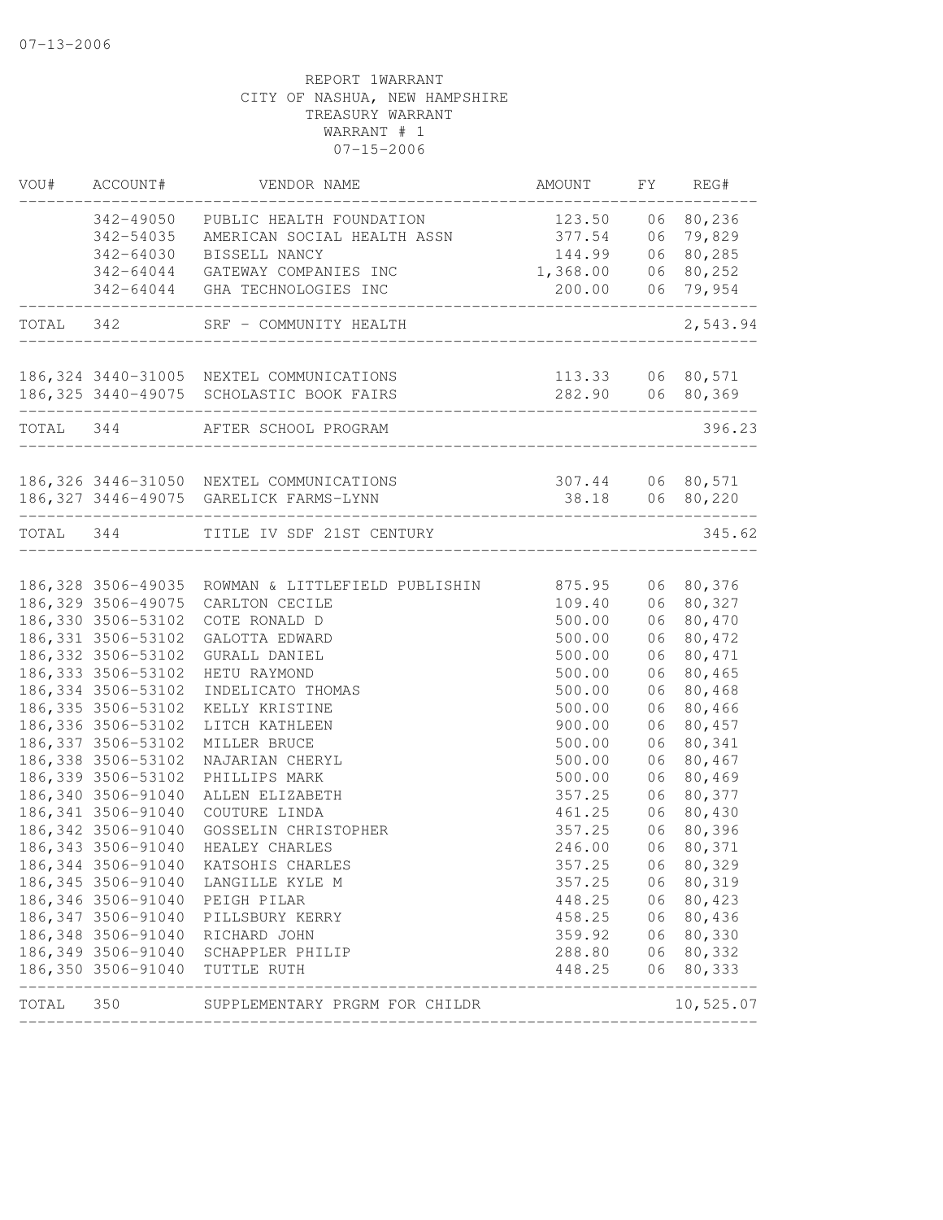07-13-2006

REPORT 1WARRANT
CITY OF NASHUA, NEW HAMPSHIRE
TREASURY WARRANT
WARRANT # 1
07-15-2006

| VOU# | ACCOUNT# | VENDOR NAME | AMOUNT | FY | REG# |
|---|---|---|---|---|---|
| | 342-49050 | PUBLIC HEALTH FOUNDATION | 123.50 | 06 | 80,236 |
| | 342-54035 | AMERICAN SOCIAL HEALTH ASSN | 377.54 | 06 | 79,829 |
| | 342-64030 | BISSELL NANCY | 144.99 | 06 | 80,285 |
| | 342-64044 | GATEWAY COMPANIES INC | 1,368.00 | 06 | 80,252 |
| | 342-64044 | GHA TECHNOLOGIES INC | 200.00 | 06 | 79,954 |
| TOTAL | 342 | SRF - COMMUNITY HEALTH | | | 2,543.94 |
| 186,324 | 3440-31005 | NEXTEL COMMUNICATIONS | 113.33 | 06 | 80,571 |
| 186,325 | 3440-49075 | SCHOLASTIC BOOK FAIRS | 282.90 | 06 | 80,369 |
| TOTAL | 344 | AFTER SCHOOL PROGRAM | | | 396.23 |
| 186,326 | 3446-31050 | NEXTEL COMMUNICATIONS | 307.44 | 06 | 80,571 |
| 186,327 | 3446-49075 | GARELICK FARMS-LYNN | 38.18 | 06 | 80,220 |
| TOTAL | 344 | TITLE IV SDF 21ST CENTURY | | | 345.62 |
| 186,328 | 3506-49035 | ROWMAN & LITTLEFIELD PUBLISHIN | 875.95 | 06 | 80,376 |
| 186,329 | 3506-49075 | CARLTON CECILE | 109.40 | 06 | 80,327 |
| 186,330 | 3506-53102 | COTE RONALD D | 500.00 | 06 | 80,470 |
| 186,331 | 3506-53102 | GALOTTA EDWARD | 500.00 | 06 | 80,472 |
| 186,332 | 3506-53102 | GURALL DANIEL | 500.00 | 06 | 80,471 |
| 186,333 | 3506-53102 | HETU RAYMOND | 500.00 | 06 | 80,465 |
| 186,334 | 3506-53102 | INDELICATO THOMAS | 500.00 | 06 | 80,468 |
| 186,335 | 3506-53102 | KELLY KRISTINE | 500.00 | 06 | 80,466 |
| 186,336 | 3506-53102 | LITCH KATHLEEN | 900.00 | 06 | 80,457 |
| 186,337 | 3506-53102 | MILLER BRUCE | 500.00 | 06 | 80,341 |
| 186,338 | 3506-53102 | NAJARIAN CHERYL | 500.00 | 06 | 80,467 |
| 186,339 | 3506-53102 | PHILLIPS MARK | 500.00 | 06 | 80,469 |
| 186,340 | 3506-91040 | ALLEN ELIZABETH | 357.25 | 06 | 80,377 |
| 186,341 | 3506-91040 | COUTURE LINDA | 461.25 | 06 | 80,430 |
| 186,342 | 3506-91040 | GOSSELIN CHRISTOPHER | 357.25 | 06 | 80,396 |
| 186,343 | 3506-91040 | HEALEY CHARLES | 246.00 | 06 | 80,371 |
| 186,344 | 3506-91040 | KATSOHIS CHARLES | 357.25 | 06 | 80,329 |
| 186,345 | 3506-91040 | LANGILLE KYLE M | 357.25 | 06 | 80,319 |
| 186,346 | 3506-91040 | PEIGH PILAR | 448.25 | 06 | 80,423 |
| 186,347 | 3506-91040 | PILLSBURY KERRY | 458.25 | 06 | 80,436 |
| 186,348 | 3506-91040 | RICHARD JOHN | 359.92 | 06 | 80,330 |
| 186,349 | 3506-91040 | SCHAPPLER PHILIP | 288.80 | 06 | 80,332 |
| 186,350 | 3506-91040 | TUTTLE RUTH | 448.25 | 06 | 80,333 |
| TOTAL | 350 | SUPPLEMENTARY PRGRM FOR CHILDR | | | 10,525.07 |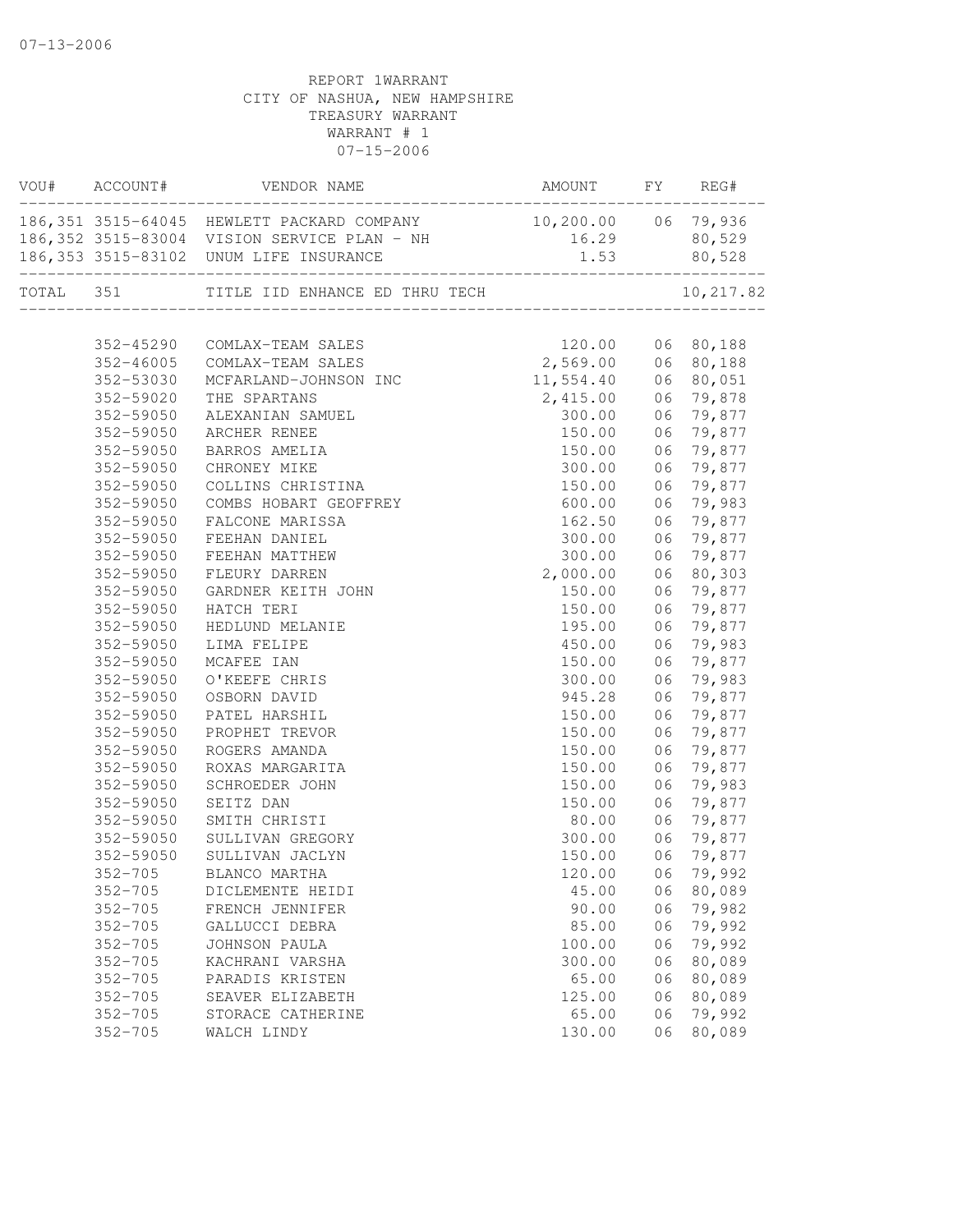REPORT 1WARRANT
CITY OF NASHUA, NEW HAMPSHIRE
TREASURY WARRANT
WARRANT # 1
07-15-2006

| VOU# | ACCOUNT# | VENDOR NAME | AMOUNT | FY | REG# |
|---|---|---|---|---|---|
| 186,351 | 3515-64045 | HEWLETT PACKARD COMPANY | 10,200.00 | 06 | 79,936 |
| 186,352 | 3515-83004 | VISION SERVICE PLAN - NH | 16.29 | | 80,529 |
| 186,353 | 3515-83102 | UNUM LIFE INSURANCE | 1.53 | | 80,528 |
| TOTAL | 351 | TITLE IID ENHANCE ED THRU TECH | | | 10,217.82 |
| | 352-45290 | COMLAX-TEAM SALES | 120.00 | 06 | 80,188 |
| | 352-46005 | COMLAX-TEAM SALES | 2,569.00 | 06 | 80,188 |
| | 352-53030 | MCFARLAND-JOHNSON INC | 11,554.40 | 06 | 80,051 |
| | 352-59020 | THE SPARTANS | 2,415.00 | 06 | 79,878 |
| | 352-59050 | ALEXANIAN SAMUEL | 300.00 | 06 | 79,877 |
| | 352-59050 | ARCHER RENEE | 150.00 | 06 | 79,877 |
| | 352-59050 | BARROS AMELIA | 150.00 | 06 | 79,877 |
| | 352-59050 | CHRONEY MIKE | 300.00 | 06 | 79,877 |
| | 352-59050 | COLLINS CHRISTINA | 150.00 | 06 | 79,877 |
| | 352-59050 | COMBS HOBART GEOFFREY | 600.00 | 06 | 79,983 |
| | 352-59050 | FALCONE MARISSA | 162.50 | 06 | 79,877 |
| | 352-59050 | FEEHAN DANIEL | 300.00 | 06 | 79,877 |
| | 352-59050 | FEEHAN MATTHEW | 300.00 | 06 | 79,877 |
| | 352-59050 | FLEURY DARREN | 2,000.00 | 06 | 80,303 |
| | 352-59050 | GARDNER KEITH JOHN | 150.00 | 06 | 79,877 |
| | 352-59050 | HATCH TERI | 150.00 | 06 | 79,877 |
| | 352-59050 | HEDLUND MELANIE | 195.00 | 06 | 79,877 |
| | 352-59050 | LIMA FELIPE | 450.00 | 06 | 79,983 |
| | 352-59050 | MCAFEE IAN | 150.00 | 06 | 79,877 |
| | 352-59050 | O'KEEFE CHRIS | 300.00 | 06 | 79,983 |
| | 352-59050 | OSBORN DAVID | 945.28 | 06 | 79,877 |
| | 352-59050 | PATEL HARSHIL | 150.00 | 06 | 79,877 |
| | 352-59050 | PROPHET TREVOR | 150.00 | 06 | 79,877 |
| | 352-59050 | ROGERS AMANDA | 150.00 | 06 | 79,877 |
| | 352-59050 | ROXAS MARGARITA | 150.00 | 06 | 79,877 |
| | 352-59050 | SCHROEDER JOHN | 150.00 | 06 | 79,983 |
| | 352-59050 | SEITZ DAN | 150.00 | 06 | 79,877 |
| | 352-59050 | SMITH CHRISTI | 80.00 | 06 | 79,877 |
| | 352-59050 | SULLIVAN GREGORY | 300.00 | 06 | 79,877 |
| | 352-59050 | SULLIVAN JACLYN | 150.00 | 06 | 79,877 |
| | 352-705 | BLANCO MARTHA | 120.00 | 06 | 79,992 |
| | 352-705 | DICLEMENTE HEIDI | 45.00 | 06 | 80,089 |
| | 352-705 | FRENCH JENNIFER | 90.00 | 06 | 79,982 |
| | 352-705 | GALLUCCI DEBRA | 85.00 | 06 | 79,992 |
| | 352-705 | JOHNSON PAULA | 100.00 | 06 | 79,992 |
| | 352-705 | KACHRANI VARSHA | 300.00 | 06 | 80,089 |
| | 352-705 | PARADIS KRISTEN | 65.00 | 06 | 80,089 |
| | 352-705 | SEAVER ELIZABETH | 125.00 | 06 | 80,089 |
| | 352-705 | STORACE CATHERINE | 65.00 | 06 | 79,992 |
| | 352-705 | WALCH LINDY | 130.00 | 06 | 80,089 |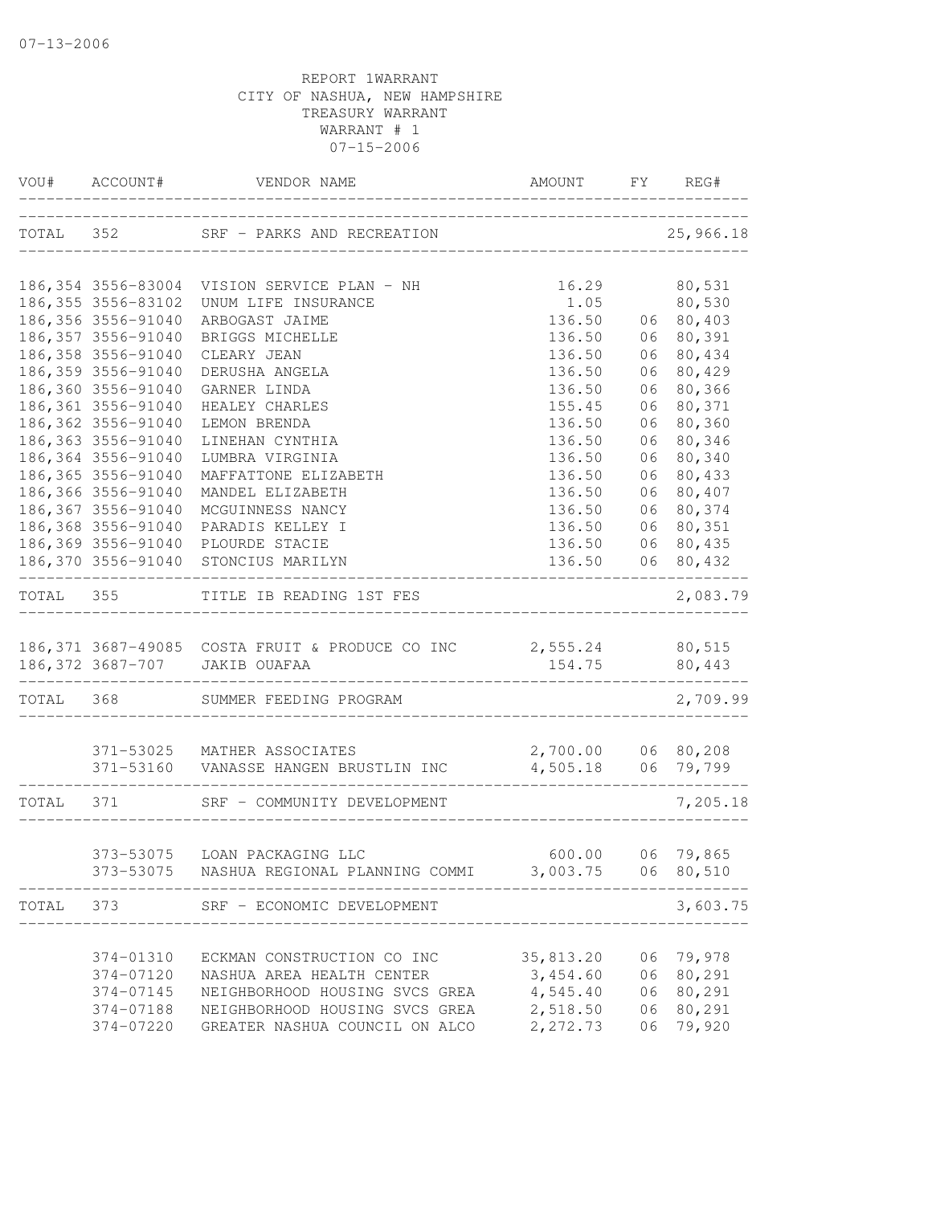07-13-2006

REPORT 1WARRANT
CITY OF NASHUA, NEW HAMPSHIRE
TREASURY WARRANT
WARRANT # 1
07-15-2006

| VOU# | ACCOUNT# | VENDOR NAME | AMOUNT | FY | REG# |
|---|---|---|---|---|---|
| TOTAL | 352 | SRF - PARKS AND RECREATION | | | 25,966.18 |
| 186,354 | 3556-83004 | VISION SERVICE PLAN - NH | 16.29 | | 80,531 |
| 186,355 | 3556-83102 | UNUM LIFE INSURANCE | 1.05 | | 80,530 |
| 186,356 | 3556-91040 | ARBOGAST JAIME | 136.50 | 06 | 80,403 |
| 186,357 | 3556-91040 | BRIGGS MICHELLE | 136.50 | 06 | 80,391 |
| 186,358 | 3556-91040 | CLEARY JEAN | 136.50 | 06 | 80,434 |
| 186,359 | 3556-91040 | DERUSHA ANGELA | 136.50 | 06 | 80,429 |
| 186,360 | 3556-91040 | GARNER LINDA | 136.50 | 06 | 80,366 |
| 186,361 | 3556-91040 | HEALEY CHARLES | 155.45 | 06 | 80,371 |
| 186,362 | 3556-91040 | LEMON BRENDA | 136.50 | 06 | 80,360 |
| 186,363 | 3556-91040 | LINEHAN CYNTHIA | 136.50 | 06 | 80,346 |
| 186,364 | 3556-91040 | LUMBRA VIRGINIA | 136.50 | 06 | 80,340 |
| 186,365 | 3556-91040 | MAFFATTONE ELIZABETH | 136.50 | 06 | 80,433 |
| 186,366 | 3556-91040 | MANDEL ELIZABETH | 136.50 | 06 | 80,407 |
| 186,367 | 3556-91040 | MCGUINNESS NANCY | 136.50 | 06 | 80,374 |
| 186,368 | 3556-91040 | PARADIS KELLEY I | 136.50 | 06 | 80,351 |
| 186,369 | 3556-91040 | PLOURDE STACIE | 136.50 | 06 | 80,435 |
| 186,370 | 3556-91040 | STONCIUS MARILYN | 136.50 | 06 | 80,432 |
| TOTAL | 355 | TITLE IB READING 1ST FES | | | 2,083.79 |
| 186,371 | 3687-49085 | COSTA FRUIT & PRODUCE CO INC | 2,555.24 | | 80,515 |
| 186,372 | 3687-707 | JAKIB OUAFAA | 154.75 | | 80,443 |
| TOTAL | 368 | SUMMER FEEDING PROGRAM | | | 2,709.99 |
| | 371-53025 | MATHER ASSOCIATES | 2,700.00 | 06 | 80,208 |
| | 371-53160 | VANASSE HANGEN BRUSTLIN INC | 4,505.18 | 06 | 79,799 |
| TOTAL | 371 | SRF - COMMUNITY DEVELOPMENT | | | 7,205.18 |
| | 373-53075 | LOAN PACKAGING LLC | 600.00 | 06 | 79,865 |
| | 373-53075 | NASHUA REGIONAL PLANNING COMMI | 3,003.75 | 06 | 80,510 |
| TOTAL | 373 | SRF - ECONOMIC DEVELOPMENT | | | 3,603.75 |
| | 374-01310 | ECKMAN CONSTRUCTION CO INC | 35,813.20 | 06 | 79,978 |
| | 374-07120 | NASHUA AREA HEALTH CENTER | 3,454.60 | 06 | 80,291 |
| | 374-07145 | NEIGHBORHOOD HOUSING SVCS GREA | 4,545.40 | 06 | 80,291 |
| | 374-07188 | NEIGHBORHOOD HOUSING SVCS GREA | 2,518.50 | 06 | 80,291 |
| | 374-07220 | GREATER NASHUA COUNCIL ON ALCO | 2,272.73 | 06 | 79,920 |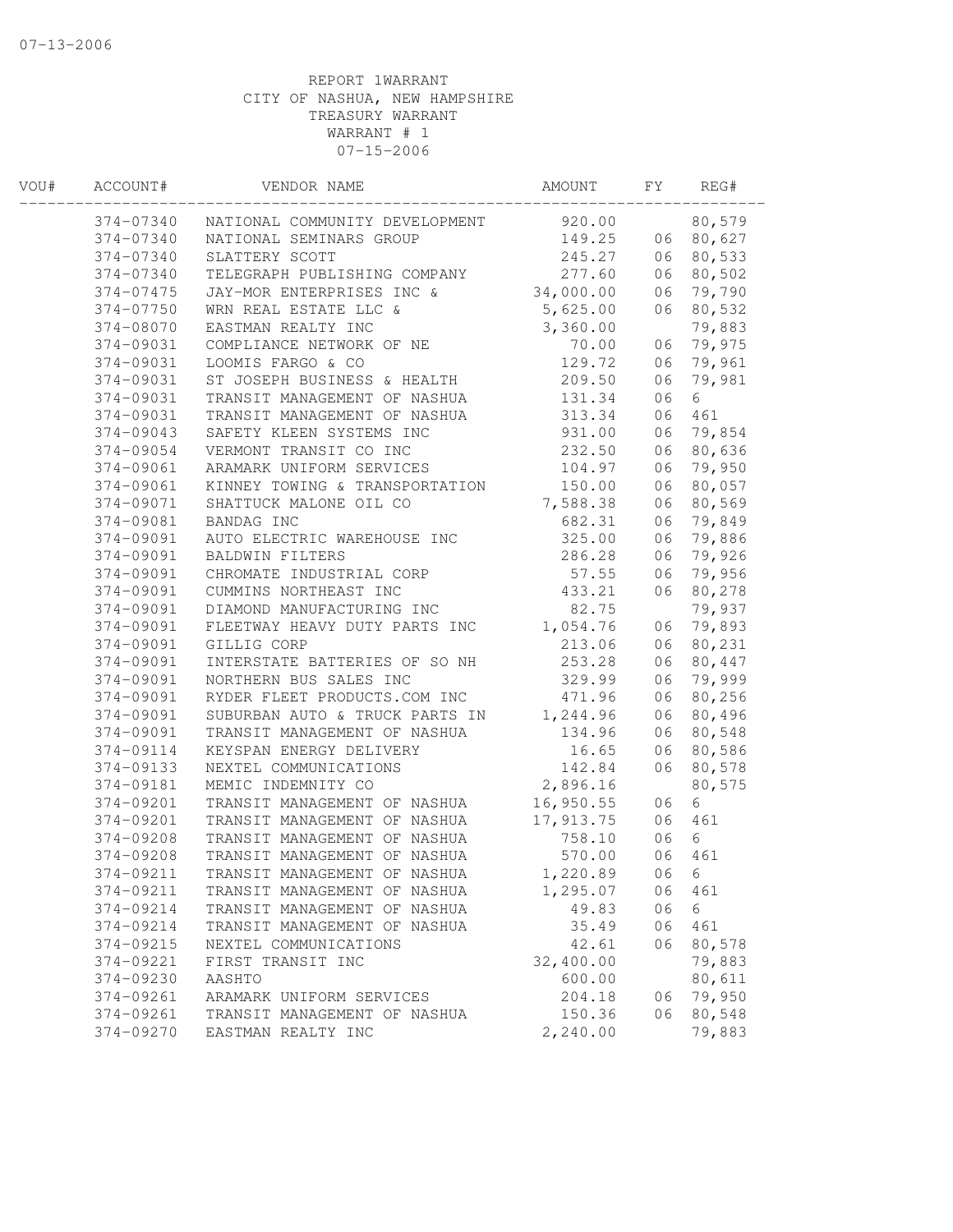REPORT 1WARRANT
CITY OF NASHUA, NEW HAMPSHIRE
TREASURY WARRANT
WARRANT # 1
07-15-2006

| VOU# | ACCOUNT# | VENDOR NAME | AMOUNT | FY | REG# |
|---|---|---|---|---|---|
| | 374-07340 | NATIONAL COMMUNITY DEVELOPMENT | 920.00 | | 80,579 |
| | 374-07340 | NATIONAL SEMINARS GROUP | 149.25 | 06 | 80,627 |
| | 374-07340 | SLATTERY SCOTT | 245.27 | 06 | 80,533 |
| | 374-07340 | TELEGRAPH PUBLISHING COMPANY | 277.60 | 06 | 80,502 |
| | 374-07475 | JAY-MOR ENTERPRISES INC & | 34,000.00 | 06 | 79,790 |
| | 374-07750 | WRN REAL ESTATE LLC & | 5,625.00 | 06 | 80,532 |
| | 374-08070 | EASTMAN REALTY INC | 3,360.00 | | 79,883 |
| | 374-09031 | COMPLIANCE NETWORK OF NE | 70.00 | 06 | 79,975 |
| | 374-09031 | LOOMIS FARGO & CO | 129.72 | 06 | 79,961 |
| | 374-09031 | ST JOSEPH BUSINESS & HEALTH | 209.50 | 06 | 79,981 |
| | 374-09031 | TRANSIT MANAGEMENT OF NASHUA | 131.34 | 06 | 6 |
| | 374-09031 | TRANSIT MANAGEMENT OF NASHUA | 313.34 | 06 | 461 |
| | 374-09043 | SAFETY KLEEN SYSTEMS INC | 931.00 | 06 | 79,854 |
| | 374-09054 | VERMONT TRANSIT CO INC | 232.50 | 06 | 80,636 |
| | 374-09061 | ARAMARK UNIFORM SERVICES | 104.97 | 06 | 79,950 |
| | 374-09061 | KINNEY TOWING & TRANSPORTATION | 150.00 | 06 | 80,057 |
| | 374-09071 | SHATTUCK MALONE OIL CO | 7,588.38 | 06 | 80,569 |
| | 374-09081 | BANDAG INC | 682.31 | 06 | 79,849 |
| | 374-09091 | AUTO ELECTRIC WAREHOUSE INC | 325.00 | 06 | 79,886 |
| | 374-09091 | BALDWIN FILTERS | 286.28 | 06 | 79,926 |
| | 374-09091 | CHROMATE INDUSTRIAL CORP | 57.55 | 06 | 79,956 |
| | 374-09091 | CUMMINS NORTHEAST INC | 433.21 | 06 | 80,278 |
| | 374-09091 | DIAMOND MANUFACTURING INC | 82.75 | | 79,937 |
| | 374-09091 | FLEETWAY HEAVY DUTY PARTS INC | 1,054.76 | 06 | 79,893 |
| | 374-09091 | GILLIG CORP | 213.06 | 06 | 80,231 |
| | 374-09091 | INTERSTATE BATTERIES OF SO NH | 253.28 | 06 | 80,447 |
| | 374-09091 | NORTHERN BUS SALES INC | 329.99 | 06 | 79,999 |
| | 374-09091 | RYDER FLEET PRODUCTS.COM INC | 471.96 | 06 | 80,256 |
| | 374-09091 | SUBURBAN AUTO & TRUCK PARTS IN | 1,244.96 | 06 | 80,496 |
| | 374-09091 | TRANSIT MANAGEMENT OF NASHUA | 134.96 | 06 | 80,548 |
| | 374-09114 | KEYSPAN ENERGY DELIVERY | 16.65 | 06 | 80,586 |
| | 374-09133 | NEXTEL COMMUNICATIONS | 142.84 | 06 | 80,578 |
| | 374-09181 | MEMIC INDEMNITY CO | 2,896.16 | | 80,575 |
| | 374-09201 | TRANSIT MANAGEMENT OF NASHUA | 16,950.55 | 06 | 6 |
| | 374-09201 | TRANSIT MANAGEMENT OF NASHUA | 17,913.75 | 06 | 461 |
| | 374-09208 | TRANSIT MANAGEMENT OF NASHUA | 758.10 | 06 | 6 |
| | 374-09208 | TRANSIT MANAGEMENT OF NASHUA | 570.00 | 06 | 461 |
| | 374-09211 | TRANSIT MANAGEMENT OF NASHUA | 1,220.89 | 06 | 6 |
| | 374-09211 | TRANSIT MANAGEMENT OF NASHUA | 1,295.07 | 06 | 461 |
| | 374-09214 | TRANSIT MANAGEMENT OF NASHUA | 49.83 | 06 | 6 |
| | 374-09214 | TRANSIT MANAGEMENT OF NASHUA | 35.49 | 06 | 461 |
| | 374-09215 | NEXTEL COMMUNICATIONS | 42.61 | 06 | 80,578 |
| | 374-09221 | FIRST TRANSIT INC | 32,400.00 | | 79,883 |
| | 374-09230 | AASHTO | 600.00 | | 80,611 |
| | 374-09261 | ARAMARK UNIFORM SERVICES | 204.18 | 06 | 79,950 |
| | 374-09261 | TRANSIT MANAGEMENT OF NASHUA | 150.36 | 06 | 80,548 |
| | 374-09270 | EASTMAN REALTY INC | 2,240.00 | | 79,883 |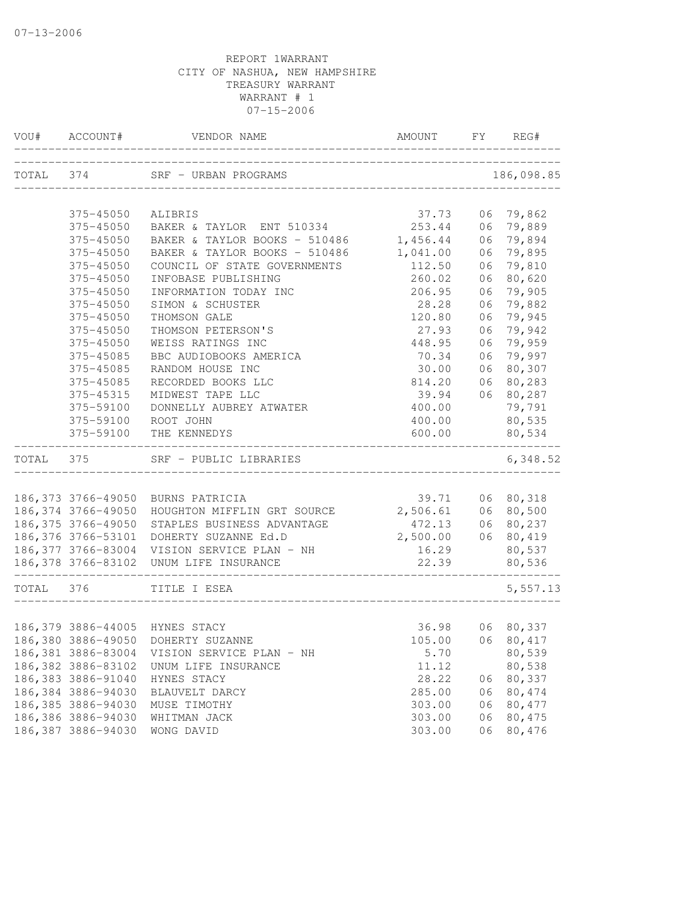07-13-2006

REPORT 1WARRANT
CITY OF NASHUA, NEW HAMPSHIRE
TREASURY WARRANT
WARRANT # 1
07-15-2006

| VOU# | ACCOUNT# | VENDOR NAME | AMOUNT | FY | REG# |
|---|---|---|---|---|---|
| TOTAL | 374 | SRF - URBAN PROGRAMS | | | 186,098.85 |
| | 375-45050 | ALIBRIS | 37.73 | 06 | 79,862 |
| | 375-45050 | BAKER & TAYLOR ENT 510334 | 253.44 | 06 | 79,889 |
| | 375-45050 | BAKER & TAYLOR BOOKS - 510486 | 1,456.44 | 06 | 79,894 |
| | 375-45050 | BAKER & TAYLOR BOOKS - 510486 | 1,041.00 | 06 | 79,895 |
| | 375-45050 | COUNCIL OF STATE GOVERNMENTS | 112.50 | 06 | 79,810 |
| | 375-45050 | INFOBASE PUBLISHING | 260.02 | 06 | 80,620 |
| | 375-45050 | INFORMATION TODAY INC | 206.95 | 06 | 79,905 |
| | 375-45050 | SIMON & SCHUSTER | 28.28 | 06 | 79,882 |
| | 375-45050 | THOMSON GALE | 120.80 | 06 | 79,945 |
| | 375-45050 | THOMSON PETERSON'S | 27.93 | 06 | 79,942 |
| | 375-45050 | WEISS RATINGS INC | 448.95 | 06 | 79,959 |
| | 375-45085 | BBC AUDIOBOOKS AMERICA | 70.34 | 06 | 79,997 |
| | 375-45085 | RANDOM HOUSE INC | 30.00 | 06 | 80,307 |
| | 375-45085 | RECORDED BOOKS LLC | 814.20 | 06 | 80,283 |
| | 375-45315 | MIDWEST TAPE LLC | 39.94 | 06 | 80,287 |
| | 375-59100 | DONNELLY AUBREY ATWATER | 400.00 | | 79,791 |
| | 375-59100 | ROOT JOHN | 400.00 | | 80,535 |
| | 375-59100 | THE KENNEDYS | 600.00 | | 80,534 |
| TOTAL | 375 | SRF - PUBLIC LIBRARIES | | | 6,348.52 |
| 186,373 | 3766-49050 | BURNS PATRICIA | 39.71 | 06 | 80,318 |
| 186,374 | 3766-49050 | HOUGHTON MIFFLIN GRT SOURCE | 2,506.61 | 06 | 80,500 |
| 186,375 | 3766-49050 | STAPLES BUSINESS ADVANTAGE | 472.13 | 06 | 80,237 |
| 186,376 | 3766-53101 | DOHERTY SUZANNE Ed.D | 2,500.00 | 06 | 80,419 |
| 186,377 | 3766-83004 | VISION SERVICE PLAN - NH | 16.29 | | 80,537 |
| 186,378 | 3766-83102 | UNUM LIFE INSURANCE | 22.39 | | 80,536 |
| TOTAL | 376 | TITLE I ESEA | | | 5,557.13 |
| 186,379 | 3886-44005 | HYNES STACY | 36.98 | 06 | 80,337 |
| 186,380 | 3886-49050 | DOHERTY SUZANNE | 105.00 | 06 | 80,417 |
| 186,381 | 3886-83004 | VISION SERVICE PLAN - NH | 5.70 | | 80,539 |
| 186,382 | 3886-83102 | UNUM LIFE INSURANCE | 11.12 | | 80,538 |
| 186,383 | 3886-91040 | HYNES STACY | 28.22 | 06 | 80,337 |
| 186,384 | 3886-94030 | BLAUVELT DARCY | 285.00 | 06 | 80,474 |
| 186,385 | 3886-94030 | MUSE TIMOTHY | 303.00 | 06 | 80,477 |
| 186,386 | 3886-94030 | WHITMAN JACK | 303.00 | 06 | 80,475 |
| 186,387 | 3886-94030 | WONG DAVID | 303.00 | 06 | 80,476 |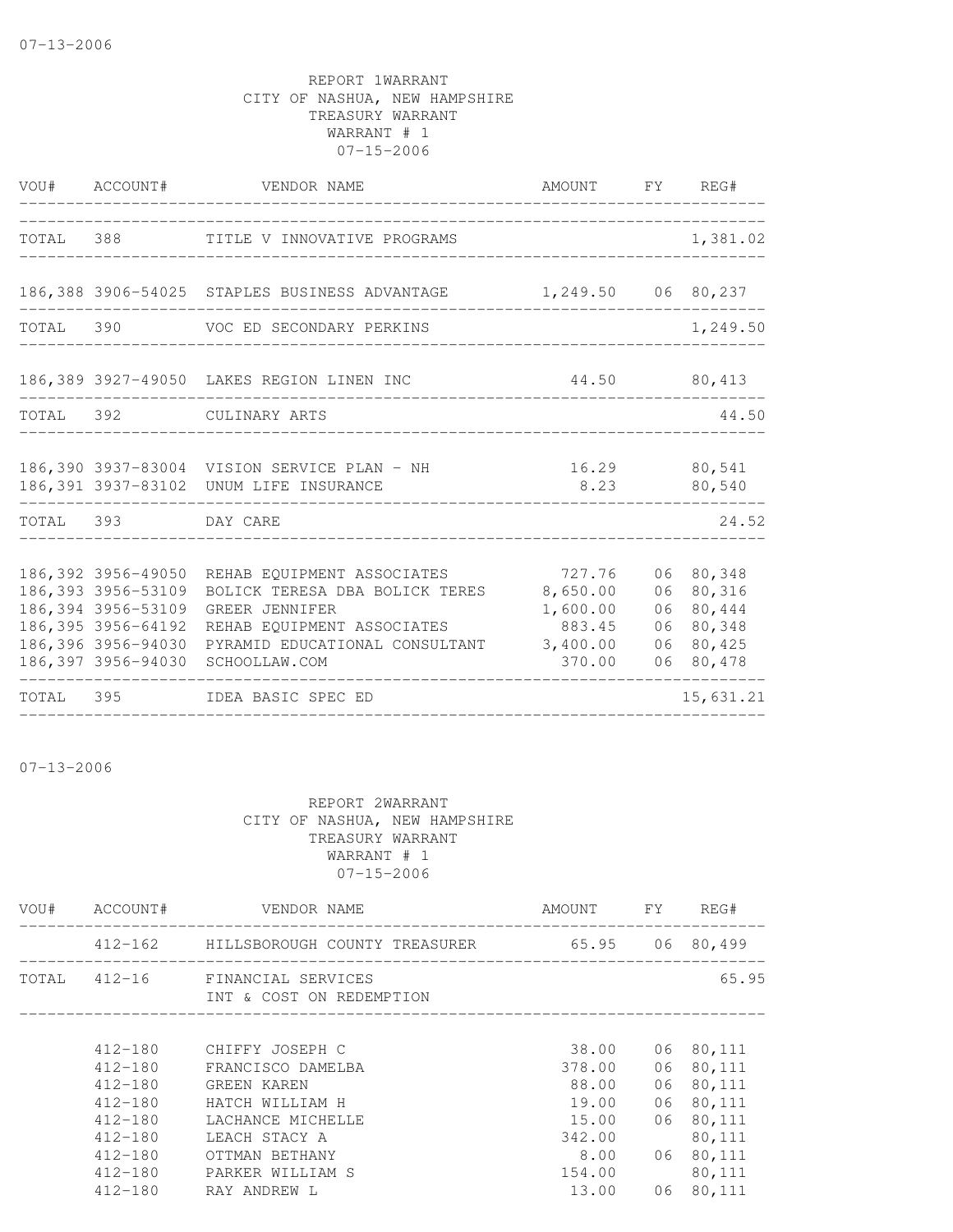07-13-2006

REPORT 1WARRANT
CITY OF NASHUA, NEW HAMPSHIRE
TREASURY WARRANT
WARRANT # 1
07-15-2006

| VOU# | ACCOUNT# | VENDOR NAME | AMOUNT | FY | REG# |
|---|---|---|---|---|---|
| TOTAL | 388 | TITLE V INNOVATIVE PROGRAMS | | | 1,381.02 |
| 186,388 | 3906-54025 | STAPLES BUSINESS ADVANTAGE | 1,249.50 | 06 | 80,237 |
| TOTAL | 390 | VOC ED SECONDARY PERKINS | | | 1,249.50 |
| 186,389 | 3927-49050 | LAKES REGION LINEN INC | 44.50 | | 80,413 |
| TOTAL | 392 | CULINARY ARTS | | | 44.50 |
| 186,390 | 3937-83004 | VISION SERVICE PLAN - NH | 16.29 | | 80,541 |
| 186,391 | 3937-83102 | UNUM LIFE INSURANCE | 8.23 | | 80,540 |
| TOTAL | 393 | DAY CARE | | | 24.52 |
| 186,392 | 3956-49050 | REHAB EQUIPMENT ASSOCIATES | 727.76 | 06 | 80,348 |
| 186,393 | 3956-53109 | BOLICK TERESA DBA BOLICK TERES | 8,650.00 | 06 | 80,316 |
| 186,394 | 3956-53109 | GREER JENNIFER | 1,600.00 | 06 | 80,444 |
| 186,395 | 3956-64192 | REHAB EQUIPMENT ASSOCIATES | 883.45 | 06 | 80,348 |
| 186,396 | 3956-94030 | PYRAMID EDUCATIONAL CONSULTANT | 3,400.00 | 06 | 80,425 |
| 186,397 | 3956-94030 | SCHOOLLAW.COM | 370.00 | 06 | 80,478 |
| TOTAL | 395 | IDEA BASIC SPEC ED | | | 15,631.21 |

07-13-2006

REPORT 2WARRANT
CITY OF NASHUA, NEW HAMPSHIRE
TREASURY WARRANT
WARRANT # 1
07-15-2006

| VOU# | ACCOUNT# | VENDOR NAME | AMOUNT | FY | REG# |
|---|---|---|---|---|---|
| | 412-162 | HILLSBOROUGH COUNTY TREASURER | 65.95 | 06 | 80,499 |
| TOTAL | 412-16 | FINANCIAL SERVICES INT & COST ON REDEMPTION | | | 65.95 |
| | 412-180 | CHIFFY JOSEPH C | 38.00 | 06 | 80,111 |
| | 412-180 | FRANCISCO DAMELBA | 378.00 | 06 | 80,111 |
| | 412-180 | GREEN KAREN | 88.00 | 06 | 80,111 |
| | 412-180 | HATCH WILLIAM H | 19.00 | 06 | 80,111 |
| | 412-180 | LACHANCE MICHELLE | 15.00 | 06 | 80,111 |
| | 412-180 | LEACH STACY A | 342.00 | | 80,111 |
| | 412-180 | OTTMAN BETHANY | 8.00 | 06 | 80,111 |
| | 412-180 | PARKER WILLIAM S | 154.00 | | 80,111 |
| | 412-180 | RAY ANDREW L | 13.00 | 06 | 80,111 |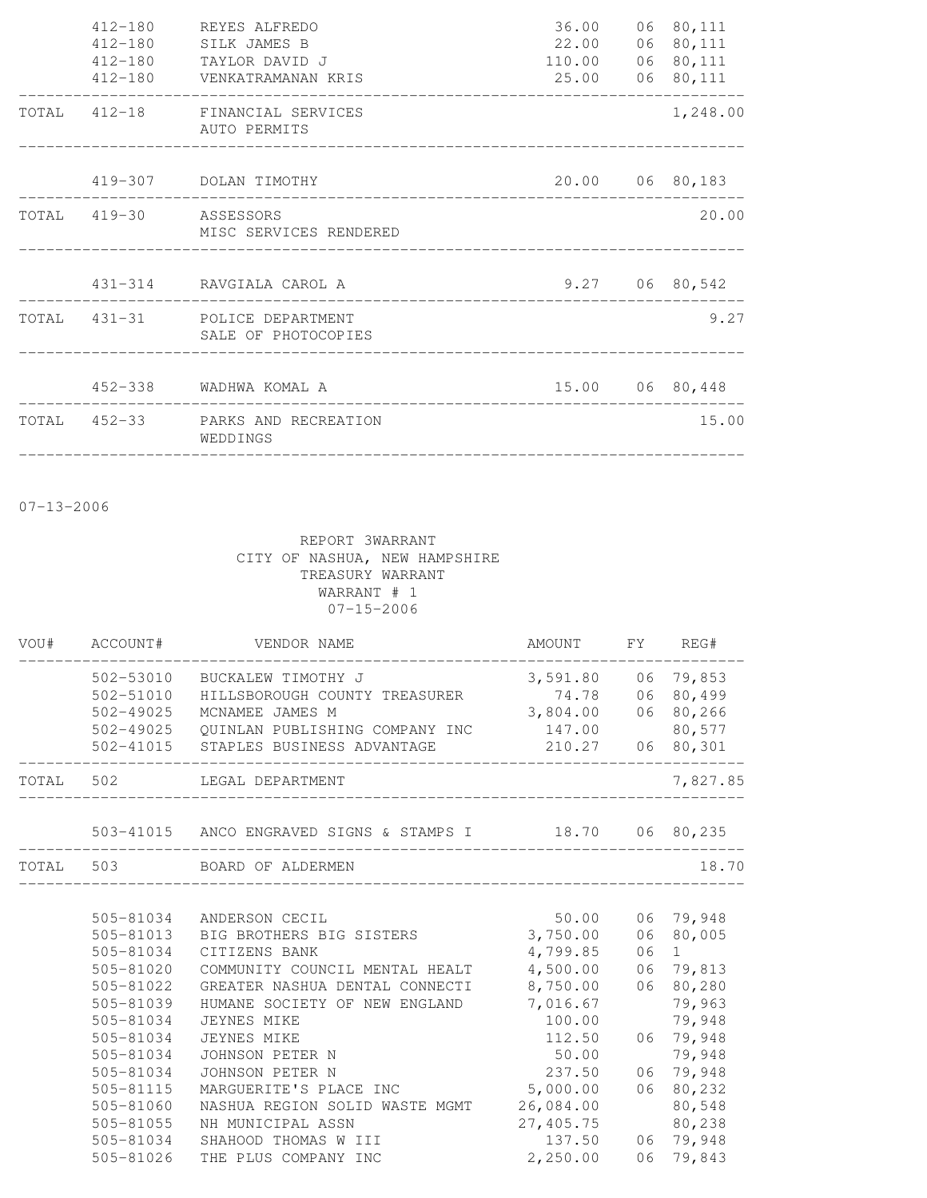| | ACCOUNT# | VENDOR NAME | AMOUNT | FY | REG# |
|---|---|---|---|---|---|
| | 412-180 | REYES ALFREDO | 36.00 | 06 | 80,111 |
| | 412-180 | SILK JAMES B | 22.00 | 06 | 80,111 |
| | 412-180 | TAYLOR DAVID J | 110.00 | 06 | 80,111 |
| | 412-180 | VENKATRAMANAN KRIS | 25.00 | 06 | 80,111 |
| TOTAL | 412-18 | FINANCIAL SERVICES AUTO PERMITS | | | 1,248.00 |
| | 419-307 | DOLAN TIMOTHY | 20.00 | 06 | 80,183 |
| TOTAL | 419-30 | ASSESSORS MISC SERVICES RENDERED | | | 20.00 |
| | 431-314 | RAVGIALA CAROL A | 9.27 | 06 | 80,542 |
| TOTAL | 431-31 | POLICE DEPARTMENT SALE OF PHOTOCOPIES | | | 9.27 |
| | 452-338 | WADHWA KOMAL A | 15.00 | 06 | 80,448 |
| TOTAL | 452-33 | PARKS AND RECREATION WEDDINGS | | | 15.00 |

07-13-2006

REPORT 3WARRANT
CITY OF NASHUA, NEW HAMPSHIRE
TREASURY WARRANT
WARRANT # 1
07-15-2006

| VOU# | ACCOUNT# | VENDOR NAME | AMOUNT | FY | REG# |
|---|---|---|---|---|---|
| | 502-53010 | BUCKALEW TIMOTHY J | 3,591.80 | 06 | 79,853 |
| | 502-51010 | HILLSBOROUGH COUNTY TREASURER | 74.78 | 06 | 80,499 |
| | 502-49025 | MCNAMEE JAMES M | 3,804.00 | 06 | 80,266 |
| | 502-49025 | QUINLAN PUBLISHING COMPANY INC | 147.00 | | 80,577 |
| | 502-41015 | STAPLES BUSINESS ADVANTAGE | 210.27 | 06 | 80,301 |
| TOTAL | 502 | LEGAL DEPARTMENT | | | 7,827.85 |
| | 503-41015 | ANCO ENGRAVED SIGNS & STAMPS I | 18.70 | 06 | 80,235 |
| TOTAL | 503 | BOARD OF ALDERMEN | | | 18.70 |
| | 505-81034 | ANDERSON CECIL | 50.00 | 06 | 79,948 |
| | 505-81013 | BIG BROTHERS BIG SISTERS | 3,750.00 | 06 | 80,005 |
| | 505-81034 | CITIZENS BANK | 4,799.85 | 06 | 1 |
| | 505-81020 | COMMUNITY COUNCIL MENTAL HEALT | 4,500.00 | 06 | 79,813 |
| | 505-81022 | GREATER NASHUA DENTAL CONNECTI | 8,750.00 | 06 | 80,280 |
| | 505-81039 | HUMANE SOCIETY OF NEW ENGLAND | 7,016.67 | | 79,963 |
| | 505-81034 | JEYNES MIKE | 100.00 | | 79,948 |
| | 505-81034 | JEYNES MIKE | 112.50 | 06 | 79,948 |
| | 505-81034 | JOHNSON PETER N | 50.00 | | 79,948 |
| | 505-81034 | JOHNSON PETER N | 237.50 | 06 | 79,948 |
| | 505-81115 | MARGUERITE'S PLACE INC | 5,000.00 | 06 | 80,232 |
| | 505-81060 | NASHUA REGION SOLID WASTE MGMT | 26,084.00 | | 80,548 |
| | 505-81055 | NH MUNICIPAL ASSN | 27,405.75 | | 80,238 |
| | 505-81034 | SHAHOOD THOMAS W III | 137.50 | 06 | 79,948 |
| | 505-81026 | THE PLUS COMPANY INC | 2,250.00 | 06 | 79,843 |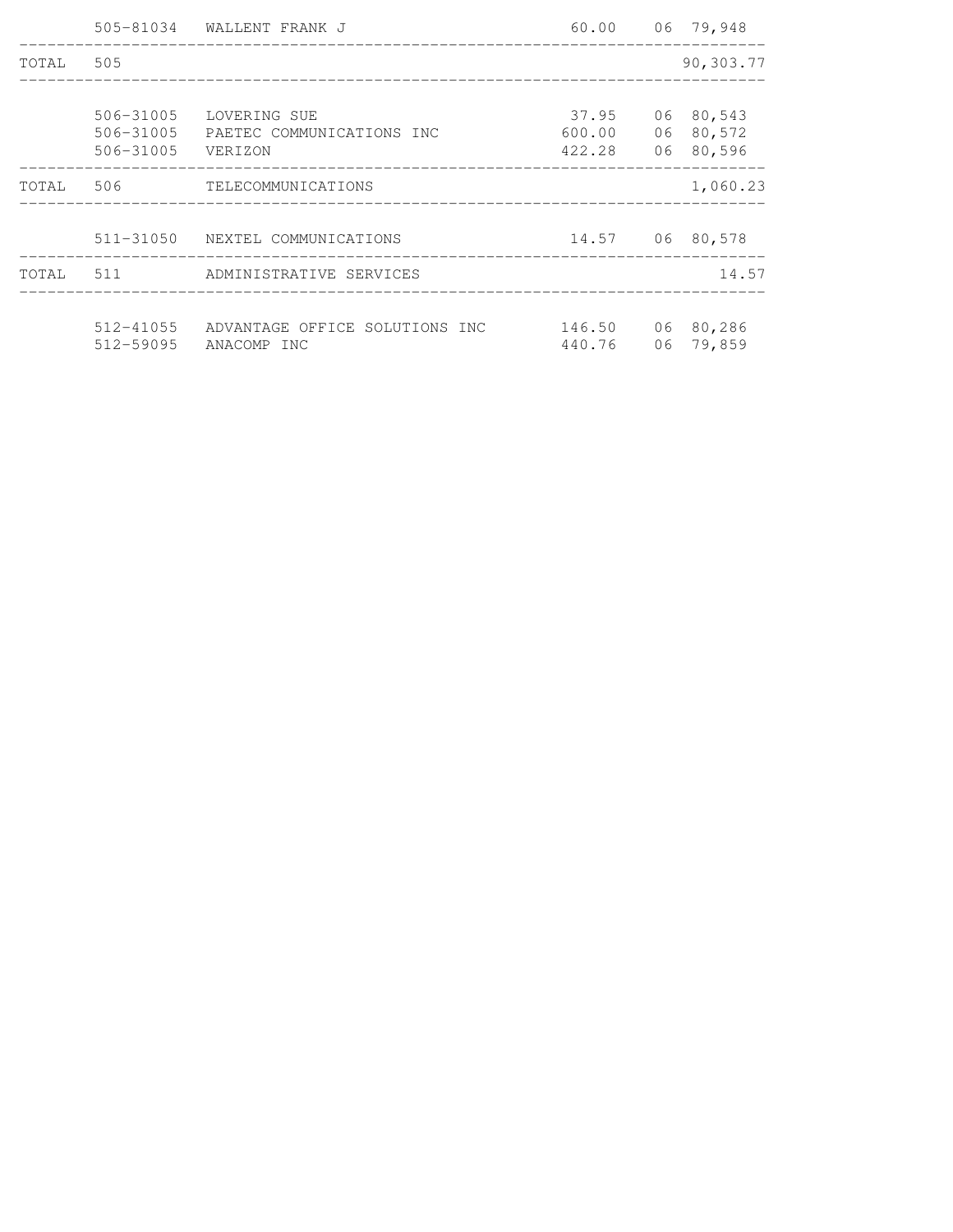| | Account | Vendor | Amount | Period | Check |
|---|---|---|---|---|---|
| | 505-81034 | WALLENT FRANK J | 60.00 | 06 | 79,948 |
| TOTAL | 505 | | | | 90,303.77 |
| | 506-31005 | LOVERING SUE | 37.95 | 06 | 80,543 |
| | 506-31005 | PAETEC COMMUNICATIONS INC | 600.00 | 06 | 80,572 |
| | 506-31005 | VERIZON | 422.28 | 06 | 80,596 |
| TOTAL | 506 | TELECOMMUNICATIONS | | | 1,060.23 |
| | 511-31050 | NEXTEL COMMUNICATIONS | 14.57 | 06 | 80,578 |
| TOTAL | 511 | ADMINISTRATIVE SERVICES | | | 14.57 |
| | 512-41055 | ADVANTAGE OFFICE SOLUTIONS INC | 146.50 | 06 | 80,286 |
| | 512-59095 | ANACOMP INC | 440.76 | 06 | 79,859 |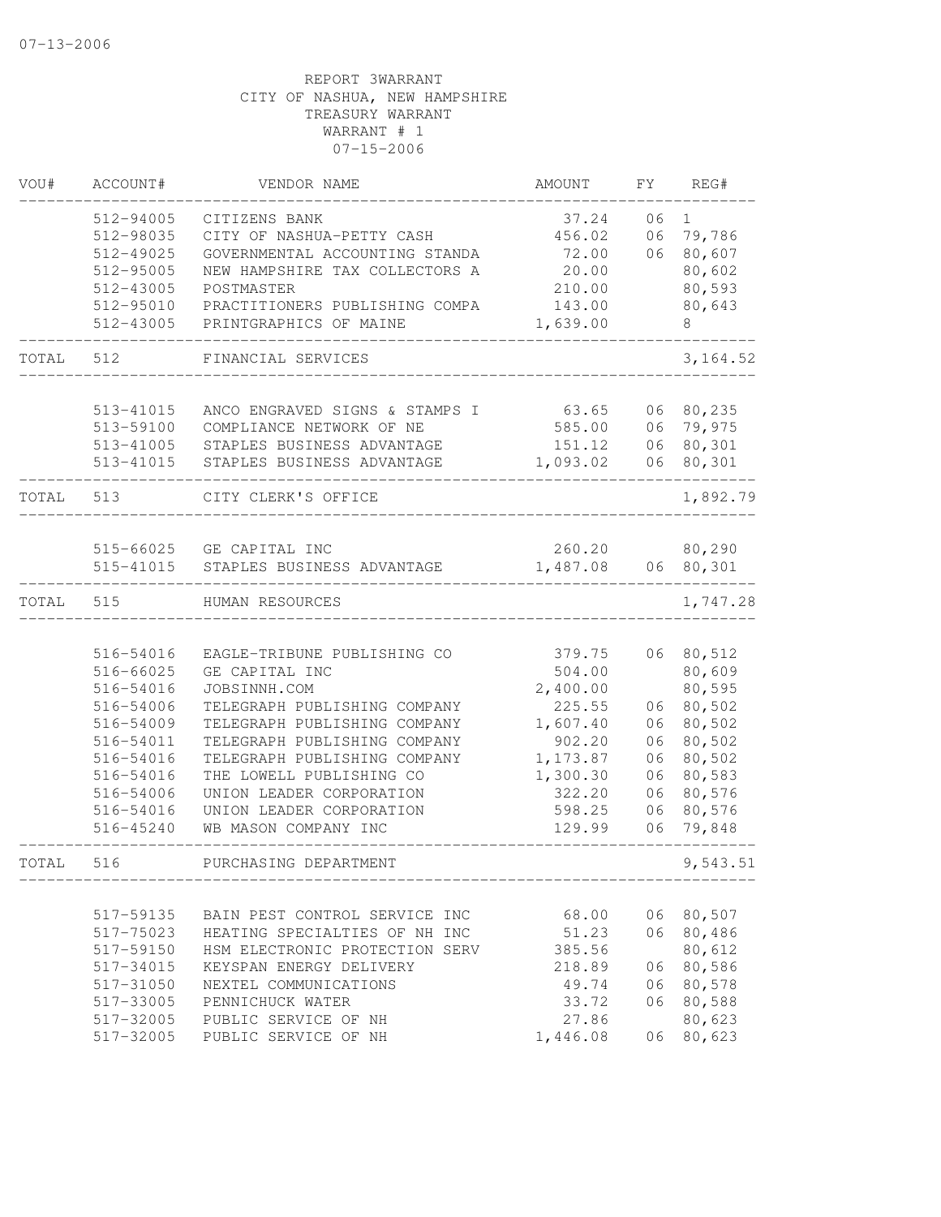07-13-2006

REPORT 3WARRANT
CITY OF NASHUA, NEW HAMPSHIRE
TREASURY WARRANT
WARRANT # 1
07-15-2006

| VOU# | ACCOUNT# | VENDOR NAME | AMOUNT | FY | REG# |
|---|---|---|---|---|---|
| | 512-94005 | CITIZENS BANK | 37.24 | 06 | 1 |
| | 512-98035 | CITY OF NASHUA-PETTY CASH | 456.02 | 06 | 79,786 |
| | 512-49025 | GOVERNMENTAL ACCOUNTING STANDA | 72.00 | 06 | 80,607 |
| | 512-95005 | NEW HAMPSHIRE TAX COLLECTORS A | 20.00 | | 80,602 |
| | 512-43005 | POSTMASTER | 210.00 | | 80,593 |
| | 512-95010 | PRACTITIONERS PUBLISHING COMPA | 143.00 | | 80,643 |
| | 512-43005 | PRINTGRAPHICS OF MAINE | 1,639.00 | | 8 |
| TOTAL | 512 | FINANCIAL SERVICES | | | 3,164.52 |
| | 513-41015 | ANCO ENGRAVED SIGNS & STAMPS I | 63.65 | 06 | 80,235 |
| | 513-59100 | COMPLIANCE NETWORK OF NE | 585.00 | 06 | 79,975 |
| | 513-41005 | STAPLES BUSINESS ADVANTAGE | 151.12 | 06 | 80,301 |
| | 513-41015 | STAPLES BUSINESS ADVANTAGE | 1,093.02 | 06 | 80,301 |
| TOTAL | 513 | CITY CLERK'S OFFICE | | | 1,892.79 |
| | 515-66025 | GE CAPITAL INC | 260.20 | | 80,290 |
| | 515-41015 | STAPLES BUSINESS ADVANTAGE | 1,487.08 | 06 | 80,301 |
| TOTAL | 515 | HUMAN RESOURCES | | | 1,747.28 |
| | 516-54016 | EAGLE-TRIBUNE PUBLISHING CO | 379.75 | 06 | 80,512 |
| | 516-66025 | GE CAPITAL INC | 504.00 | | 80,609 |
| | 516-54016 | JOBSINNH.COM | 2,400.00 | | 80,595 |
| | 516-54006 | TELEGRAPH PUBLISHING COMPANY | 225.55 | 06 | 80,502 |
| | 516-54009 | TELEGRAPH PUBLISHING COMPANY | 1,607.40 | 06 | 80,502 |
| | 516-54011 | TELEGRAPH PUBLISHING COMPANY | 902.20 | 06 | 80,502 |
| | 516-54016 | TELEGRAPH PUBLISHING COMPANY | 1,173.87 | 06 | 80,502 |
| | 516-54016 | THE LOWELL PUBLISHING CO | 1,300.30 | 06 | 80,583 |
| | 516-54006 | UNION LEADER CORPORATION | 322.20 | 06 | 80,576 |
| | 516-54016 | UNION LEADER CORPORATION | 598.25 | 06 | 80,576 |
| | 516-45240 | WB MASON COMPANY INC | 129.99 | 06 | 79,848 |
| TOTAL | 516 | PURCHASING DEPARTMENT | | | 9,543.51 |
| | 517-59135 | BAIN PEST CONTROL SERVICE INC | 68.00 | 06 | 80,507 |
| | 517-75023 | HEATING SPECIALTIES OF NH INC | 51.23 | 06 | 80,486 |
| | 517-59150 | HSM ELECTRONIC PROTECTION SERV | 385.56 | | 80,612 |
| | 517-34015 | KEYSPAN ENERGY DELIVERY | 218.89 | 06 | 80,586 |
| | 517-31050 | NEXTEL COMMUNICATIONS | 49.74 | 06 | 80,578 |
| | 517-33005 | PENNICHUCK WATER | 33.72 | 06 | 80,588 |
| | 517-32005 | PUBLIC SERVICE OF NH | 27.86 | | 80,623 |
| | 517-32005 | PUBLIC SERVICE OF NH | 1,446.08 | 06 | 80,623 |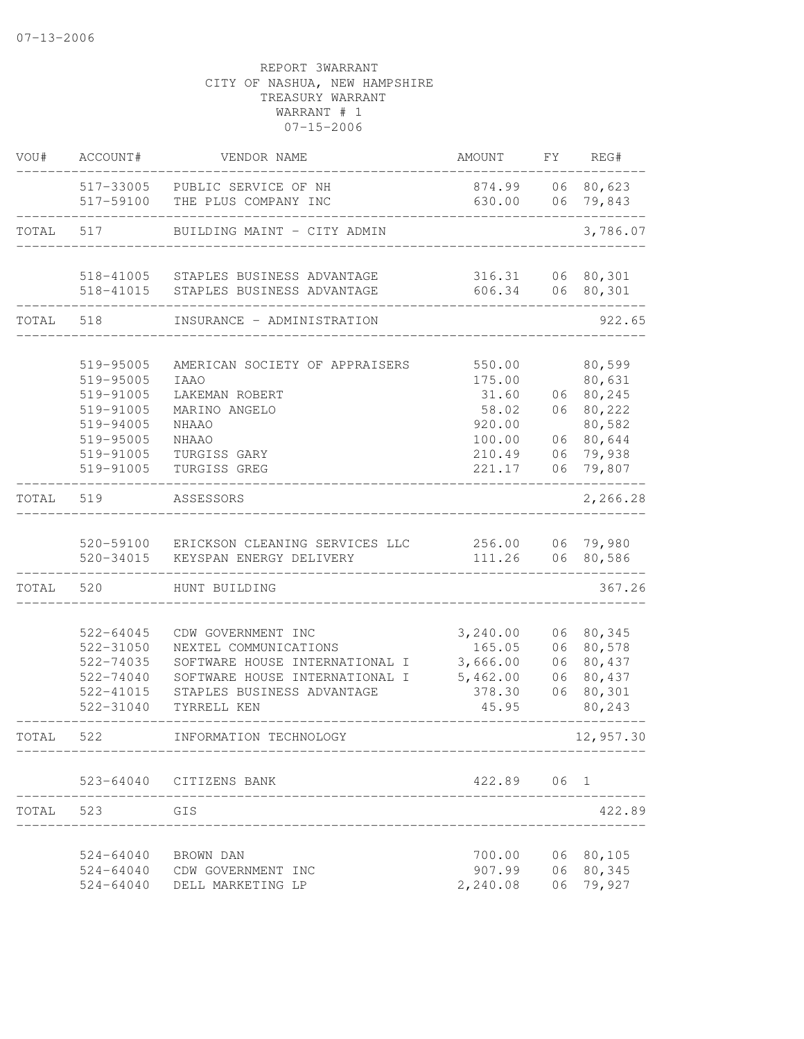07-13-2006

REPORT 3WARRANT
CITY OF NASHUA, NEW HAMPSHIRE
TREASURY WARRANT
WARRANT # 1
07-15-2006

| VOU# | ACCOUNT# | VENDOR NAME | AMOUNT | FY | REG# |
|---|---|---|---|---|---|
| | 517-33005 | PUBLIC SERVICE OF NH | 874.99 | 06 | 80,623 |
| | 517-59100 | THE PLUS COMPANY INC | 630.00 | 06 | 79,843 |
| TOTAL | 517 | BUILDING MAINT - CITY ADMIN | | | 3,786.07 |
| | 518-41005 | STAPLES BUSINESS ADVANTAGE | 316.31 | 06 | 80,301 |
| | 518-41015 | STAPLES BUSINESS ADVANTAGE | 606.34 | 06 | 80,301 |
| TOTAL | 518 | INSURANCE - ADMINISTRATION | | | 922.65 |
| | 519-95005 | AMERICAN SOCIETY OF APPRAISERS | 550.00 | | 80,599 |
| | 519-95005 | IAAO | 175.00 | | 80,631 |
| | 519-91005 | LAKEMAN ROBERT | 31.60 | 06 | 80,245 |
| | 519-91005 | MARINO ANGELO | 58.02 | 06 | 80,222 |
| | 519-94005 | NHAAO | 920.00 | | 80,582 |
| | 519-95005 | NHAAO | 100.00 | 06 | 80,644 |
| | 519-91005 | TURGISS GARY | 210.49 | 06 | 79,938 |
| | 519-91005 | TURGISS GREG | 221.17 | 06 | 79,807 |
| TOTAL | 519 | ASSESSORS | | | 2,266.28 |
| | 520-59100 | ERICKSON CLEANING SERVICES LLC | 256.00 | 06 | 79,980 |
| | 520-34015 | KEYSPAN ENERGY DELIVERY | 111.26 | 06 | 80,586 |
| TOTAL | 520 | HUNT BUILDING | | | 367.26 |
| | 522-64045 | CDW GOVERNMENT INC | 3,240.00 | 06 | 80,345 |
| | 522-31050 | NEXTEL COMMUNICATIONS | 165.05 | 06 | 80,578 |
| | 522-74035 | SOFTWARE HOUSE INTERNATIONAL I | 3,666.00 | 06 | 80,437 |
| | 522-74040 | SOFTWARE HOUSE INTERNATIONAL I | 5,462.00 | 06 | 80,437 |
| | 522-41015 | STAPLES BUSINESS ADVANTAGE | 378.30 | 06 | 80,301 |
| | 522-31040 | TYRRELL KEN | 45.95 | | 80,243 |
| TOTAL | 522 | INFORMATION TECHNOLOGY | | | 12,957.30 |
| | 523-64040 | CITIZENS BANK | 422.89 | 06 | 1 |
| TOTAL | 523 | GIS | | | 422.89 |
| | 524-64040 | BROWN DAN | 700.00 | 06 | 80,105 |
| | 524-64040 | CDW GOVERNMENT INC | 907.99 | 06 | 80,345 |
| | 524-64040 | DELL MARKETING LP | 2,240.08 | 06 | 79,927 |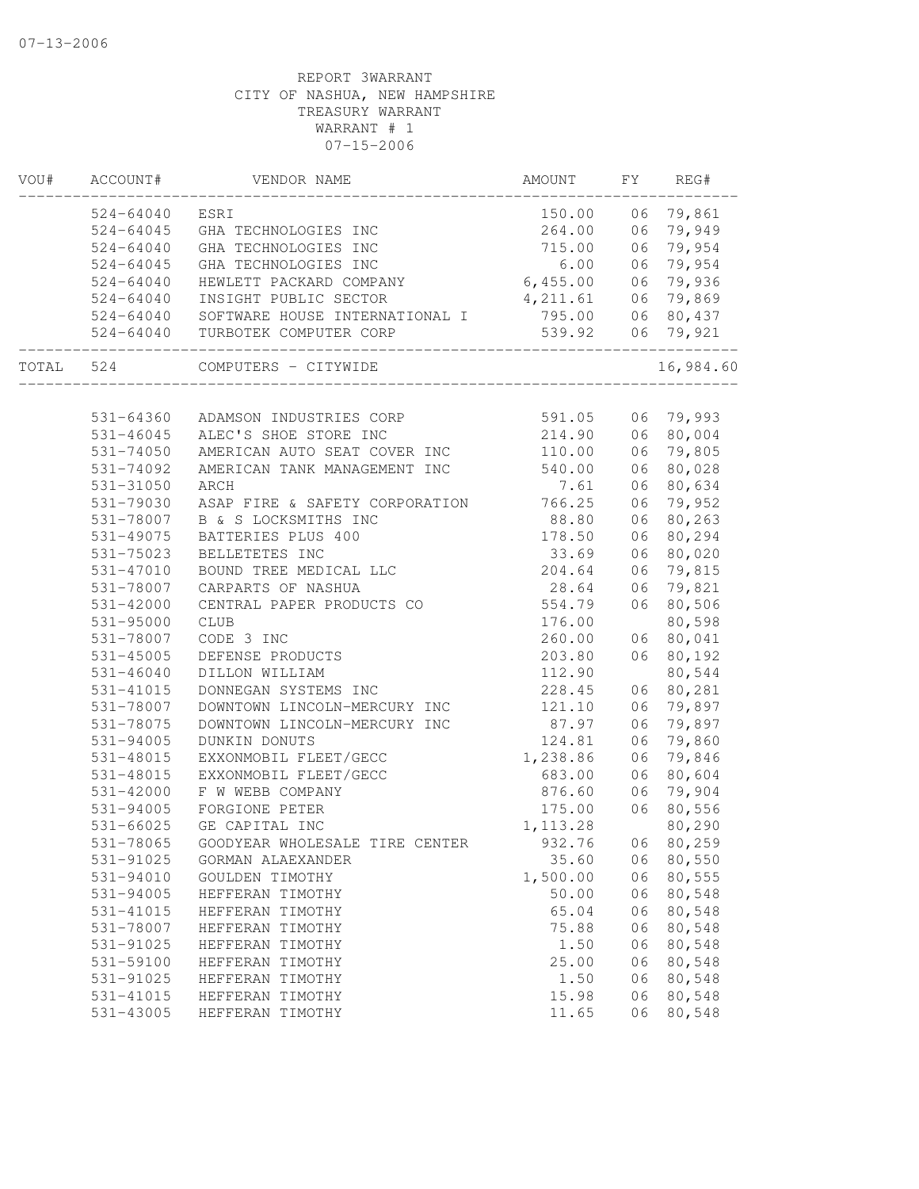REPORT 3WARRANT
CITY OF NASHUA, NEW HAMPSHIRE
TREASURY WARRANT
WARRANT # 1
07-15-2006

| VOU# | ACCOUNT# | VENDOR NAME | AMOUNT | FY | REG# |
|---|---|---|---|---|---|
| | 524-64040 | ESRI | 150.00 | 06 | 79,861 |
| | 524-64045 | GHA TECHNOLOGIES INC | 264.00 | 06 | 79,949 |
| | 524-64040 | GHA TECHNOLOGIES INC | 715.00 | 06 | 79,954 |
| | 524-64045 | GHA TECHNOLOGIES INC | 6.00 | 06 | 79,954 |
| | 524-64040 | HEWLETT PACKARD COMPANY | 6,455.00 | 06 | 79,936 |
| | 524-64040 | INSIGHT PUBLIC SECTOR | 4,211.61 | 06 | 79,869 |
| | 524-64040 | SOFTWARE HOUSE INTERNATIONAL I | 795.00 | 06 | 80,437 |
| | 524-64040 | TURBOTEK COMPUTER CORP | 539.92 | 06 | 79,921 |
| TOTAL | 524 | COMPUTERS - CITYWIDE | | | 16,984.60 |
| | 531-64360 | ADAMSON INDUSTRIES CORP | 591.05 | 06 | 79,993 |
| | 531-46045 | ALEC'S SHOE STORE INC | 214.90 | 06 | 80,004 |
| | 531-74050 | AMERICAN AUTO SEAT COVER INC | 110.00 | 06 | 79,805 |
| | 531-74092 | AMERICAN TANK MANAGEMENT INC | 540.00 | 06 | 80,028 |
| | 531-31050 | ARCH | 7.61 | 06 | 80,634 |
| | 531-79030 | ASAP FIRE & SAFETY CORPORATION | 766.25 | 06 | 79,952 |
| | 531-78007 | B & S LOCKSMITHS INC | 88.80 | 06 | 80,263 |
| | 531-49075 | BATTERIES PLUS 400 | 178.50 | 06 | 80,294 |
| | 531-75023 | BELLETETES INC | 33.69 | 06 | 80,020 |
| | 531-47010 | BOUND TREE MEDICAL LLC | 204.64 | 06 | 79,815 |
| | 531-78007 | CARPARTS OF NASHUA | 28.64 | 06 | 79,821 |
| | 531-42000 | CENTRAL PAPER PRODUCTS CO | 554.79 | 06 | 80,506 |
| | 531-95000 | CLUB | 176.00 | | 80,598 |
| | 531-78007 | CODE 3 INC | 260.00 | 06 | 80,041 |
| | 531-45005 | DEFENSE PRODUCTS | 203.80 | 06 | 80,192 |
| | 531-46040 | DILLON WILLIAM | 112.90 | | 80,544 |
| | 531-41015 | DONNEGAN SYSTEMS INC | 228.45 | 06 | 80,281 |
| | 531-78007 | DOWNTOWN LINCOLN-MERCURY INC | 121.10 | 06 | 79,897 |
| | 531-78075 | DOWNTOWN LINCOLN-MERCURY INC | 87.97 | 06 | 79,897 |
| | 531-94005 | DUNKIN DONUTS | 124.81 | 06 | 79,860 |
| | 531-48015 | EXXONMOBIL FLEET/GECC | 1,238.86 | 06 | 79,846 |
| | 531-48015 | EXXONMOBIL FLEET/GECC | 683.00 | 06 | 80,604 |
| | 531-42000 | F W WEBB COMPANY | 876.60 | 06 | 79,904 |
| | 531-94005 | FORGIONE PETER | 175.00 | 06 | 80,556 |
| | 531-66025 | GE CAPITAL INC | 1,113.28 | | 80,290 |
| | 531-78065 | GOODYEAR WHOLESALE TIRE CENTER | 932.76 | 06 | 80,259 |
| | 531-91025 | GORMAN ALAEXANDER | 35.60 | 06 | 80,550 |
| | 531-94010 | GOULDEN TIMOTHY | 1,500.00 | 06 | 80,555 |
| | 531-94005 | HEFFERAN TIMOTHY | 50.00 | 06 | 80,548 |
| | 531-41015 | HEFFERAN TIMOTHY | 65.04 | 06 | 80,548 |
| | 531-78007 | HEFFERAN TIMOTHY | 75.88 | 06 | 80,548 |
| | 531-91025 | HEFFERAN TIMOTHY | 1.50 | 06 | 80,548 |
| | 531-59100 | HEFFERAN TIMOTHY | 25.00 | 06 | 80,548 |
| | 531-91025 | HEFFERAN TIMOTHY | 1.50 | 06 | 80,548 |
| | 531-41015 | HEFFERAN TIMOTHY | 15.98 | 06 | 80,548 |
| | 531-43005 | HEFFERAN TIMOTHY | 11.65 | 06 | 80,548 |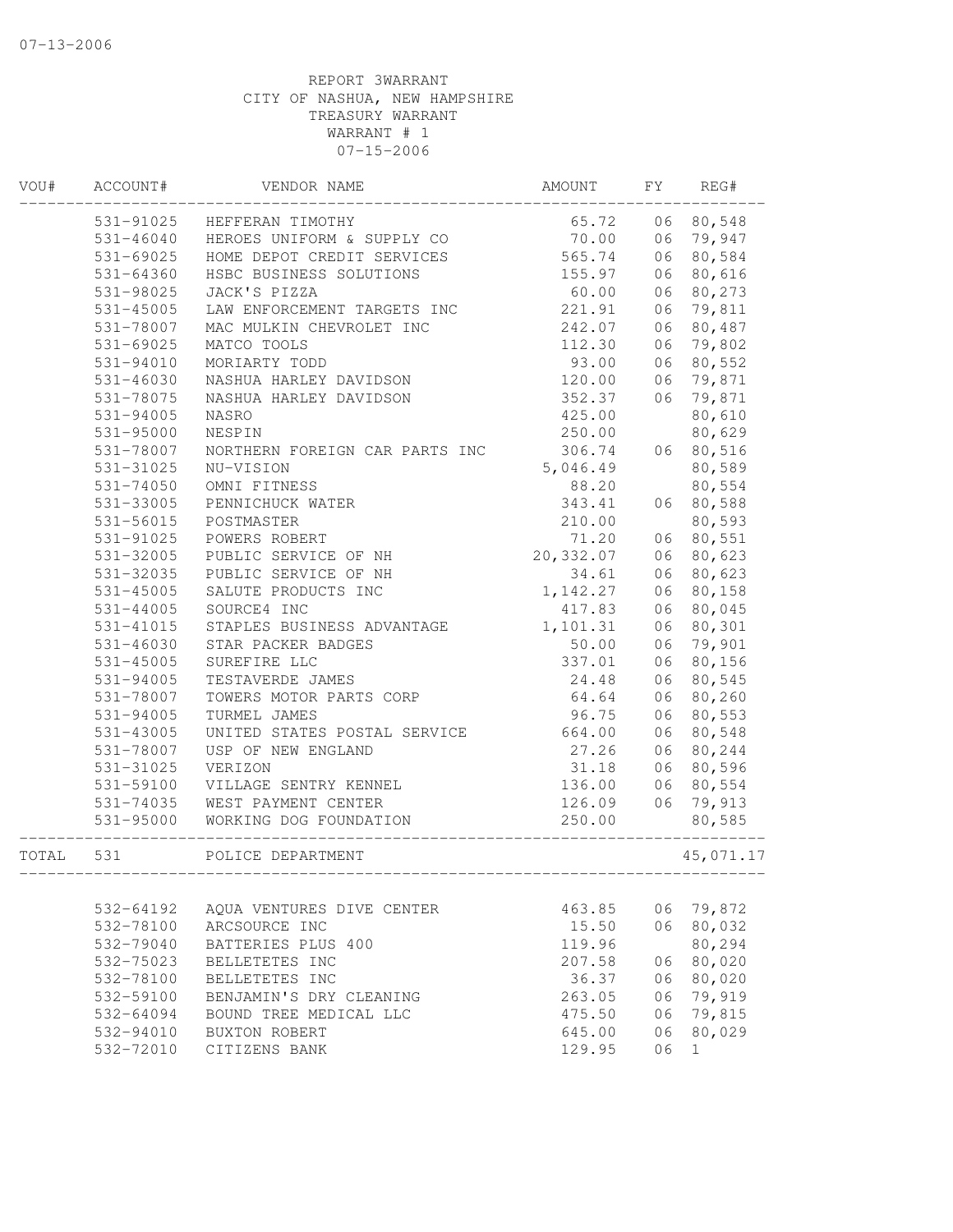07-13-2006

REPORT 3WARRANT
CITY OF NASHUA, NEW HAMPSHIRE
TREASURY WARRANT
WARRANT # 1
07-15-2006

| VOU# | ACCOUNT# | VENDOR NAME | AMOUNT | FY | REG# |
|---|---|---|---|---|---|
| | 531-91025 | HEFFERAN TIMOTHY | 65.72 | 06 | 80,548 |
| | 531-46040 | HEROES UNIFORM & SUPPLY CO | 70.00 | 06 | 79,947 |
| | 531-69025 | HOME DEPOT CREDIT SERVICES | 565.74 | 06 | 80,584 |
| | 531-64360 | HSBC BUSINESS SOLUTIONS | 155.97 | 06 | 80,616 |
| | 531-98025 | JACK'S PIZZA | 60.00 | 06 | 80,273 |
| | 531-45005 | LAW ENFORCEMENT TARGETS INC | 221.91 | 06 | 79,811 |
| | 531-78007 | MAC MULKIN CHEVROLET INC | 242.07 | 06 | 80,487 |
| | 531-69025 | MATCO TOOLS | 112.30 | 06 | 79,802 |
| | 531-94010 | MORIARTY TODD | 93.00 | 06 | 80,552 |
| | 531-46030 | NASHUA HARLEY DAVIDSON | 120.00 | 06 | 79,871 |
| | 531-78075 | NASHUA HARLEY DAVIDSON | 352.37 | 06 | 79,871 |
| | 531-94005 | NASRO | 425.00 | | 80,610 |
| | 531-95000 | NESPIN | 250.00 | | 80,629 |
| | 531-78007 | NORTHERN FOREIGN CAR PARTS INC | 306.74 | 06 | 80,516 |
| | 531-31025 | NU-VISION | 5,046.49 | | 80,589 |
| | 531-74050 | OMNI FITNESS | 88.20 | | 80,554 |
| | 531-33005 | PENNICHUCK WATER | 343.41 | 06 | 80,588 |
| | 531-56015 | POSTMASTER | 210.00 | | 80,593 |
| | 531-91025 | POWERS ROBERT | 71.20 | 06 | 80,551 |
| | 531-32005 | PUBLIC SERVICE OF NH | 20,332.07 | 06 | 80,623 |
| | 531-32035 | PUBLIC SERVICE OF NH | 34.61 | 06 | 80,623 |
| | 531-45005 | SALUTE PRODUCTS INC | 1,142.27 | 06 | 80,158 |
| | 531-44005 | SOURCE4 INC | 417.83 | 06 | 80,045 |
| | 531-41015 | STAPLES BUSINESS ADVANTAGE | 1,101.31 | 06 | 80,301 |
| | 531-46030 | STAR PACKER BADGES | 50.00 | 06 | 79,901 |
| | 531-45005 | SUREFIRE LLC | 337.01 | 06 | 80,156 |
| | 531-94005 | TESTAVERDE JAMES | 24.48 | 06 | 80,545 |
| | 531-78007 | TOWERS MOTOR PARTS CORP | 64.64 | 06 | 80,260 |
| | 531-94005 | TURMEL JAMES | 96.75 | 06 | 80,553 |
| | 531-43005 | UNITED STATES POSTAL SERVICE | 664.00 | 06 | 80,548 |
| | 531-78007 | USP OF NEW ENGLAND | 27.26 | 06 | 80,244 |
| | 531-31025 | VERIZON | 31.18 | 06 | 80,596 |
| | 531-59100 | VILLAGE SENTRY KENNEL | 136.00 | 06 | 80,554 |
| | 531-74035 | WEST PAYMENT CENTER | 126.09 | 06 | 79,913 |
| | 531-95000 | WORKING DOG FOUNDATION | 250.00 | | 80,585 |
| TOTAL | 531 | POLICE DEPARTMENT | | | 45,071.17 |
| | 532-64192 | AQUA VENTURES DIVE CENTER | 463.85 | 06 | 79,872 |
| | 532-78100 | ARCSOURCE INC | 15.50 | 06 | 80,032 |
| | 532-79040 | BATTERIES PLUS 400 | 119.96 | | 80,294 |
| | 532-75023 | BELLETETES INC | 207.58 | 06 | 80,020 |
| | 532-78100 | BELLETETES INC | 36.37 | 06 | 80,020 |
| | 532-59100 | BENJAMIN'S DRY CLEANING | 263.05 | 06 | 79,919 |
| | 532-64094 | BOUND TREE MEDICAL LLC | 475.50 | 06 | 79,815 |
| | 532-94010 | BUXTON ROBERT | 645.00 | 06 | 80,029 |
| | 532-72010 | CITIZENS BANK | 129.95 | 06 | 1 |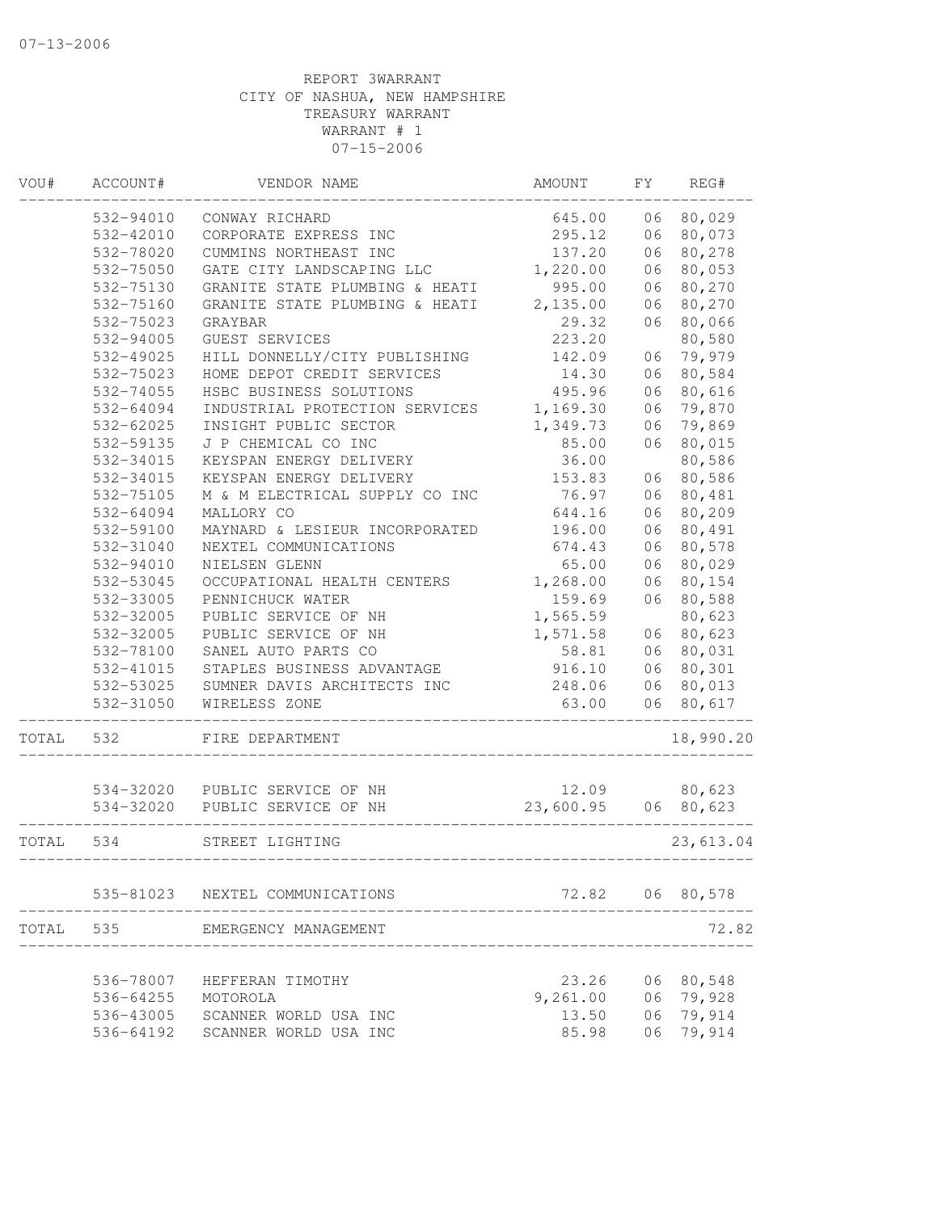07-13-2006

REPORT 3WARRANT
CITY OF NASHUA, NEW HAMPSHIRE
TREASURY WARRANT
WARRANT # 1
07-15-2006

| VOU# | ACCOUNT# | VENDOR NAME | AMOUNT | FY | REG# |
|---|---|---|---|---|---|
| | 532-94010 | CONWAY RICHARD | 645.00 | 06 | 80,029 |
| | 532-42010 | CORPORATE EXPRESS INC | 295.12 | 06 | 80,073 |
| | 532-78020 | CUMMINS NORTHEAST INC | 137.20 | 06 | 80,278 |
| | 532-75050 | GATE CITY LANDSCAPING LLC | 1,220.00 | 06 | 80,053 |
| | 532-75130 | GRANITE STATE PLUMBING & HEATI | 995.00 | 06 | 80,270 |
| | 532-75160 | GRANITE STATE PLUMBING & HEATI | 2,135.00 | 06 | 80,270 |
| | 532-75023 | GRAYBAR | 29.32 | 06 | 80,066 |
| | 532-94005 | GUEST SERVICES | 223.20 | | 80,580 |
| | 532-49025 | HILL DONNELLY/CITY PUBLISHING | 142.09 | 06 | 79,979 |
| | 532-75023 | HOME DEPOT CREDIT SERVICES | 14.30 | 06 | 80,584 |
| | 532-74055 | HSBC BUSINESS SOLUTIONS | 495.96 | 06 | 80,616 |
| | 532-64094 | INDUSTRIAL PROTECTION SERVICES | 1,169.30 | 06 | 79,870 |
| | 532-62025 | INSIGHT PUBLIC SECTOR | 1,349.73 | 06 | 79,869 |
| | 532-59135 | J P CHEMICAL CO INC | 85.00 | 06 | 80,015 |
| | 532-34015 | KEYSPAN ENERGY DELIVERY | 36.00 | | 80,586 |
| | 532-34015 | KEYSPAN ENERGY DELIVERY | 153.83 | 06 | 80,586 |
| | 532-75105 | M & M ELECTRICAL SUPPLY CO INC | 76.97 | 06 | 80,481 |
| | 532-64094 | MALLORY CO | 644.16 | 06 | 80,209 |
| | 532-59100 | MAYNARD & LESIEUR INCORPORATED | 196.00 | 06 | 80,491 |
| | 532-31040 | NEXTEL COMMUNICATIONS | 674.43 | 06 | 80,578 |
| | 532-94010 | NIELSEN GLENN | 65.00 | 06 | 80,029 |
| | 532-53045 | OCCUPATIONAL HEALTH CENTERS | 1,268.00 | 06 | 80,154 |
| | 532-33005 | PENNICHUCK WATER | 159.69 | 06 | 80,588 |
| | 532-32005 | PUBLIC SERVICE OF NH | 1,565.59 | | 80,623 |
| | 532-32005 | PUBLIC SERVICE OF NH | 1,571.58 | 06 | 80,623 |
| | 532-78100 | SANEL AUTO PARTS CO | 58.81 | 06 | 80,031 |
| | 532-41015 | STAPLES BUSINESS ADVANTAGE | 916.10 | 06 | 80,301 |
| | 532-53025 | SUMNER DAVIS ARCHITECTS INC | 248.06 | 06 | 80,013 |
| | 532-31050 | WIRELESS ZONE | 63.00 | 06 | 80,617 |
| TOTAL | 532 | FIRE DEPARTMENT | | | 18,990.20 |
| | 534-32020 | PUBLIC SERVICE OF NH | 12.09 | | 80,623 |
| | 534-32020 | PUBLIC SERVICE OF NH | 23,600.95 | 06 | 80,623 |
| TOTAL | 534 | STREET LIGHTING | | | 23,613.04 |
| | 535-81023 | NEXTEL COMMUNICATIONS | 72.82 | 06 | 80,578 |
| TOTAL | 535 | EMERGENCY MANAGEMENT | | | 72.82 |
| | 536-78007 | HEFFERAN TIMOTHY | 23.26 | 06 | 80,548 |
| | 536-64255 | MOTOROLA | 9,261.00 | 06 | 79,928 |
| | 536-43005 | SCANNER WORLD USA INC | 13.50 | 06 | 79,914 |
| | 536-64192 | SCANNER WORLD USA INC | 85.98 | 06 | 79,914 |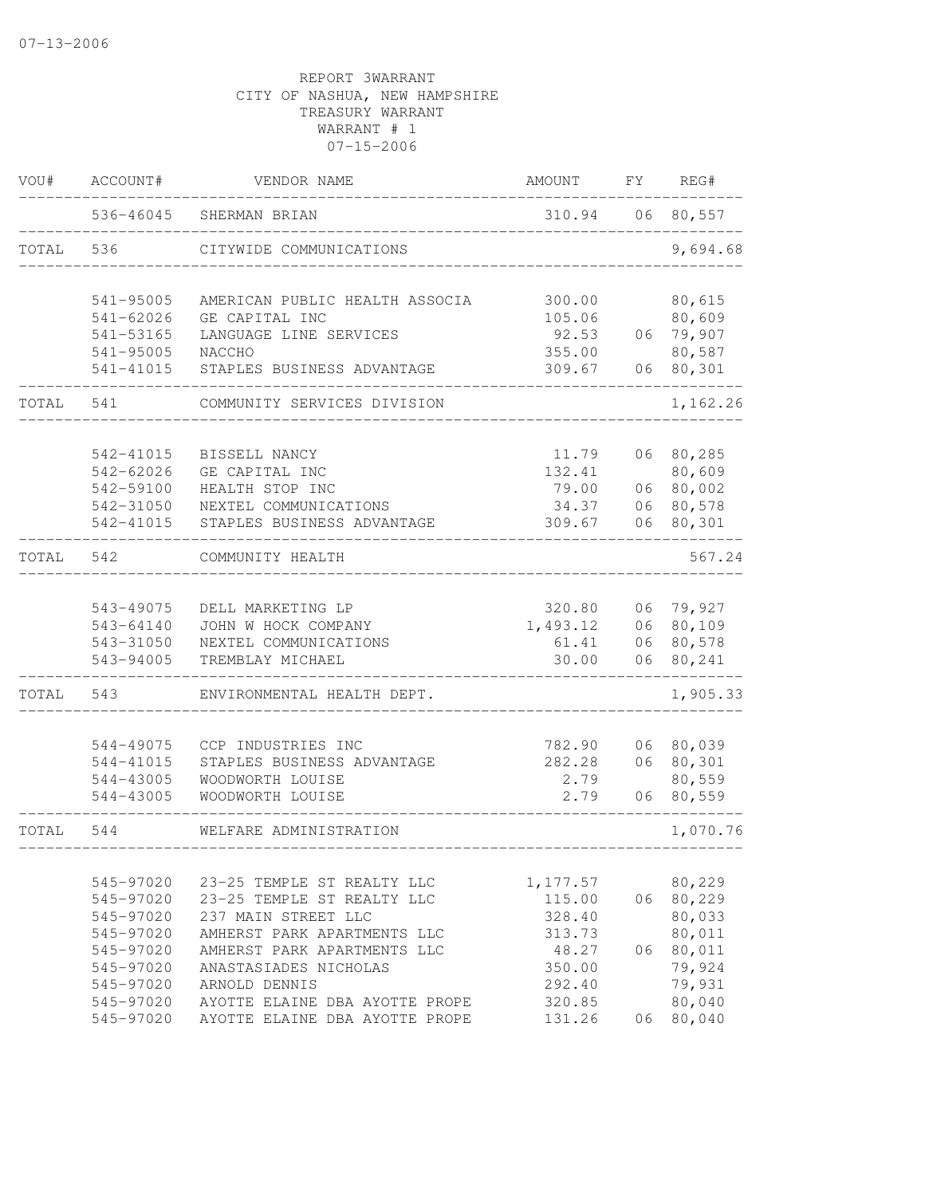07-13-2006

REPORT 3WARRANT
CITY OF NASHUA, NEW HAMPSHIRE
TREASURY WARRANT
WARRANT # 1
07-15-2006

| VOU# | ACCOUNT# | VENDOR NAME | AMOUNT | FY | REG# |
|---|---|---|---|---|---|
| | 536-46045 | SHERMAN BRIAN | 310.94 | 06 | 80,557 |
| TOTAL | 536 | CITYWIDE COMMUNICATIONS | | | 9,694.68 |
| | 541-95005 | AMERICAN PUBLIC HEALTH ASSOCIA | 300.00 | | 80,615 |
| | 541-62026 | GE CAPITAL INC | 105.06 | | 80,609 |
| | 541-53165 | LANGUAGE LINE SERVICES | 92.53 | 06 | 79,907 |
| | 541-95005 | NACCHO | 355.00 | | 80,587 |
| | 541-41015 | STAPLES BUSINESS ADVANTAGE | 309.67 | 06 | 80,301 |
| TOTAL | 541 | COMMUNITY SERVICES DIVISION | | | 1,162.26 |
| | 542-41015 | BISSELL NANCY | 11.79 | 06 | 80,285 |
| | 542-62026 | GE CAPITAL INC | 132.41 | | 80,609 |
| | 542-59100 | HEALTH STOP INC | 79.00 | 06 | 80,002 |
| | 542-31050 | NEXTEL COMMUNICATIONS | 34.37 | 06 | 80,578 |
| | 542-41015 | STAPLES BUSINESS ADVANTAGE | 309.67 | 06 | 80,301 |
| TOTAL | 542 | COMMUNITY HEALTH | | | 567.24 |
| | 543-49075 | DELL MARKETING LP | 320.80 | 06 | 79,927 |
| | 543-64140 | JOHN W HOCK COMPANY | 1,493.12 | 06 | 80,109 |
| | 543-31050 | NEXTEL COMMUNICATIONS | 61.41 | 06 | 80,578 |
| | 543-94005 | TREMBLAY MICHAEL | 30.00 | 06 | 80,241 |
| TOTAL | 543 | ENVIRONMENTAL HEALTH DEPT. | | | 1,905.33 |
| | 544-49075 | CCP INDUSTRIES INC | 782.90 | 06 | 80,039 |
| | 544-41015 | STAPLES BUSINESS ADVANTAGE | 282.28 | 06 | 80,301 |
| | 544-43005 | WOODWORTH LOUISE | 2.79 | | 80,559 |
| | 544-43005 | WOODWORTH LOUISE | 2.79 | 06 | 80,559 |
| TOTAL | 544 | WELFARE ADMINISTRATION | | | 1,070.76 |
| | 545-97020 | 23-25 TEMPLE ST REALTY LLC | 1,177.57 | | 80,229 |
| | 545-97020 | 23-25 TEMPLE ST REALTY LLC | 115.00 | 06 | 80,229 |
| | 545-97020 | 237 MAIN STREET LLC | 328.40 | | 80,033 |
| | 545-97020 | AMHERST PARK APARTMENTS LLC | 313.73 | | 80,011 |
| | 545-97020 | AMHERST PARK APARTMENTS LLC | 48.27 | 06 | 80,011 |
| | 545-97020 | ANASTASIADES NICHOLAS | 350.00 | | 79,924 |
| | 545-97020 | ARNOLD DENNIS | 292.40 | | 79,931 |
| | 545-97020 | AYOTTE ELAINE DBA AYOTTE PROPE | 320.85 | | 80,040 |
| | 545-97020 | AYOTTE ELAINE DBA AYOTTE PROPE | 131.26 | 06 | 80,040 |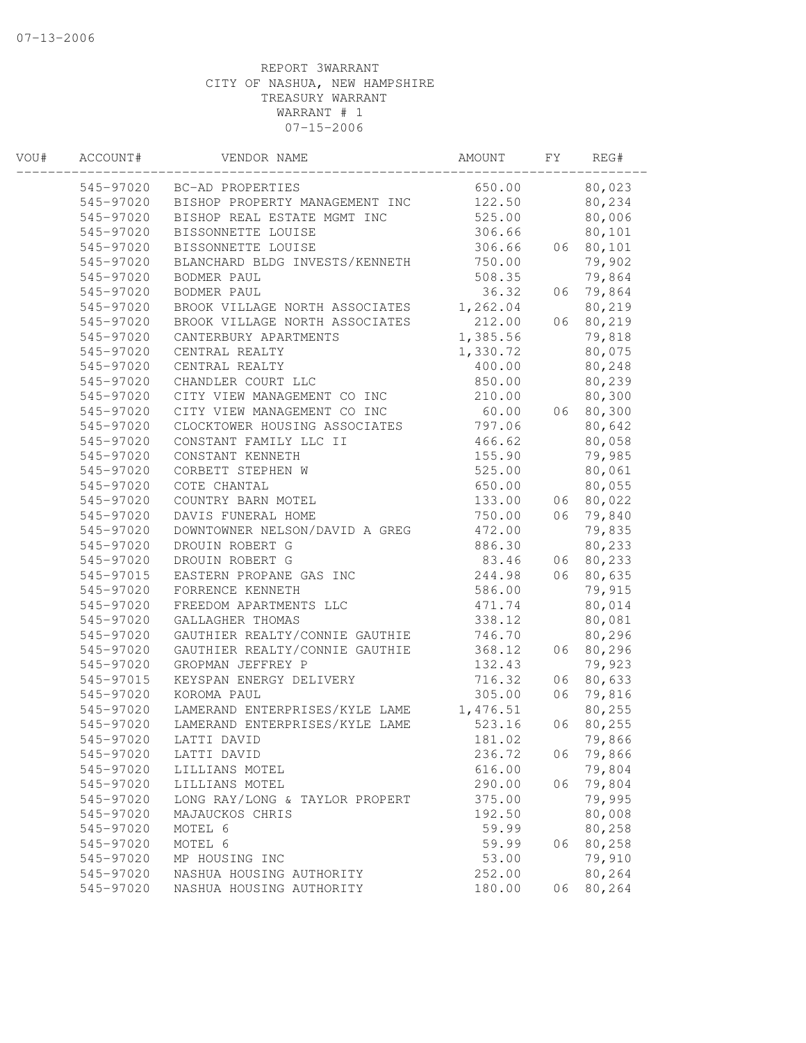REPORT 3WARRANT
CITY OF NASHUA, NEW HAMPSHIRE
TREASURY WARRANT
WARRANT # 1
07-15-2006

| VOU# | ACCOUNT# | VENDOR NAME | AMOUNT | FY | REG# |
|---|---|---|---|---|---|
| | 545-97020 | BC-AD PROPERTIES | 650.00 | | 80,023 |
| | 545-97020 | BISHOP PROPERTY MANAGEMENT INC | 122.50 | | 80,234 |
| | 545-97020 | BISHOP REAL ESTATE MGMT INC | 525.00 | | 80,006 |
| | 545-97020 | BISSONNETTE LOUISE | 306.66 | | 80,101 |
| | 545-97020 | BISSONNETTE LOUISE | 306.66 | 06 | 80,101 |
| | 545-97020 | BLANCHARD BLDG INVESTS/KENNETH | 750.00 | | 79,902 |
| | 545-97020 | BODMER PAUL | 508.35 | | 79,864 |
| | 545-97020 | BODMER PAUL | 36.32 | 06 | 79,864 |
| | 545-97020 | BROOK VILLAGE NORTH ASSOCIATES | 1,262.04 | | 80,219 |
| | 545-97020 | BROOK VILLAGE NORTH ASSOCIATES | 212.00 | 06 | 80,219 |
| | 545-97020 | CANTERBURY APARTMENTS | 1,385.56 | | 79,818 |
| | 545-97020 | CENTRAL REALTY | 1,330.72 | | 80,075 |
| | 545-97020 | CENTRAL REALTY | 400.00 | | 80,248 |
| | 545-97020 | CHANDLER COURT LLC | 850.00 | | 80,239 |
| | 545-97020 | CITY VIEW MANAGEMENT CO INC | 210.00 | | 80,300 |
| | 545-97020 | CITY VIEW MANAGEMENT CO INC | 60.00 | 06 | 80,300 |
| | 545-97020 | CLOCKTOWER HOUSING ASSOCIATES | 797.06 | | 80,642 |
| | 545-97020 | CONSTANT FAMILY LLC II | 466.62 | | 80,058 |
| | 545-97020 | CONSTANT KENNETH | 155.90 | | 79,985 |
| | 545-97020 | CORBETT STEPHEN W | 525.00 | | 80,061 |
| | 545-97020 | COTE CHANTAL | 650.00 | | 80,055 |
| | 545-97020 | COUNTRY BARN MOTEL | 133.00 | 06 | 80,022 |
| | 545-97020 | DAVIS FUNERAL HOME | 750.00 | 06 | 79,840 |
| | 545-97020 | DOWNTOWNER NELSON/DAVID A GREG | 472.00 | | 79,835 |
| | 545-97020 | DROUIN ROBERT G | 886.30 | | 80,233 |
| | 545-97020 | DROUIN ROBERT G | 83.46 | 06 | 80,233 |
| | 545-97015 | EASTERN PROPANE GAS INC | 244.98 | 06 | 80,635 |
| | 545-97020 | FORRENCE KENNETH | 586.00 | | 79,915 |
| | 545-97020 | FREEDOM APARTMENTS LLC | 471.74 | | 80,014 |
| | 545-97020 | GALLAGHER THOMAS | 338.12 | | 80,081 |
| | 545-97020 | GAUTHIER REALTY/CONNIE GAUTHIE | 746.70 | | 80,296 |
| | 545-97020 | GAUTHIER REALTY/CONNIE GAUTHIE | 368.12 | 06 | 80,296 |
| | 545-97020 | GROPMAN JEFFREY P | 132.43 | | 79,923 |
| | 545-97015 | KEYSPAN ENERGY DELIVERY | 716.32 | 06 | 80,633 |
| | 545-97020 | KOROMA PAUL | 305.00 | 06 | 79,816 |
| | 545-97020 | LAMERAND ENTERPRISES/KYLE LAME | 1,476.51 | | 80,255 |
| | 545-97020 | LAMERAND ENTERPRISES/KYLE LAME | 523.16 | 06 | 80,255 |
| | 545-97020 | LATTI DAVID | 181.02 | | 79,866 |
| | 545-97020 | LATTI DAVID | 236.72 | 06 | 79,866 |
| | 545-97020 | LILLIANS MOTEL | 616.00 | | 79,804 |
| | 545-97020 | LILLIANS MOTEL | 290.00 | 06 | 79,804 |
| | 545-97020 | LONG RAY/LONG & TAYLOR PROPERT | 375.00 | | 79,995 |
| | 545-97020 | MAJAUCKOS CHRIS | 192.50 | | 80,008 |
| | 545-97020 | MOTEL 6 | 59.99 | | 80,258 |
| | 545-97020 | MOTEL 6 | 59.99 | 06 | 80,258 |
| | 545-97020 | MP HOUSING INC | 53.00 | | 79,910 |
| | 545-97020 | NASHUA HOUSING AUTHORITY | 252.00 | | 80,264 |
| | 545-97020 | NASHUA HOUSING AUTHORITY | 180.00 | 06 | 80,264 |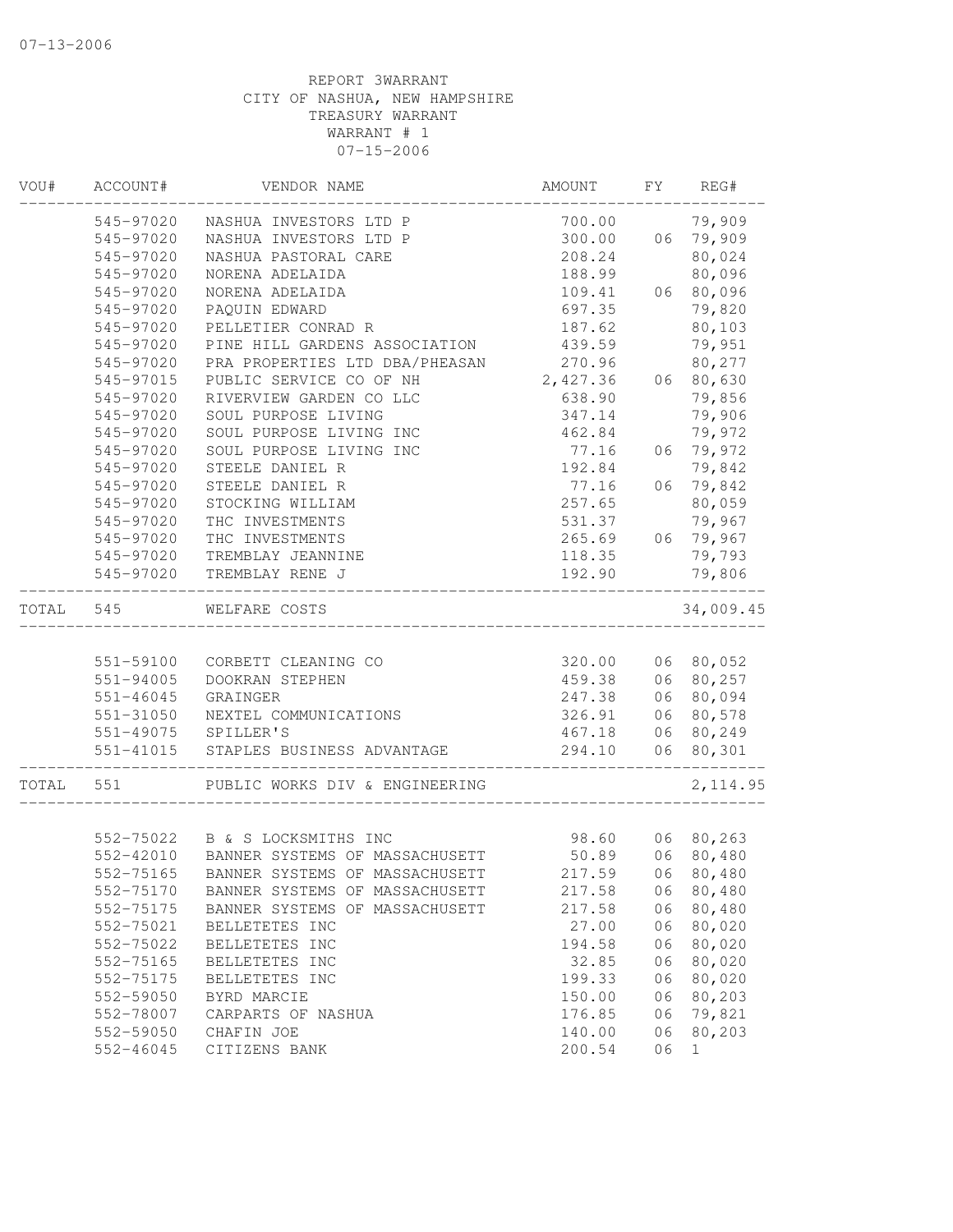07-13-2006

REPORT 3WARRANT
CITY OF NASHUA, NEW HAMPSHIRE
TREASURY WARRANT
WARRANT # 1
07-15-2006

| VOU# | ACCOUNT# | VENDOR NAME | AMOUNT | FY | REG# |
|---|---|---|---|---|---|
| | 545-97020 | NASHUA INVESTORS LTD P | 700.00 | | 79,909 |
| | 545-97020 | NASHUA INVESTORS LTD P | 300.00 | 06 | 79,909 |
| | 545-97020 | NASHUA PASTORAL CARE | 208.24 | | 80,024 |
| | 545-97020 | NORENA ADELAIDA | 188.99 | | 80,096 |
| | 545-97020 | NORENA ADELAIDA | 109.41 | 06 | 80,096 |
| | 545-97020 | PAQUIN EDWARD | 697.35 | | 79,820 |
| | 545-97020 | PELLETIER CONRAD R | 187.62 | | 80,103 |
| | 545-97020 | PINE HILL GARDENS ASSOCIATION | 439.59 | | 79,951 |
| | 545-97020 | PRA PROPERTIES LTD DBA/PHEASAN | 270.96 | | 80,277 |
| | 545-97015 | PUBLIC SERVICE CO OF NH | 2,427.36 | 06 | 80,630 |
| | 545-97020 | RIVERVIEW GARDEN CO LLC | 638.90 | | 79,856 |
| | 545-97020 | SOUL PURPOSE LIVING | 347.14 | | 79,906 |
| | 545-97020 | SOUL PURPOSE LIVING INC | 462.84 | | 79,972 |
| | 545-97020 | SOUL PURPOSE LIVING INC | 77.16 | 06 | 79,972 |
| | 545-97020 | STEELE DANIEL R | 192.84 | | 79,842 |
| | 545-97020 | STEELE DANIEL R | 77.16 | 06 | 79,842 |
| | 545-97020 | STOCKING WILLIAM | 257.65 | | 80,059 |
| | 545-97020 | THC INVESTMENTS | 531.37 | | 79,967 |
| | 545-97020 | THC INVESTMENTS | 265.69 | 06 | 79,967 |
| | 545-97020 | TREMBLAY JEANNINE | 118.35 | | 79,793 |
| | 545-97020 | TREMBLAY RENE J | 192.90 | | 79,806 |
| TOTAL | 545 | WELFARE COSTS | | | 34,009.45 |
| | 551-59100 | CORBETT CLEANING CO | 320.00 | 06 | 80,052 |
| | 551-94005 | DOOKRAN STEPHEN | 459.38 | 06 | 80,257 |
| | 551-46045 | GRAINGER | 247.38 | 06 | 80,094 |
| | 551-31050 | NEXTEL COMMUNICATIONS | 326.91 | 06 | 80,578 |
| | 551-49075 | SPILLER'S | 467.18 | 06 | 80,249 |
| | 551-41015 | STAPLES BUSINESS ADVANTAGE | 294.10 | 06 | 80,301 |
| TOTAL | 551 | PUBLIC WORKS DIV & ENGINEERING | | | 2,114.95 |
| | 552-75022 | B & S LOCKSMITHS INC | 98.60 | 06 | 80,263 |
| | 552-42010 | BANNER SYSTEMS OF MASSACHUSETT | 50.89 | 06 | 80,480 |
| | 552-75165 | BANNER SYSTEMS OF MASSACHUSETT | 217.59 | 06 | 80,480 |
| | 552-75170 | BANNER SYSTEMS OF MASSACHUSETT | 217.58 | 06 | 80,480 |
| | 552-75175 | BANNER SYSTEMS OF MASSACHUSETT | 217.58 | 06 | 80,480 |
| | 552-75021 | BELLETETES INC | 27.00 | 06 | 80,020 |
| | 552-75022 | BELLETETES INC | 194.58 | 06 | 80,020 |
| | 552-75165 | BELLETETES INC | 32.85 | 06 | 80,020 |
| | 552-75175 | BELLETETES INC | 199.33 | 06 | 80,020 |
| | 552-59050 | BYRD MARCIE | 150.00 | 06 | 80,203 |
| | 552-78007 | CARPARTS OF NASHUA | 176.85 | 06 | 79,821 |
| | 552-59050 | CHAFIN JOE | 140.00 | 06 | 80,203 |
| | 552-46045 | CITIZENS BANK | 200.54 | 06 | 1 |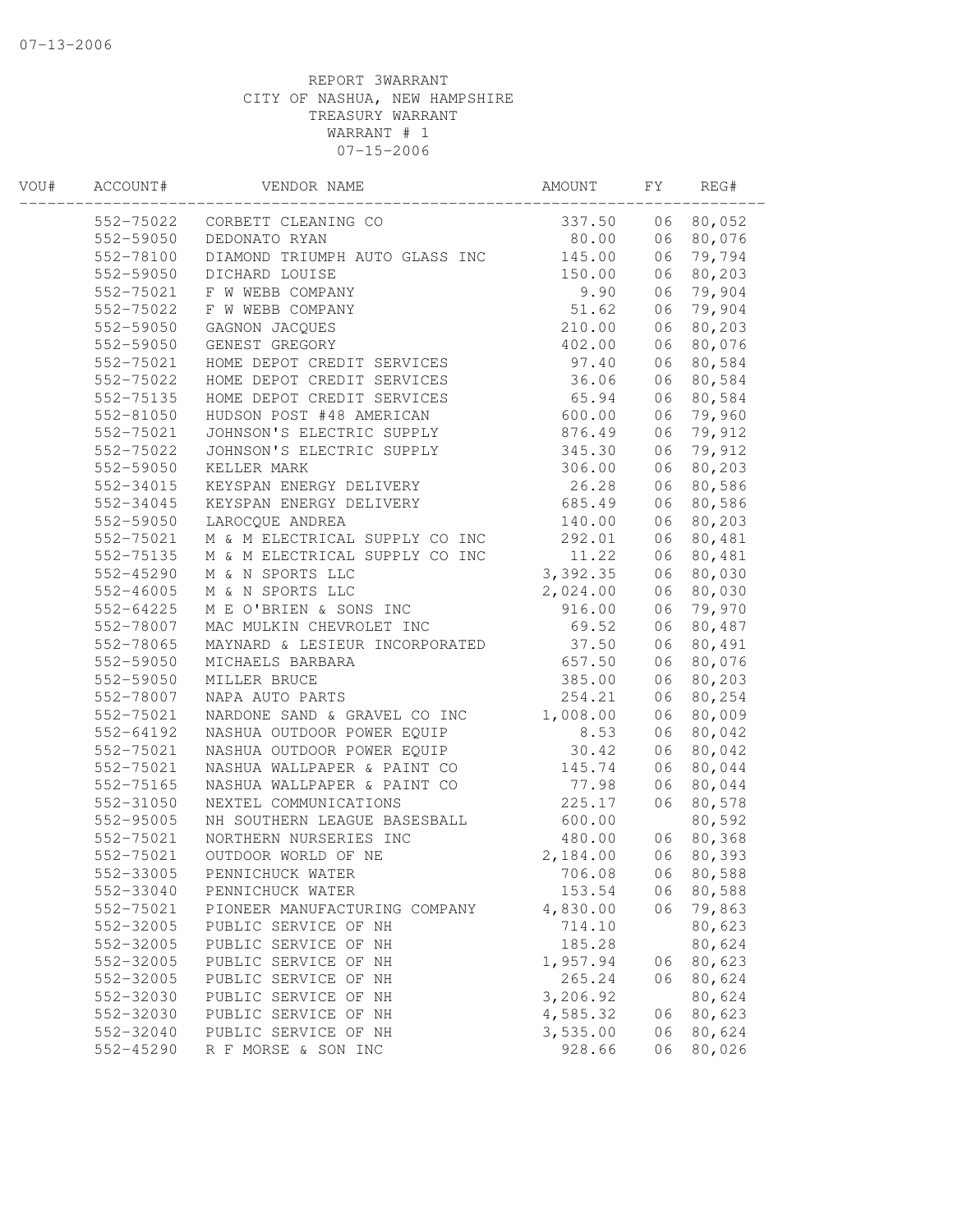REPORT 3WARRANT
CITY OF NASHUA, NEW HAMPSHIRE
TREASURY WARRANT
WARRANT # 1
07-15-2006

| VOU# | ACCOUNT# | VENDOR NAME | AMOUNT | FY | REG# |
|---|---|---|---|---|---|
| | 552-75022 | CORBETT CLEANING CO | 337.50 | 06 | 80,052 |
| | 552-59050 | DEDONATO RYAN | 80.00 | 06 | 80,076 |
| | 552-78100 | DIAMOND TRIUMPH AUTO GLASS INC | 145.00 | 06 | 79,794 |
| | 552-59050 | DICHARD LOUISE | 150.00 | 06 | 80,203 |
| | 552-75021 | F W WEBB COMPANY | 9.90 | 06 | 79,904 |
| | 552-75022 | F W WEBB COMPANY | 51.62 | 06 | 79,904 |
| | 552-59050 | GAGNON JACQUES | 210.00 | 06 | 80,203 |
| | 552-59050 | GENEST GREGORY | 402.00 | 06 | 80,076 |
| | 552-75021 | HOME DEPOT CREDIT SERVICES | 97.40 | 06 | 80,584 |
| | 552-75022 | HOME DEPOT CREDIT SERVICES | 36.06 | 06 | 80,584 |
| | 552-75135 | HOME DEPOT CREDIT SERVICES | 65.94 | 06 | 80,584 |
| | 552-81050 | HUDSON POST #48 AMERICAN | 600.00 | 06 | 79,960 |
| | 552-75021 | JOHNSON'S ELECTRIC SUPPLY | 876.49 | 06 | 79,912 |
| | 552-75022 | JOHNSON'S ELECTRIC SUPPLY | 345.30 | 06 | 79,912 |
| | 552-59050 | KELLER MARK | 306.00 | 06 | 80,203 |
| | 552-34015 | KEYSPAN ENERGY DELIVERY | 26.28 | 06 | 80,586 |
| | 552-34045 | KEYSPAN ENERGY DELIVERY | 685.49 | 06 | 80,586 |
| | 552-59050 | LAROCQUE ANDREA | 140.00 | 06 | 80,203 |
| | 552-75021 | M & M ELECTRICAL SUPPLY CO INC | 292.01 | 06 | 80,481 |
| | 552-75135 | M & M ELECTRICAL SUPPLY CO INC | 11.22 | 06 | 80,481 |
| | 552-45290 | M & N SPORTS LLC | 3,392.35 | 06 | 80,030 |
| | 552-46005 | M & N SPORTS LLC | 2,024.00 | 06 | 80,030 |
| | 552-64225 | M E O'BRIEN & SONS INC | 916.00 | 06 | 79,970 |
| | 552-78007 | MAC MULKIN CHEVROLET INC | 69.52 | 06 | 80,487 |
| | 552-78065 | MAYNARD & LESIEUR INCORPORATED | 37.50 | 06 | 80,491 |
| | 552-59050 | MICHAELS BARBARA | 657.50 | 06 | 80,076 |
| | 552-59050 | MILLER BRUCE | 385.00 | 06 | 80,203 |
| | 552-78007 | NAPA AUTO PARTS | 254.21 | 06 | 80,254 |
| | 552-75021 | NARDONE SAND & GRAVEL CO INC | 1,008.00 | 06 | 80,009 |
| | 552-64192 | NASHUA OUTDOOR POWER EQUIP | 8.53 | 06 | 80,042 |
| | 552-75021 | NASHUA OUTDOOR POWER EQUIP | 30.42 | 06 | 80,042 |
| | 552-75021 | NASHUA WALLPAPER & PAINT CO | 145.74 | 06 | 80,044 |
| | 552-75165 | NASHUA WALLPAPER & PAINT CO | 77.98 | 06 | 80,044 |
| | 552-31050 | NEXTEL COMMUNICATIONS | 225.17 | 06 | 80,578 |
| | 552-95005 | NH SOUTHERN LEAGUE BASESBALL | 600.00 | | 80,592 |
| | 552-75021 | NORTHERN NURSERIES INC | 480.00 | 06 | 80,368 |
| | 552-75021 | OUTDOOR WORLD OF NE | 2,184.00 | 06 | 80,393 |
| | 552-33005 | PENNICHUCK WATER | 706.08 | 06 | 80,588 |
| | 552-33040 | PENNICHUCK WATER | 153.54 | 06 | 80,588 |
| | 552-75021 | PIONEER MANUFACTURING COMPANY | 4,830.00 | 06 | 79,863 |
| | 552-32005 | PUBLIC SERVICE OF NH | 714.10 | | 80,623 |
| | 552-32005 | PUBLIC SERVICE OF NH | 185.28 | | 80,624 |
| | 552-32005 | PUBLIC SERVICE OF NH | 1,957.94 | 06 | 80,623 |
| | 552-32005 | PUBLIC SERVICE OF NH | 265.24 | 06 | 80,624 |
| | 552-32030 | PUBLIC SERVICE OF NH | 3,206.92 | | 80,624 |
| | 552-32030 | PUBLIC SERVICE OF NH | 4,585.32 | 06 | 80,623 |
| | 552-32040 | PUBLIC SERVICE OF NH | 3,535.00 | 06 | 80,624 |
| | 552-45290 | R F MORSE & SON INC | 928.66 | 06 | 80,026 |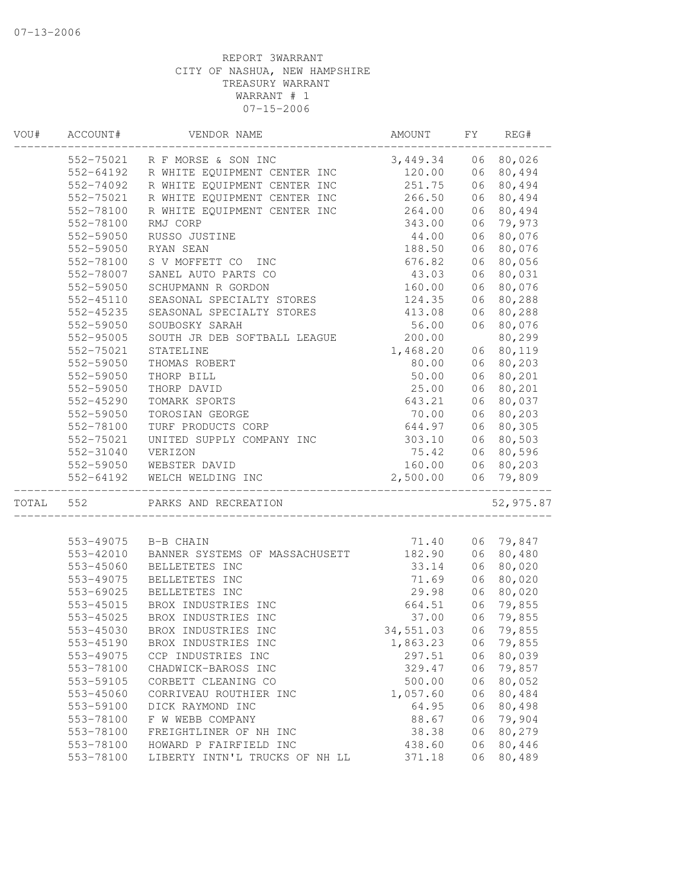07-13-2006

REPORT 3WARRANT
CITY OF NASHUA, NEW HAMPSHIRE
TREASURY WARRANT
WARRANT # 1
07-15-2006

| VOU# | ACCOUNT# | VENDOR NAME | AMOUNT | FY | REG# |
|---|---|---|---|---|---|
| | 552-75021 | R F MORSE & SON INC | 3,449.34 | 06 | 80,026 |
| | 552-64192 | R WHITE EQUIPMENT CENTER INC | 120.00 | 06 | 80,494 |
| | 552-74092 | R WHITE EQUIPMENT CENTER INC | 251.75 | 06 | 80,494 |
| | 552-75021 | R WHITE EQUIPMENT CENTER INC | 266.50 | 06 | 80,494 |
| | 552-78100 | R WHITE EQUIPMENT CENTER INC | 264.00 | 06 | 80,494 |
| | 552-78100 | RMJ CORP | 343.00 | 06 | 79,973 |
| | 552-59050 | RUSSO JUSTINE | 44.00 | 06 | 80,076 |
| | 552-59050 | RYAN SEAN | 188.50 | 06 | 80,076 |
| | 552-78100 | S V MOFFETT CO INC | 676.82 | 06 | 80,056 |
| | 552-78007 | SANEL AUTO PARTS CO | 43.03 | 06 | 80,031 |
| | 552-59050 | SCHUPMANN R GORDON | 160.00 | 06 | 80,076 |
| | 552-45110 | SEASONAL SPECIALTY STORES | 124.35 | 06 | 80,288 |
| | 552-45235 | SEASONAL SPECIALTY STORES | 413.08 | 06 | 80,288 |
| | 552-59050 | SOUBOSKY SARAH | 56.00 | 06 | 80,076 |
| | 552-95005 | SOUTH JR DEB SOFTBALL LEAGUE | 200.00 | | 80,299 |
| | 552-75021 | STATELINE | 1,468.20 | 06 | 80,119 |
| | 552-59050 | THOMAS ROBERT | 80.00 | 06 | 80,203 |
| | 552-59050 | THORP BILL | 50.00 | 06 | 80,201 |
| | 552-59050 | THORP DAVID | 25.00 | 06 | 80,201 |
| | 552-45290 | TOMARK SPORTS | 643.21 | 06 | 80,037 |
| | 552-59050 | TOROSIAN GEORGE | 70.00 | 06 | 80,203 |
| | 552-78100 | TURF PRODUCTS CORP | 644.97 | 06 | 80,305 |
| | 552-75021 | UNITED SUPPLY COMPANY INC | 303.10 | 06 | 80,503 |
| | 552-31040 | VERIZON | 75.42 | 06 | 80,596 |
| | 552-59050 | WEBSTER DAVID | 160.00 | 06 | 80,203 |
| | 552-64192 | WELCH WELDING INC | 2,500.00 | 06 | 79,809 |
| TOTAL | 552 | PARKS AND RECREATION | | | 52,975.87 |
| | 553-49075 | B-B CHAIN | 71.40 | 06 | 79,847 |
| | 553-42010 | BANNER SYSTEMS OF MASSACHUSETT | 182.90 | 06 | 80,480 |
| | 553-45060 | BELLETETES INC | 33.14 | 06 | 80,020 |
| | 553-49075 | BELLETETES INC | 71.69 | 06 | 80,020 |
| | 553-69025 | BELLETETES INC | 29.98 | 06 | 80,020 |
| | 553-45015 | BROX INDUSTRIES INC | 664.51 | 06 | 79,855 |
| | 553-45025 | BROX INDUSTRIES INC | 37.00 | 06 | 79,855 |
| | 553-45030 | BROX INDUSTRIES INC | 34,551.03 | 06 | 79,855 |
| | 553-45190 | BROX INDUSTRIES INC | 1,863.23 | 06 | 79,855 |
| | 553-49075 | CCP INDUSTRIES INC | 297.51 | 06 | 80,039 |
| | 553-78100 | CHADWICK-BAROSS INC | 329.47 | 06 | 79,857 |
| | 553-59105 | CORBETT CLEANING CO | 500.00 | 06 | 80,052 |
| | 553-45060 | CORRIVEAU ROUTHIER INC | 1,057.60 | 06 | 80,484 |
| | 553-59100 | DICK RAYMOND INC | 64.95 | 06 | 80,498 |
| | 553-78100 | F W WEBB COMPANY | 88.67 | 06 | 79,904 |
| | 553-78100 | FREIGHTLINER OF NH INC | 38.38 | 06 | 80,279 |
| | 553-78100 | HOWARD P FAIRFIELD INC | 438.60 | 06 | 80,446 |
| | 553-78100 | LIBERTY INTN'L TRUCKS OF NH LL | 371.18 | 06 | 80,489 |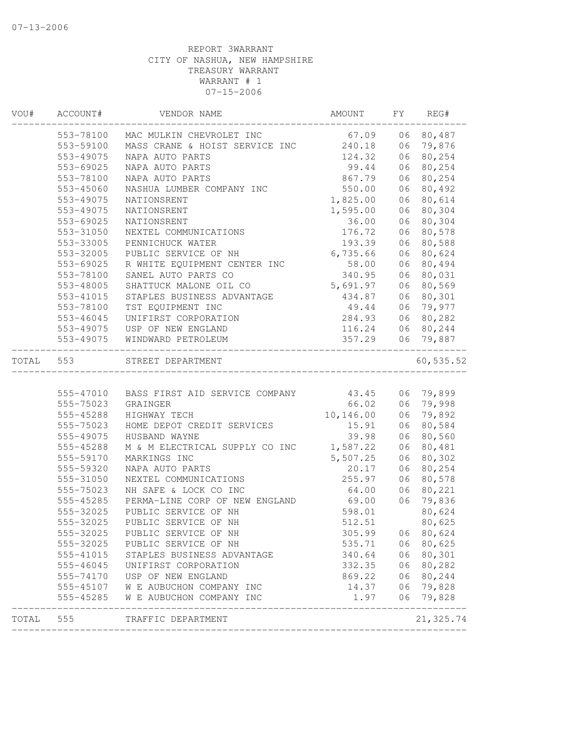REPORT 3WARRANT
CITY OF NASHUA, NEW HAMPSHIRE
TREASURY WARRANT
WARRANT # 1
07-15-2006

| VOU# | ACCOUNT# | VENDOR NAME | AMOUNT | FY | REG# |
|---|---|---|---|---|---|
| | 553-78100 | MAC MULKIN CHEVROLET INC | 67.09 | 06 | 80,487 |
| | 553-59100 | MASS CRANE & HOIST SERVICE INC | 240.18 | 06 | 79,876 |
| | 553-49075 | NAPA AUTO PARTS | 124.32 | 06 | 80,254 |
| | 553-69025 | NAPA AUTO PARTS | 99.44 | 06 | 80,254 |
| | 553-78100 | NAPA AUTO PARTS | 867.79 | 06 | 80,254 |
| | 553-45060 | NASHUA LUMBER COMPANY INC | 550.00 | 06 | 80,492 |
| | 553-49075 | NATIONSRENT | 1,825.00 | 06 | 80,614 |
| | 553-49075 | NATIONSRENT | 1,595.00 | 06 | 80,304 |
| | 553-69025 | NATIONSRENT | 36.00 | 06 | 80,304 |
| | 553-31050 | NEXTEL COMMUNICATIONS | 176.72 | 06 | 80,578 |
| | 553-33005 | PENNICHUCK WATER | 193.39 | 06 | 80,588 |
| | 553-32005 | PUBLIC SERVICE OF NH | 6,735.66 | 06 | 80,624 |
| | 553-69025 | R WHITE EQUIPMENT CENTER INC | 58.00 | 06 | 80,494 |
| | 553-78100 | SANEL AUTO PARTS CO | 340.95 | 06 | 80,031 |
| | 553-48005 | SHATTUCK MALONE OIL CO | 5,691.97 | 06 | 80,569 |
| | 553-41015 | STAPLES BUSINESS ADVANTAGE | 434.87 | 06 | 80,301 |
| | 553-78100 | TST EQUIPMENT INC | 49.44 | 06 | 79,977 |
| | 553-46045 | UNIFIRST CORPORATION | 284.93 | 06 | 80,282 |
| | 553-49075 | USP OF NEW ENGLAND | 116.24 | 06 | 80,244 |
| | 553-49075 | WINDWARD PETROLEUM | 357.29 | 06 | 79,887 |
| TOTAL | 553 | STREET DEPARTMENT | | | 60,535.52 |
| | 555-47010 | BASS FIRST AID SERVICE COMPANY | 43.45 | 06 | 79,899 |
| | 555-75023 | GRAINGER | 66.02 | 06 | 79,998 |
| | 555-45288 | HIGHWAY TECH | 10,146.00 | 06 | 79,892 |
| | 555-75023 | HOME DEPOT CREDIT SERVICES | 15.91 | 06 | 80,584 |
| | 555-49075 | HUSBAND WAYNE | 39.98 | 06 | 80,560 |
| | 555-45288 | M & M ELECTRICAL SUPPLY CO INC | 1,587.22 | 06 | 80,481 |
| | 555-59170 | MARKINGS INC | 5,507.25 | 06 | 80,302 |
| | 555-59320 | NAPA AUTO PARTS | 20.17 | 06 | 80,254 |
| | 555-31050 | NEXTEL COMMUNICATIONS | 255.97 | 06 | 80,578 |
| | 555-75023 | NH SAFE & LOCK CO INC | 64.00 | 06 | 80,221 |
| | 555-45285 | PERMA-LINE CORP OF NEW ENGLAND | 69.00 | 06 | 79,836 |
| | 555-32025 | PUBLIC SERVICE OF NH | 598.01 | | 80,624 |
| | 555-32025 | PUBLIC SERVICE OF NH | 512.51 | | 80,625 |
| | 555-32025 | PUBLIC SERVICE OF NH | 305.99 | 06 | 80,624 |
| | 555-32025 | PUBLIC SERVICE OF NH | 535.71 | 06 | 80,625 |
| | 555-41015 | STAPLES BUSINESS ADVANTAGE | 340.64 | 06 | 80,301 |
| | 555-46045 | UNIFIRST CORPORATION | 332.35 | 06 | 80,282 |
| | 555-74170 | USP OF NEW ENGLAND | 869.22 | 06 | 80,244 |
| | 555-45107 | W E AUBUCHON COMPANY INC | 14.37 | 06 | 79,828 |
| | 555-45285 | W E AUBUCHON COMPANY INC | 1.97 | 06 | 79,828 |
| TOTAL | 555 | TRAFFIC DEPARTMENT | | | 21,325.74 |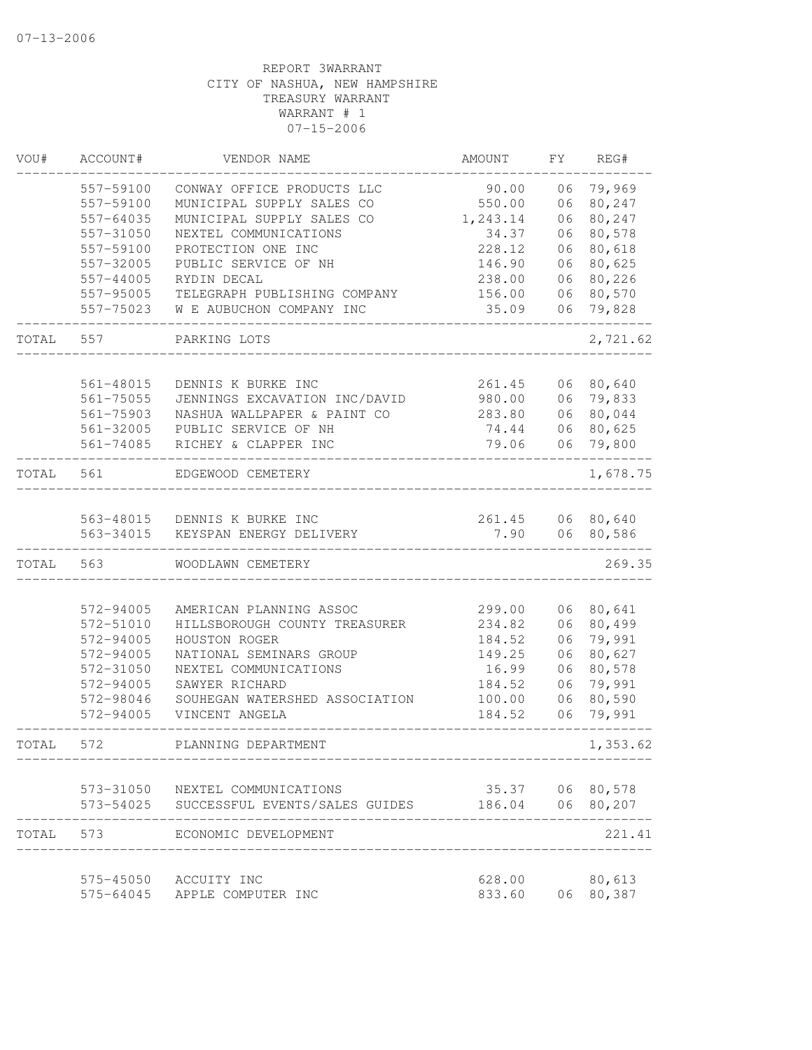REPORT 3WARRANT
CITY OF NASHUA, NEW HAMPSHIRE
TREASURY WARRANT
WARRANT # 1
07-15-2006

| VOU# | ACCOUNT# | VENDOR NAME | AMOUNT | FY | REG# |
|---|---|---|---|---|---|
| | 557-59100 | CONWAY OFFICE PRODUCTS LLC | 90.00 | 06 | 79,969 |
| | 557-59100 | MUNICIPAL SUPPLY SALES CO | 550.00 | 06 | 80,247 |
| | 557-64035 | MUNICIPAL SUPPLY SALES CO | 1,243.14 | 06 | 80,247 |
| | 557-31050 | NEXTEL COMMUNICATIONS | 34.37 | 06 | 80,578 |
| | 557-59100 | PROTECTION ONE INC | 228.12 | 06 | 80,618 |
| | 557-32005 | PUBLIC SERVICE OF NH | 146.90 | 06 | 80,625 |
| | 557-44005 | RYDIN DECAL | 238.00 | 06 | 80,226 |
| | 557-95005 | TELEGRAPH PUBLISHING COMPANY | 156.00 | 06 | 80,570 |
| | 557-75023 | W E AUBUCHON COMPANY INC | 35.09 | 06 | 79,828 |
| TOTAL | 557 | PARKING LOTS | | | 2,721.62 |
| | 561-48015 | DENNIS K BURKE INC | 261.45 | 06 | 80,640 |
| | 561-75055 | JENNINGS EXCAVATION INC/DAVID | 980.00 | 06 | 79,833 |
| | 561-75903 | NASHUA WALLPAPER & PAINT CO | 283.80 | 06 | 80,044 |
| | 561-32005 | PUBLIC SERVICE OF NH | 74.44 | 06 | 80,625 |
| | 561-74085 | RICHEY & CLAPPER INC | 79.06 | 06 | 79,800 |
| TOTAL | 561 | EDGEWOOD CEMETERY | | | 1,678.75 |
| | 563-48015 | DENNIS K BURKE INC | 261.45 | 06 | 80,640 |
| | 563-34015 | KEYSPAN ENERGY DELIVERY | 7.90 | 06 | 80,586 |
| TOTAL | 563 | WOODLAWN CEMETERY | | | 269.35 |
| | 572-94005 | AMERICAN PLANNING ASSOC | 299.00 | 06 | 80,641 |
| | 572-51010 | HILLSBOROUGH COUNTY TREASURER | 234.82 | 06 | 80,499 |
| | 572-94005 | HOUSTON ROGER | 184.52 | 06 | 79,991 |
| | 572-94005 | NATIONAL SEMINARS GROUP | 149.25 | 06 | 80,627 |
| | 572-31050 | NEXTEL COMMUNICATIONS | 16.99 | 06 | 80,578 |
| | 572-94005 | SAWYER RICHARD | 184.52 | 06 | 79,991 |
| | 572-98046 | SOUHEGAN WATERSHED ASSOCIATION | 100.00 | 06 | 80,590 |
| | 572-94005 | VINCENT ANGELA | 184.52 | 06 | 79,991 |
| TOTAL | 572 | PLANNING DEPARTMENT | | | 1,353.62 |
| | 573-31050 | NEXTEL COMMUNICATIONS | 35.37 | 06 | 80,578 |
| | 573-54025 | SUCCESSFUL EVENTS/SALES GUIDES | 186.04 | 06 | 80,207 |
| TOTAL | 573 | ECONOMIC DEVELOPMENT | | | 221.41 |
| | 575-45050 | ACCUITY INC | 628.00 | | 80,613 |
| | 575-64045 | APPLE COMPUTER INC | 833.60 | 06 | 80,387 |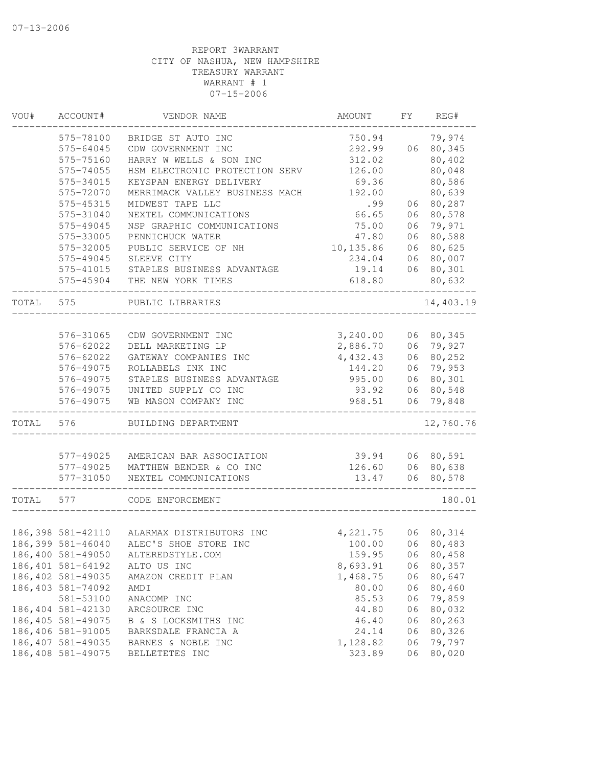07-13-2006

REPORT 3WARRANT
CITY OF NASHUA, NEW HAMPSHIRE
TREASURY WARRANT
WARRANT # 1
07-15-2006

| VOU# | ACCOUNT# | VENDOR NAME | AMOUNT | FY | REG# |
|---|---|---|---|---|---|
| | 575-78100 | BRIDGE ST AUTO INC | 750.94 | | 79,974 |
| | 575-64045 | CDW GOVERNMENT INC | 292.99 | 06 | 80,345 |
| | 575-75160 | HARRY W WELLS & SON INC | 312.02 | | 80,402 |
| | 575-74055 | HSM ELECTRONIC PROTECTION SERV | 126.00 | | 80,048 |
| | 575-34015 | KEYSPAN ENERGY DELIVERY | 69.36 | | 80,586 |
| | 575-72070 | MERRIMACK VALLEY BUSINESS MACH | 192.00 | | 80,639 |
| | 575-45315 | MIDWEST TAPE LLC | .99 | 06 | 80,287 |
| | 575-31040 | NEXTEL COMMUNICATIONS | 66.65 | 06 | 80,578 |
| | 575-49045 | NSP GRAPHIC COMMUNICATIONS | 75.00 | 06 | 79,971 |
| | 575-33005 | PENNICHUCK WATER | 47.80 | 06 | 80,588 |
| | 575-32005 | PUBLIC SERVICE OF NH | 10,135.86 | 06 | 80,625 |
| | 575-49045 | SLEEVE CITY | 234.04 | 06 | 80,007 |
| | 575-41015 | STAPLES BUSINESS ADVANTAGE | 19.14 | 06 | 80,301 |
| | 575-45904 | THE NEW YORK TIMES | 618.80 | | 80,632 |
| TOTAL | 575 | PUBLIC LIBRARIES | | | 14,403.19 |
| | 576-31065 | CDW GOVERNMENT INC | 3,240.00 | 06 | 80,345 |
| | 576-62022 | DELL MARKETING LP | 2,886.70 | 06 | 79,927 |
| | 576-62022 | GATEWAY COMPANIES INC | 4,432.43 | 06 | 80,252 |
| | 576-49075 | ROLLABELS INK INC | 144.20 | 06 | 79,953 |
| | 576-49075 | STAPLES BUSINESS ADVANTAGE | 995.00 | 06 | 80,301 |
| | 576-49075 | UNITED SUPPLY CO INC | 93.92 | 06 | 80,548 |
| | 576-49075 | WB MASON COMPANY INC | 968.51 | 06 | 79,848 |
| TOTAL | 576 | BUILDING DEPARTMENT | | | 12,760.76 |
| | 577-49025 | AMERICAN BAR ASSOCIATION | 39.94 | 06 | 80,591 |
| | 577-49025 | MATTHEW BENDER & CO INC | 126.60 | 06 | 80,638 |
| | 577-31050 | NEXTEL COMMUNICATIONS | 13.47 | 06 | 80,578 |
| TOTAL | 577 | CODE ENFORCEMENT | | | 180.01 |
| 186,398 | 581-42110 | ALARMAX DISTRIBUTORS INC | 4,221.75 | 06 | 80,314 |
| 186,399 | 581-46040 | ALEC'S SHOE STORE INC | 100.00 | 06 | 80,483 |
| 186,400 | 581-49050 | ALTEREDSTYLE.COM | 159.95 | 06 | 80,458 |
| 186,401 | 581-64192 | ALTO US INC | 8,693.91 | 06 | 80,357 |
| 186,402 | 581-49035 | AMAZON CREDIT PLAN | 1,468.75 | 06 | 80,647 |
| 186,403 | 581-74092 | AMDI | 80.00 | 06 | 80,460 |
| | 581-53100 | ANACOMP INC | 85.53 | 06 | 79,859 |
| 186,404 | 581-42130 | ARCSOURCE INC | 44.80 | 06 | 80,032 |
| 186,405 | 581-49075 | B & S LOCKSMITHS INC | 46.40 | 06 | 80,263 |
| 186,406 | 581-91005 | BARKSDALE FRANCIA A | 24.14 | 06 | 80,326 |
| 186,407 | 581-49035 | BARNES & NOBLE INC | 1,128.82 | 06 | 79,797 |
| 186,408 | 581-49075 | BELLETETES INC | 323.89 | 06 | 80,020 |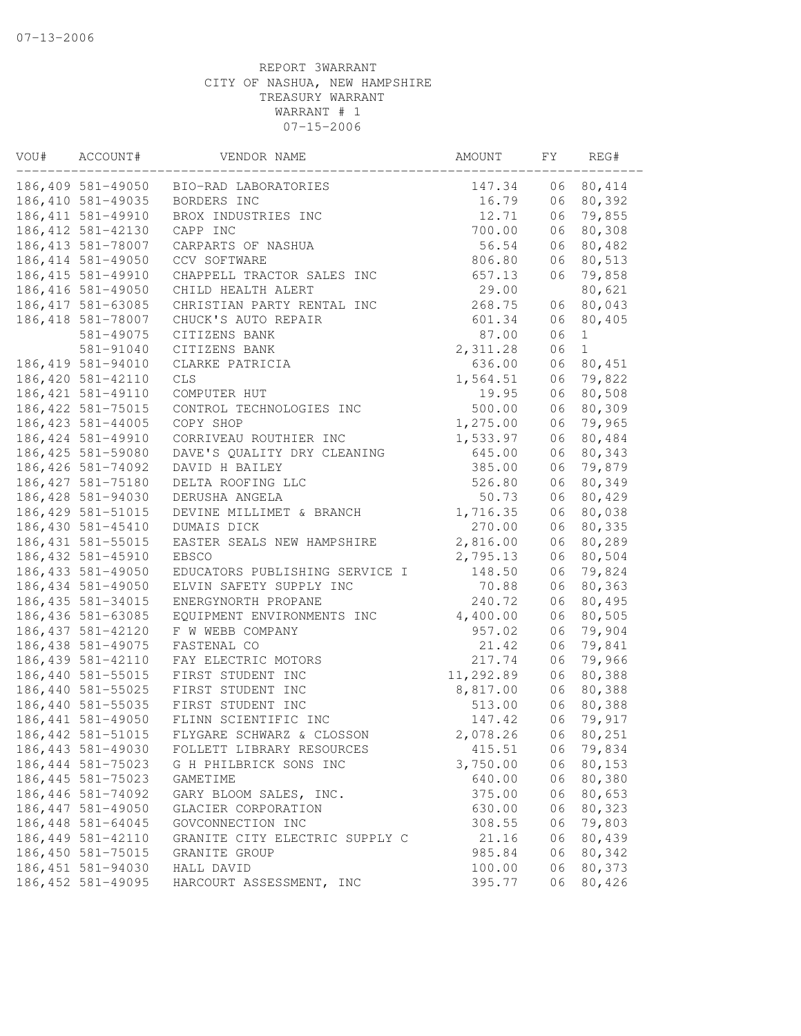07-13-2006

REPORT 3WARRANT
CITY OF NASHUA, NEW HAMPSHIRE
TREASURY WARRANT
WARRANT # 1
07-15-2006

| VOU# | ACCOUNT# | VENDOR NAME | AMOUNT | FY | REG# |
|---|---|---|---|---|---|
| 186,409 | 581-49050 | BIO-RAD LABORATORIES | 147.34 | 06 | 80,414 |
| 186,410 | 581-49035 | BORDERS INC | 16.79 | 06 | 80,392 |
| 186,411 | 581-49910 | BROX INDUSTRIES INC | 12.71 | 06 | 79,855 |
| 186,412 | 581-42130 | CAPP INC | 700.00 | 06 | 80,308 |
| 186,413 | 581-78007 | CARPARTS OF NASHUA | 56.54 | 06 | 80,482 |
| 186,414 | 581-49050 | CCV SOFTWARE | 806.80 | 06 | 80,513 |
| 186,415 | 581-49910 | CHAPPELL TRACTOR SALES INC | 657.13 | 06 | 79,858 |
| 186,416 | 581-49050 | CHILD HEALTH ALERT | 29.00 | | 80,621 |
| 186,417 | 581-63085 | CHRISTIAN PARTY RENTAL INC | 268.75 | 06 | 80,043 |
| 186,418 | 581-78007 | CHUCK'S AUTO REPAIR | 601.34 | 06 | 80,405 |
| | 581-49075 | CITIZENS BANK | 87.00 | 06 | 1 |
| | 581-91040 | CITIZENS BANK | 2,311.28 | 06 | 1 |
| 186,419 | 581-94010 | CLARKE PATRICIA | 636.00 | 06 | 80,451 |
| 186,420 | 581-42110 | CLS | 1,564.51 | 06 | 79,822 |
| 186,421 | 581-49110 | COMPUTER HUT | 19.95 | 06 | 80,508 |
| 186,422 | 581-75015 | CONTROL TECHNOLOGIES INC | 500.00 | 06 | 80,309 |
| 186,423 | 581-44005 | COPY SHOP | 1,275.00 | 06 | 79,965 |
| 186,424 | 581-49910 | CORRIVEAU ROUTHIER INC | 1,533.97 | 06 | 80,484 |
| 186,425 | 581-59080 | DAVE'S QUALITY DRY CLEANING | 645.00 | 06 | 80,343 |
| 186,426 | 581-74092 | DAVID H BAILEY | 385.00 | 06 | 79,879 |
| 186,427 | 581-75180 | DELTA ROOFING LLC | 526.80 | 06 | 80,349 |
| 186,428 | 581-94030 | DERUSHA ANGELA | 50.73 | 06 | 80,429 |
| 186,429 | 581-51015 | DEVINE MILLIMET & BRANCH | 1,716.35 | 06 | 80,038 |
| 186,430 | 581-45410 | DUMAIS DICK | 270.00 | 06 | 80,335 |
| 186,431 | 581-55015 | EASTER SEALS NEW HAMPSHIRE | 2,816.00 | 06 | 80,289 |
| 186,432 | 581-45910 | EBSCO | 2,795.13 | 06 | 80,504 |
| 186,433 | 581-49050 | EDUCATORS PUBLISHING SERVICE I | 148.50 | 06 | 79,824 |
| 186,434 | 581-49050 | ELVIN SAFETY SUPPLY INC | 70.88 | 06 | 80,363 |
| 186,435 | 581-34015 | ENERGYNORTH PROPANE | 240.72 | 06 | 80,495 |
| 186,436 | 581-63085 | EQUIPMENT ENVIRONMENTS INC | 4,400.00 | 06 | 80,505 |
| 186,437 | 581-42120 | F W WEBB COMPANY | 957.02 | 06 | 79,904 |
| 186,438 | 581-49075 | FASTENAL CO | 21.42 | 06 | 79,841 |
| 186,439 | 581-42110 | FAY ELECTRIC MOTORS | 217.74 | 06 | 79,966 |
| 186,440 | 581-55015 | FIRST STUDENT INC | 11,292.89 | 06 | 80,388 |
| 186,440 | 581-55025 | FIRST STUDENT INC | 8,817.00 | 06 | 80,388 |
| 186,440 | 581-55035 | FIRST STUDENT INC | 513.00 | 06 | 80,388 |
| 186,441 | 581-49050 | FLINN SCIENTIFIC INC | 147.42 | 06 | 79,917 |
| 186,442 | 581-51015 | FLYGARE SCHWARZ & CLOSSON | 2,078.26 | 06 | 80,251 |
| 186,443 | 581-49030 | FOLLETT LIBRARY RESOURCES | 415.51 | 06 | 79,834 |
| 186,444 | 581-75023 | G H PHILBRICK SONS INC | 3,750.00 | 06 | 80,153 |
| 186,445 | 581-75023 | GAMETIME | 640.00 | 06 | 80,380 |
| 186,446 | 581-74092 | GARY BLOOM SALES, INC. | 375.00 | 06 | 80,653 |
| 186,447 | 581-49050 | GLACIER CORPORATION | 630.00 | 06 | 80,323 |
| 186,448 | 581-64045 | GOVCONNECTION INC | 308.55 | 06 | 79,803 |
| 186,449 | 581-42110 | GRANITE CITY ELECTRIC SUPPLY C | 21.16 | 06 | 80,439 |
| 186,450 | 581-75015 | GRANITE GROUP | 985.84 | 06 | 80,342 |
| 186,451 | 581-94030 | HALL DAVID | 100.00 | 06 | 80,373 |
| 186,452 | 581-49095 | HARCOURT ASSESSMENT, INC | 395.77 | 06 | 80,426 |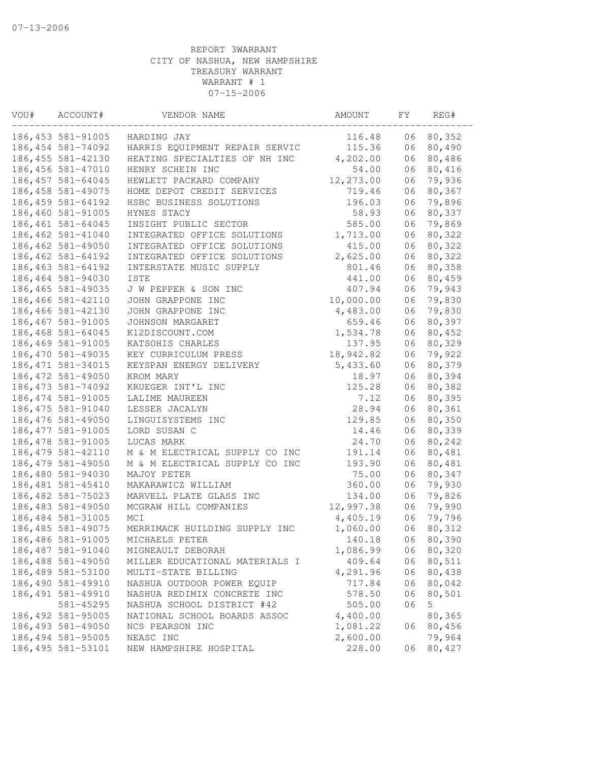07-13-2006

REPORT 3WARRANT
CITY OF NASHUA, NEW HAMPSHIRE
TREASURY WARRANT
WARRANT # 1
07-15-2006

| VOU# | ACCOUNT# | VENDOR NAME | AMOUNT | FY | REG# |
|---|---|---|---|---|---|
| 186,453 | 581-91005 | HARDING JAY | 116.48 | 06 | 80,352 |
| 186,454 | 581-74092 | HARRIS EQUIPMENT REPAIR SERVIC | 115.36 | 06 | 80,490 |
| 186,455 | 581-42130 | HEATING SPECIALTIES OF NH INC | 4,202.00 | 06 | 80,486 |
| 186,456 | 581-47010 | HENRY SCHEIN INC | 54.00 | 06 | 80,416 |
| 186,457 | 581-64045 | HEWLETT PACKARD COMPANY | 12,273.00 | 06 | 79,936 |
| 186,458 | 581-49075 | HOME DEPOT CREDIT SERVICES | 719.46 | 06 | 80,367 |
| 186,459 | 581-64192 | HSBC BUSINESS SOLUTIONS | 196.03 | 06 | 79,896 |
| 186,460 | 581-91005 | HYNES STACY | 58.93 | 06 | 80,337 |
| 186,461 | 581-64045 | INSIGHT PUBLIC SECTOR | 585.00 | 06 | 79,869 |
| 186,462 | 581-41040 | INTEGRATED OFFICE SOLUTIONS | 1,713.00 | 06 | 80,322 |
| 186,462 | 581-49050 | INTEGRATED OFFICE SOLUTIONS | 415.00 | 06 | 80,322 |
| 186,462 | 581-64192 | INTEGRATED OFFICE SOLUTIONS | 2,625.00 | 06 | 80,322 |
| 186,463 | 581-64192 | INTERSTATE MUSIC SUPPLY | 801.46 | 06 | 80,358 |
| 186,464 | 581-94030 | ISTE | 441.00 | 06 | 80,459 |
| 186,465 | 581-49035 | J W PEPPER & SON INC | 407.94 | 06 | 79,943 |
| 186,466 | 581-42110 | JOHN GRAPPONE INC | 10,000.00 | 06 | 79,830 |
| 186,466 | 581-42130 | JOHN GRAPPONE INC | 4,483.00 | 06 | 79,830 |
| 186,467 | 581-91005 | JOHNSON MARGARET | 659.46 | 06 | 80,397 |
| 186,468 | 581-64045 | K12DISCOUNT.COM | 1,534.78 | 06 | 80,452 |
| 186,469 | 581-91005 | KATSOHIS CHARLES | 137.95 | 06 | 80,329 |
| 186,470 | 581-49035 | KEY CURRICULUM PRESS | 18,942.82 | 06 | 79,922 |
| 186,471 | 581-34015 | KEYSPAN ENERGY DELIVERY | 5,433.60 | 06 | 80,379 |
| 186,472 | 581-49050 | KROM MARY | 18.97 | 06 | 80,394 |
| 186,473 | 581-74092 | KRUEGER INT'L INC | 125.28 | 06 | 80,382 |
| 186,474 | 581-91005 | LALIME MAUREEN | 7.12 | 06 | 80,395 |
| 186,475 | 581-91040 | LESSER JACALYN | 28.94 | 06 | 80,361 |
| 186,476 | 581-49050 | LINGUISYSTEMS INC | 129.85 | 06 | 80,350 |
| 186,477 | 581-91005 | LORD SUSAN C | 14.46 | 06 | 80,339 |
| 186,478 | 581-91005 | LUCAS MARK | 24.70 | 06 | 80,242 |
| 186,479 | 581-42110 | M & M ELECTRICAL SUPPLY CO INC | 191.14 | 06 | 80,481 |
| 186,479 | 581-49050 | M & M ELECTRICAL SUPPLY CO INC | 193.90 | 06 | 80,481 |
| 186,480 | 581-94030 | MAJOY PETER | 75.00 | 06 | 80,347 |
| 186,481 | 581-45410 | MAKARAWICZ WILLIAM | 360.00 | 06 | 79,930 |
| 186,482 | 581-75023 | MARVELL PLATE GLASS INC | 134.00 | 06 | 79,826 |
| 186,483 | 581-49050 | MCGRAW HILL COMPANIES | 12,997.38 | 06 | 79,990 |
| 186,484 | 581-31005 | MCI | 4,405.19 | 06 | 79,796 |
| 186,485 | 581-49075 | MERRIMACK BUILDING SUPPLY INC | 1,060.00 | 06 | 80,312 |
| 186,486 | 581-91005 | MICHAELS PETER | 140.18 | 06 | 80,390 |
| 186,487 | 581-91040 | MIGNEAULT DEBORAH | 1,086.99 | 06 | 80,320 |
| 186,488 | 581-49050 | MILLER EDUCATIONAL MATERIALS I | 409.64 | 06 | 80,511 |
| 186,489 | 581-53100 | MULTI-STATE BILLING | 4,291.96 | 06 | 80,438 |
| 186,490 | 581-49910 | NASHUA OUTDOOR POWER EQUIP | 717.84 | 06 | 80,042 |
| 186,491 | 581-49910 | NASHUA REDIMIX CONCRETE INC | 578.50 | 06 | 80,501 |
| | 581-45295 | NASHUA SCHOOL DISTRICT #42 | 505.00 | 06 | 5 |
| 186,492 | 581-95005 | NATIONAL SCHOOL BOARDS ASSOC | 4,400.00 | | 80,365 |
| 186,493 | 581-49050 | NCS PEARSON INC | 1,081.22 | 06 | 80,456 |
| 186,494 | 581-95005 | NEASC INC | 2,600.00 | | 79,964 |
| 186,495 | 581-53101 | NEW HAMPSHIRE HOSPITAL | 228.00 | 06 | 80,427 |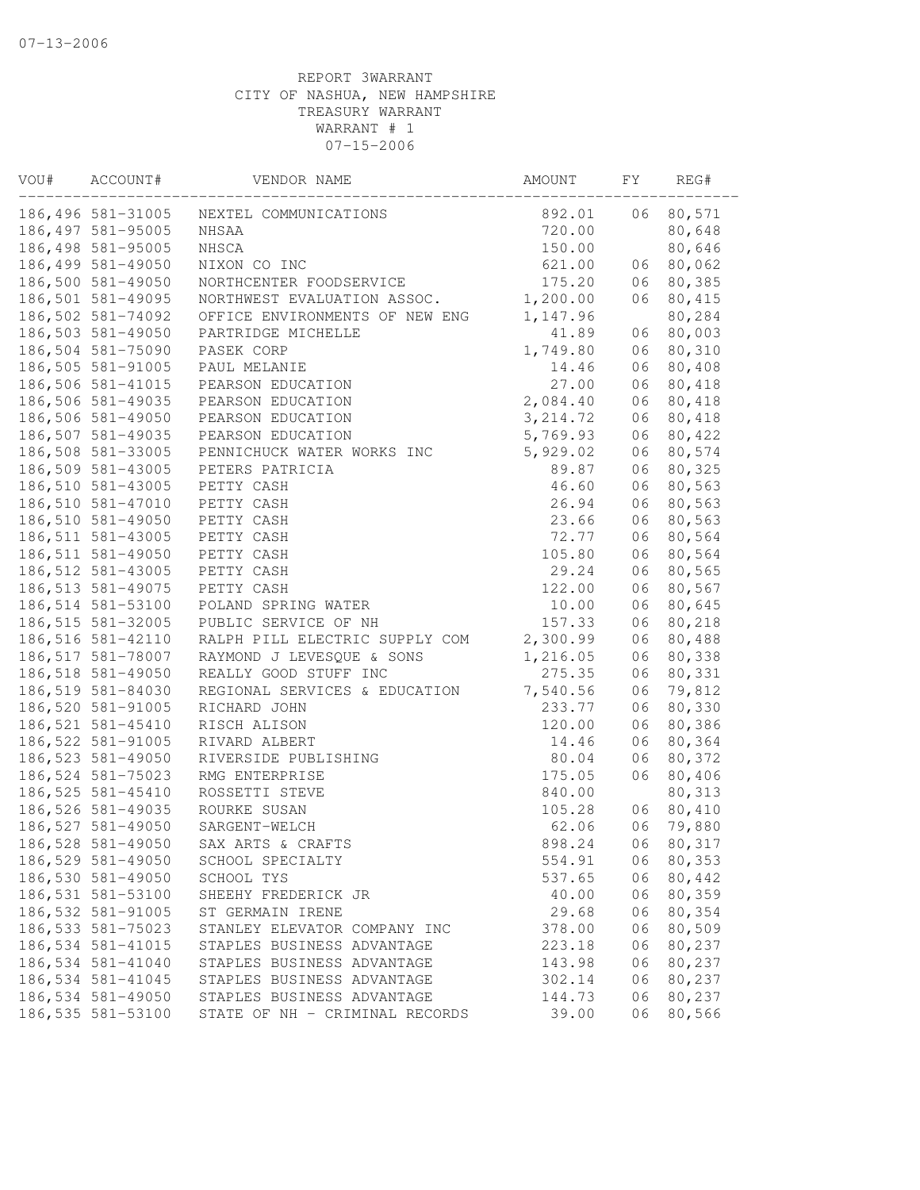07-13-2006

REPORT 3WARRANT
CITY OF NASHUA, NEW HAMPSHIRE
TREASURY WARRANT
WARRANT # 1
07-15-2006

| VOU# | ACCOUNT# | VENDOR NAME | AMOUNT | FY | REG# |
|---|---|---|---|---|---|
| 186,496 | 581-31005 | NEXTEL COMMUNICATIONS | 892.01 | 06 | 80,571 |
| 186,497 | 581-95005 | NHSAA | 720.00 | | 80,648 |
| 186,498 | 581-95005 | NHSCA | 150.00 | | 80,646 |
| 186,499 | 581-49050 | NIXON CO INC | 621.00 | 06 | 80,062 |
| 186,500 | 581-49050 | NORTHCENTER FOODSERVICE | 175.20 | 06 | 80,385 |
| 186,501 | 581-49095 | NORTHWEST EVALUATION ASSOC. | 1,200.00 | 06 | 80,415 |
| 186,502 | 581-74092 | OFFICE ENVIRONMENTS OF NEW ENG | 1,147.96 | | 80,284 |
| 186,503 | 581-49050 | PARTRIDGE MICHELLE | 41.89 | 06 | 80,003 |
| 186,504 | 581-75090 | PASEK CORP | 1,749.80 | 06 | 80,310 |
| 186,505 | 581-91005 | PAUL MELANIE | 14.46 | 06 | 80,408 |
| 186,506 | 581-41015 | PEARSON EDUCATION | 27.00 | 06 | 80,418 |
| 186,506 | 581-49035 | PEARSON EDUCATION | 2,084.40 | 06 | 80,418 |
| 186,506 | 581-49050 | PEARSON EDUCATION | 3,214.72 | 06 | 80,418 |
| 186,507 | 581-49035 | PEARSON EDUCATION | 5,769.93 | 06 | 80,422 |
| 186,508 | 581-33005 | PENNICHUCK WATER WORKS INC | 5,929.02 | 06 | 80,574 |
| 186,509 | 581-43005 | PETERS PATRICIA | 89.87 | 06 | 80,325 |
| 186,510 | 581-43005 | PETTY CASH | 46.60 | 06 | 80,563 |
| 186,510 | 581-47010 | PETTY CASH | 26.94 | 06 | 80,563 |
| 186,510 | 581-49050 | PETTY CASH | 23.66 | 06 | 80,563 |
| 186,511 | 581-43005 | PETTY CASH | 72.77 | 06 | 80,564 |
| 186,511 | 581-49050 | PETTY CASH | 105.80 | 06 | 80,564 |
| 186,512 | 581-43005 | PETTY CASH | 29.24 | 06 | 80,565 |
| 186,513 | 581-49075 | PETTY CASH | 122.00 | 06 | 80,567 |
| 186,514 | 581-53100 | POLAND SPRING WATER | 10.00 | 06 | 80,645 |
| 186,515 | 581-32005 | PUBLIC SERVICE OF NH | 157.33 | 06 | 80,218 |
| 186,516 | 581-42110 | RALPH PILL ELECTRIC SUPPLY COM | 2,300.99 | 06 | 80,488 |
| 186,517 | 581-78007 | RAYMOND J LEVESQUE & SONS | 1,216.05 | 06 | 80,338 |
| 186,518 | 581-49050 | REALLY GOOD STUFF INC | 275.35 | 06 | 80,331 |
| 186,519 | 581-84030 | REGIONAL SERVICES & EDUCATION | 7,540.56 | 06 | 79,812 |
| 186,520 | 581-91005 | RICHARD JOHN | 233.77 | 06 | 80,330 |
| 186,521 | 581-45410 | RISCH ALISON | 120.00 | 06 | 80,386 |
| 186,522 | 581-91005 | RIVARD ALBERT | 14.46 | 06 | 80,364 |
| 186,523 | 581-49050 | RIVERSIDE PUBLISHING | 80.04 | 06 | 80,372 |
| 186,524 | 581-75023 | RMG ENTERPRISE | 175.05 | 06 | 80,406 |
| 186,525 | 581-45410 | ROSSETTI STEVE | 840.00 | | 80,313 |
| 186,526 | 581-49035 | ROURKE SUSAN | 105.28 | 06 | 80,410 |
| 186,527 | 581-49050 | SARGENT-WELCH | 62.06 | 06 | 79,880 |
| 186,528 | 581-49050 | SAX ARTS & CRAFTS | 898.24 | 06 | 80,317 |
| 186,529 | 581-49050 | SCHOOL SPECIALTY | 554.91 | 06 | 80,353 |
| 186,530 | 581-49050 | SCHOOL TYS | 537.65 | 06 | 80,442 |
| 186,531 | 581-53100 | SHEEHY FREDERICK JR | 40.00 | 06 | 80,359 |
| 186,532 | 581-91005 | ST GERMAIN IRENE | 29.68 | 06 | 80,354 |
| 186,533 | 581-75023 | STANLEY ELEVATOR COMPANY INC | 378.00 | 06 | 80,509 |
| 186,534 | 581-41015 | STAPLES BUSINESS ADVANTAGE | 223.18 | 06 | 80,237 |
| 186,534 | 581-41040 | STAPLES BUSINESS ADVANTAGE | 143.98 | 06 | 80,237 |
| 186,534 | 581-41045 | STAPLES BUSINESS ADVANTAGE | 302.14 | 06 | 80,237 |
| 186,534 | 581-49050 | STAPLES BUSINESS ADVANTAGE | 144.73 | 06 | 80,237 |
| 186,535 | 581-53100 | STATE OF NH - CRIMINAL RECORDS | 39.00 | 06 | 80,566 |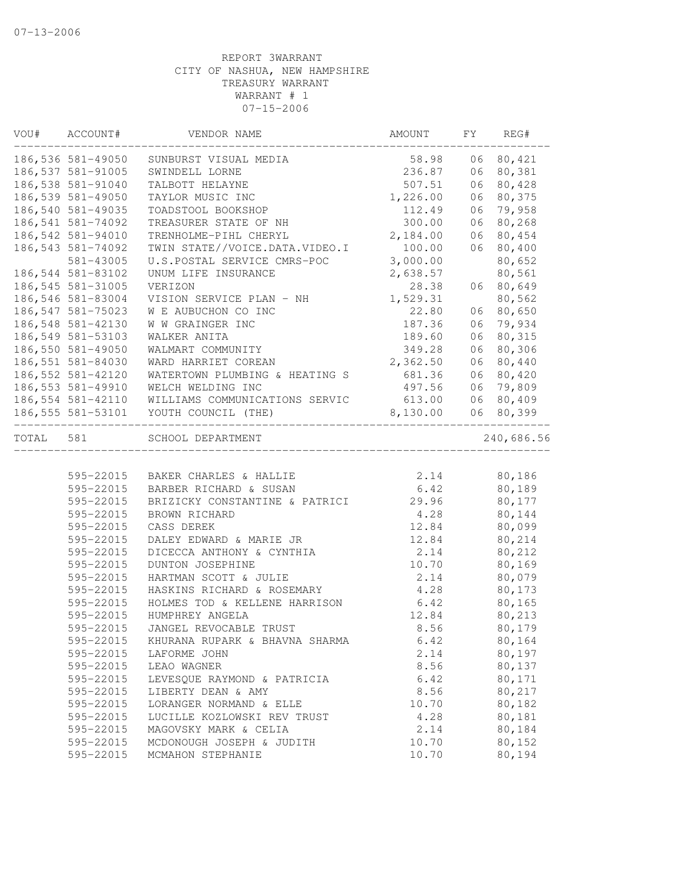07-13-2006

REPORT 3WARRANT
CITY OF NASHUA, NEW HAMPSHIRE
TREASURY WARRANT
WARRANT # 1
07-15-2006

| VOU# | ACCOUNT# | VENDOR NAME | AMOUNT | FY | REG# |
|---|---|---|---|---|---|
| 186,536 | 581-49050 | SUNBURST VISUAL MEDIA | 58.98 | 06 | 80,421 |
| 186,537 | 581-91005 | SWINDELL LORNE | 236.87 | 06 | 80,381 |
| 186,538 | 581-91040 | TALBOTT HELAYNE | 507.51 | 06 | 80,428 |
| 186,539 | 581-49050 | TAYLOR MUSIC INC | 1,226.00 | 06 | 80,375 |
| 186,540 | 581-49035 | TOADSTOOL BOOKSHOP | 112.49 | 06 | 79,958 |
| 186,541 | 581-74092 | TREASURER STATE OF NH | 300.00 | 06 | 80,268 |
| 186,542 | 581-94010 | TRENHOLME-PIHL CHERYL | 2,184.00 | 06 | 80,454 |
| 186,543 | 581-74092 | TWIN STATE//VOICE.DATA.VIDEO.I | 100.00 | 06 | 80,400 |
| | 581-43005 | U.S.POSTAL SERVICE CMRS-POC | 3,000.00 | | 80,652 |
| 186,544 | 581-83102 | UNUM LIFE INSURANCE | 2,638.57 | | 80,561 |
| 186,545 | 581-31005 | VERIZON | 28.38 | 06 | 80,649 |
| 186,546 | 581-83004 | VISION SERVICE PLAN - NH | 1,529.31 | | 80,562 |
| 186,547 | 581-75023 | W E AUBUCHON CO INC | 22.80 | 06 | 80,650 |
| 186,548 | 581-42130 | W W GRAINGER INC | 187.36 | 06 | 79,934 |
| 186,549 | 581-53103 | WALKER ANITA | 189.60 | 06 | 80,315 |
| 186,550 | 581-49050 | WALMART COMMUNITY | 349.28 | 06 | 80,306 |
| 186,551 | 581-84030 | WARD HARRIET COREAN | 2,362.50 | 06 | 80,440 |
| 186,552 | 581-42120 | WATERTOWN PLUMBING & HEATING S | 681.36 | 06 | 80,420 |
| 186,553 | 581-49910 | WELCH WELDING INC | 497.56 | 06 | 79,809 |
| 186,554 | 581-42110 | WILLIAMS COMMUNICATIONS SERVIC | 613.00 | 06 | 80,409 |
| 186,555 | 581-53101 | YOUTH COUNCIL (THE) | 8,130.00 | 06 | 80,399 |
| TOTAL | 581 | SCHOOL DEPARTMENT | | | 240,686.56 |
| | 595-22015 | BAKER CHARLES & HALLIE | 2.14 | | 80,186 |
| | 595-22015 | BARBER RICHARD & SUSAN | 6.42 | | 80,189 |
| | 595-22015 | BRIZICKY CONSTANTINE & PATRICI | 29.96 | | 80,177 |
| | 595-22015 | BROWN RICHARD | 4.28 | | 80,144 |
| | 595-22015 | CASS DEREK | 12.84 | | 80,099 |
| | 595-22015 | DALEY EDWARD & MARIE JR | 12.84 | | 80,214 |
| | 595-22015 | DICECCA ANTHONY & CYNTHIA | 2.14 | | 80,212 |
| | 595-22015 | DUNTON JOSEPHINE | 10.70 | | 80,169 |
| | 595-22015 | HARTMAN SCOTT & JULIE | 2.14 | | 80,079 |
| | 595-22015 | HASKINS RICHARD & ROSEMARY | 4.28 | | 80,173 |
| | 595-22015 | HOLMES TOD & KELLENE HARRISON | 6.42 | | 80,165 |
| | 595-22015 | HUMPHREY ANGELA | 12.84 | | 80,213 |
| | 595-22015 | JANGEL REVOCABLE TRUST | 8.56 | | 80,179 |
| | 595-22015 | KHURANA RUPARK & BHAVNA SHARMA | 6.42 | | 80,164 |
| | 595-22015 | LAFORME JOHN | 2.14 | | 80,197 |
| | 595-22015 | LEAO WAGNER | 8.56 | | 80,137 |
| | 595-22015 | LEVESQUE RAYMOND & PATRICIA | 6.42 | | 80,171 |
| | 595-22015 | LIBERTY DEAN & AMY | 8.56 | | 80,217 |
| | 595-22015 | LORANGER NORMAND & ELLE | 10.70 | | 80,182 |
| | 595-22015 | LUCILLE KOZLOWSKI REV TRUST | 4.28 | | 80,181 |
| | 595-22015 | MAGOVSKY MARK & CELIA | 2.14 | | 80,184 |
| | 595-22015 | MCDONOUGH JOSEPH & JUDITH | 10.70 | | 80,152 |
| | 595-22015 | MCMAHON STEPHANIE | 10.70 | | 80,194 |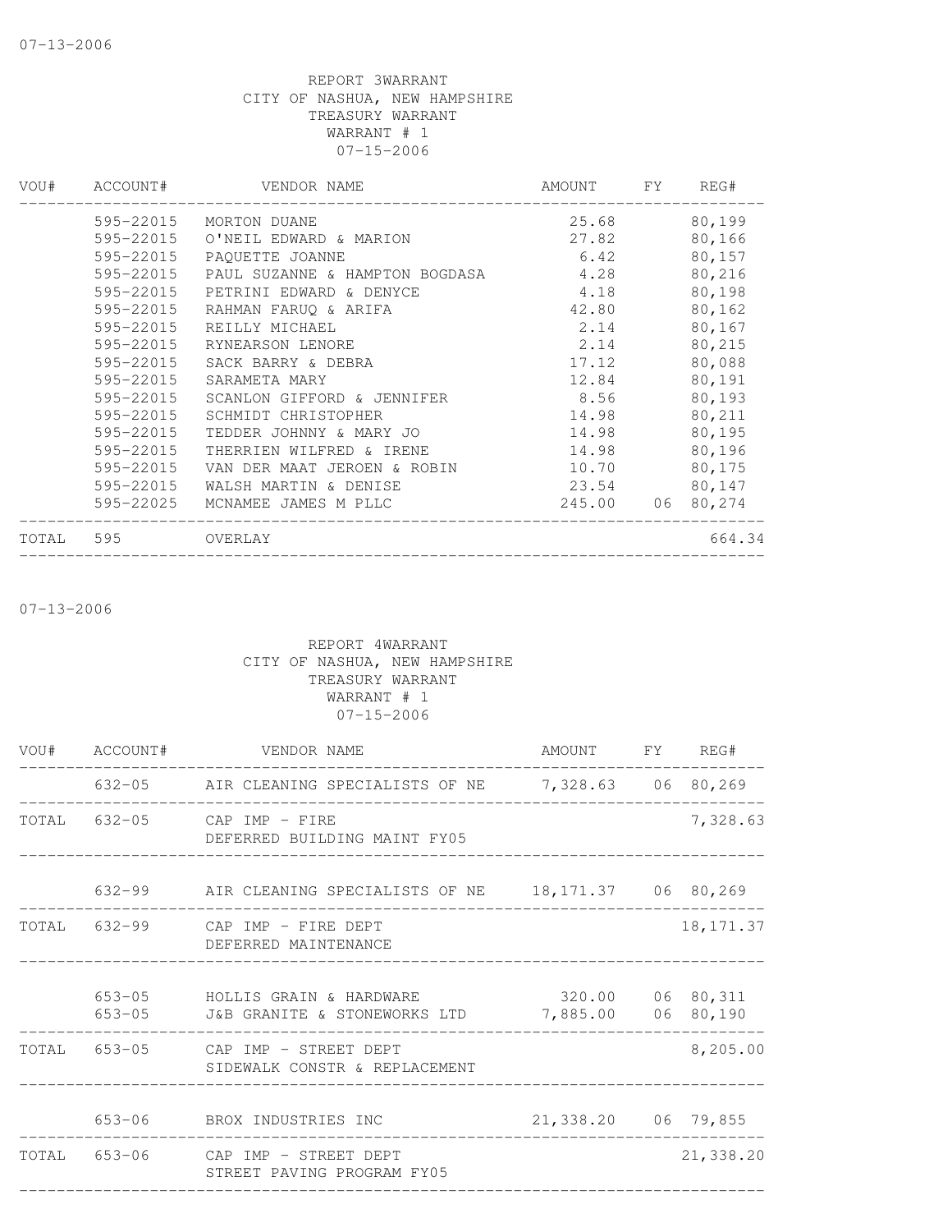07-13-2006

REPORT 3WARRANT
CITY OF NASHUA, NEW HAMPSHIRE
TREASURY WARRANT
WARRANT # 1
07-15-2006

| VOU# | ACCOUNT# | VENDOR NAME | AMOUNT | FY | REG# |
|---|---|---|---|---|---|
| | 595-22015 | MORTON DUANE | 25.68 | | 80,199 |
| | 595-22015 | O'NEIL EDWARD & MARION | 27.82 | | 80,166 |
| | 595-22015 | PAQUETTE JOANNE | 6.42 | | 80,157 |
| | 595-22015 | PAUL SUZANNE & HAMPTON BOGDASA | 4.28 | | 80,216 |
| | 595-22015 | PETRINI EDWARD & DENYCE | 4.18 | | 80,198 |
| | 595-22015 | RAHMAN FARUQ & ARIFA | 42.80 | | 80,162 |
| | 595-22015 | REILLY MICHAEL | 2.14 | | 80,167 |
| | 595-22015 | RYNEARSON LENORE | 2.14 | | 80,215 |
| | 595-22015 | SACK BARRY & DEBRA | 17.12 | | 80,088 |
| | 595-22015 | SARAMETA MARY | 12.84 | | 80,191 |
| | 595-22015 | SCANLON GIFFORD & JENNIFER | 8.56 | | 80,193 |
| | 595-22015 | SCHMIDT CHRISTOPHER | 14.98 | | 80,211 |
| | 595-22015 | TEDDER JOHNNY & MARY JO | 14.98 | | 80,195 |
| | 595-22015 | THERRIEN WILFRED & IRENE | 14.98 | | 80,196 |
| | 595-22015 | VAN DER MAAT JEROEN & ROBIN | 10.70 | | 80,175 |
| | 595-22015 | WALSH MARTIN & DENISE | 23.54 | | 80,147 |
| | 595-22025 | MCNAMEE JAMES M PLLC | 245.00 | 06 | 80,274 |
| TOTAL | 595 | OVERLAY | | | 664.34 |

07-13-2006

REPORT 4WARRANT
CITY OF NASHUA, NEW HAMPSHIRE
TREASURY WARRANT
WARRANT # 1
07-15-2006

| VOU# | ACCOUNT# | VENDOR NAME | AMOUNT | FY | REG# |
|---|---|---|---|---|---|
| | 632-05 | AIR CLEANING SPECIALISTS OF NE | 7,328.63 | 06 | 80,269 |
| TOTAL | 632-05 | CAP IMP - FIRE<br>DEFERRED BUILDING MAINT FY05 | | | 7,328.63 |
| | 632-99 | AIR CLEANING SPECIALISTS OF NE | 18,171.37 | 06 | 80,269 |
| TOTAL | 632-99 | CAP IMP - FIRE DEPT<br>DEFERRED MAINTENANCE | | | 18,171.37 |
| | 653-05 | HOLLIS GRAIN & HARDWARE | 320.00 | 06 | 80,311 |
| | 653-05 | J&B GRANITE & STONEWORKS LTD | 7,885.00 | 06 | 80,190 |
| TOTAL | 653-05 | CAP IMP - STREET DEPT<br>SIDEWALK CONSTR & REPLACEMENT | | | 8,205.00 |
| | 653-06 | BROX INDUSTRIES INC | 21,338.20 | 06 | 79,855 |
| TOTAL | 653-06 | CAP IMP - STREET DEPT<br>STREET PAVING PROGRAM FY05 | | | 21,338.20 |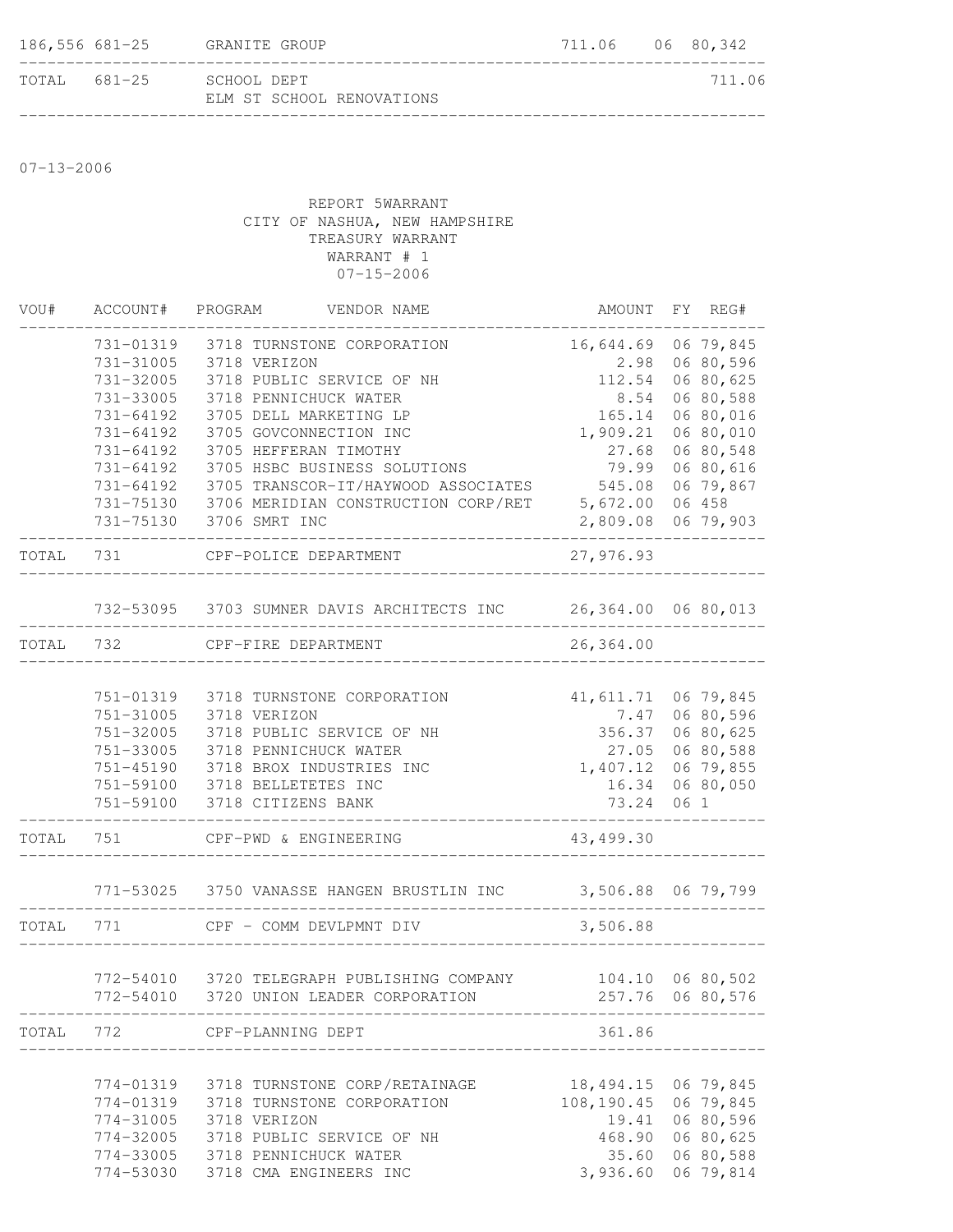| | | | | | |
|---|---|---|---|---|---|
| 186,556 | 681-25 | GRANITE GROUP | 711.06 | 06 | 80,342 |
| TOTAL | 681-25 | SCHOOL DEPT<br>ELM ST SCHOOL RENOVATIONS | 711.06 | | |

07-13-2006

REPORT 5WARRANT
CITY OF NASHUA, NEW HAMPSHIRE
TREASURY WARRANT
WARRANT # 1
07-15-2006

| VOU# | ACCOUNT# | PROGRAM | VENDOR NAME | AMOUNT | FY | REG# |
|---|---|---|---|---|---|---|
| | 731-01319 | 3718 | TURNSTONE CORPORATION | 16,644.69 | 06 | 79,845 |
| | 731-31005 | 3718 | VERIZON | 2.98 | 06 | 80,596 |
| | 731-32005 | 3718 | PUBLIC SERVICE OF NH | 112.54 | 06 | 80,625 |
| | 731-33005 | 3718 | PENNICHUCK WATER | 8.54 | 06 | 80,588 |
| | 731-64192 | 3705 | DELL MARKETING LP | 165.14 | 06 | 80,016 |
| | 731-64192 | 3705 | GOVCONNECTION INC | 1,909.21 | 06 | 80,010 |
| | 731-64192 | 3705 | HEFFERAN TIMOTHY | 27.68 | 06 | 80,548 |
| | 731-64192 | 3705 | HSBC BUSINESS SOLUTIONS | 79.99 | 06 | 80,616 |
| | 731-64192 | 3705 | TRANSCOR-IT/HAYWOOD ASSOCIATES | 545.08 | 06 | 79,867 |
| | 731-75130 | 3706 | MERIDIAN CONSTRUCTION CORP/RET | 5,672.00 | 06 | 458 |
| | 731-75130 | 3706 | SMRT INC | 2,809.08 | 06 | 79,903 |
| TOTAL | 731 | | CPF-POLICE DEPARTMENT | 27,976.93 | | |
| | 732-53095 | 3703 | SUMNER DAVIS ARCHITECTS INC | 26,364.00 | 06 | 80,013 |
| TOTAL | 732 | | CPF-FIRE DEPARTMENT | 26,364.00 | | |
| | 751-01319 | 3718 | TURNSTONE CORPORATION | 41,611.71 | 06 | 79,845 |
| | 751-31005 | 3718 | VERIZON | 7.47 | 06 | 80,596 |
| | 751-32005 | 3718 | PUBLIC SERVICE OF NH | 356.37 | 06 | 80,625 |
| | 751-33005 | 3718 | PENNICHUCK WATER | 27.05 | 06 | 80,588 |
| | 751-45190 | 3718 | BROX INDUSTRIES INC | 1,407.12 | 06 | 79,855 |
| | 751-59100 | 3718 | BELLETETES INC | 16.34 | 06 | 80,050 |
| | 751-59100 | 3718 | CITIZENS BANK | 73.24 | 06 | 1 |
| TOTAL | 751 | | CPF-PWD & ENGINEERING | 43,499.30 | | |
| | 771-53025 | 3750 | VANASSE HANGEN BRUSTLIN INC | 3,506.88 | 06 | 79,799 |
| TOTAL | 771 | | CPF - COMM DEVLPMNT DIV | 3,506.88 | | |
| | 772-54010 | 3720 | TELEGRAPH PUBLISHING COMPANY | 104.10 | 06 | 80,502 |
| | 772-54010 | 3720 | UNION LEADER CORPORATION | 257.76 | 06 | 80,576 |
| TOTAL | 772 | | CPF-PLANNING DEPT | 361.86 | | |
| | 774-01319 | 3718 | TURNSTONE CORP/RETAINAGE | 18,494.15 | 06 | 79,845 |
| | 774-01319 | 3718 | TURNSTONE CORPORATION | 108,190.45 | 06 | 79,845 |
| | 774-31005 | 3718 | VERIZON | 19.41 | 06 | 80,596 |
| | 774-32005 | 3718 | PUBLIC SERVICE OF NH | 468.90 | 06 | 80,625 |
| | 774-33005 | 3718 | PENNICHUCK WATER | 35.60 | 06 | 80,588 |
| | 774-53030 | 3718 | CMA ENGINEERS INC | 3,936.60 | 06 | 79,814 |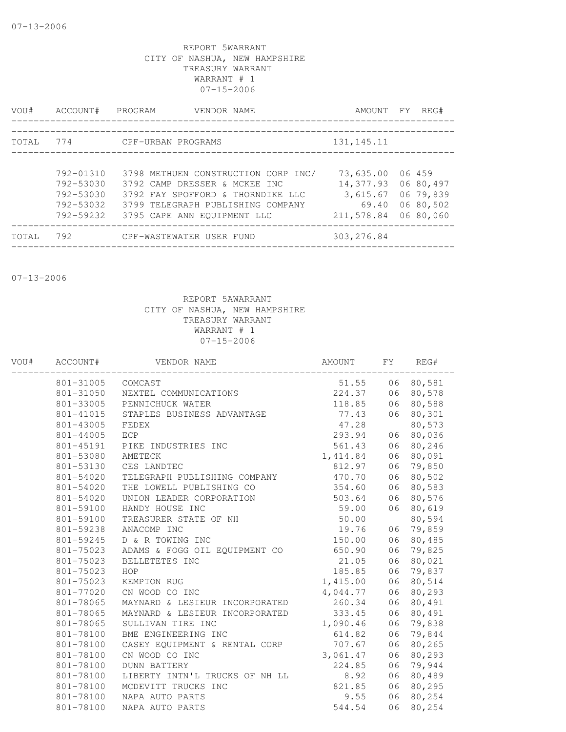07-13-2006

REPORT 5WARRANT
CITY OF NASHUA, NEW HAMPSHIRE
TREASURY WARRANT
WARRANT # 1
07-15-2006

| VOU# | ACCOUNT# | PROGRAM | VENDOR NAME | AMOUNT | FY | REG# |
|---|---|---|---|---|---|---|
| TOTAL | 774 | CPF-URBAN PROGRAMS | | 131,145.11 | | |
| | 792-01310 | 3798 | METHUEN CONSTRUCTION CORP INC/ | 73,635.00 | 06 | 459 |
| | 792-53030 | 3792 | CAMP DRESSER & MCKEE INC | 14,377.93 | 06 | 80,497 |
| | 792-53030 | 3792 | FAY SPOFFORD & THORNDIKE LLC | 3,615.67 | 06 | 79,839 |
| | 792-53032 | 3799 | TELEGRAPH PUBLISHING COMPANY | 69.40 | 06 | 80,502 |
| | 792-59232 | 3795 | CAPE ANN EQUIPMENT LLC | 211,578.84 | 06 | 80,060 |
| TOTAL | 792 | CPF-WASTEWATER USER FUND | | 303,276.84 | | |

07-13-2006

REPORT 5AWARRANT
CITY OF NASHUA, NEW HAMPSHIRE
TREASURY WARRANT
WARRANT # 1
07-15-2006

| VOU# | ACCOUNT# | VENDOR NAME | AMOUNT | FY | REG# |
|---|---|---|---|---|---|
| | 801-31005 | COMCAST | 51.55 | 06 | 80,581 |
| | 801-31050 | NEXTEL COMMUNICATIONS | 224.37 | 06 | 80,578 |
| | 801-33005 | PENNICHUCK WATER | 118.85 | 06 | 80,588 |
| | 801-41015 | STAPLES BUSINESS ADVANTAGE | 77.43 | 06 | 80,301 |
| | 801-43005 | FEDEX | 47.28 | | 80,573 |
| | 801-44005 | ECP | 293.94 | 06 | 80,036 |
| | 801-45191 | PIKE INDUSTRIES INC | 561.43 | 06 | 80,246 |
| | 801-53080 | AMETECK | 1,414.84 | 06 | 80,091 |
| | 801-53130 | CES LANDTEC | 812.97 | 06 | 79,850 |
| | 801-54020 | TELEGRAPH PUBLISHING COMPANY | 470.70 | 06 | 80,502 |
| | 801-54020 | THE LOWELL PUBLISHING CO | 354.60 | 06 | 80,583 |
| | 801-54020 | UNION LEADER CORPORATION | 503.64 | 06 | 80,576 |
| | 801-59100 | HANDY HOUSE INC | 59.00 | 06 | 80,619 |
| | 801-59100 | TREASURER STATE OF NH | 50.00 | | 80,594 |
| | 801-59238 | ANACOMP INC | 19.76 | 06 | 79,859 |
| | 801-59245 | D & R TOWING INC | 150.00 | 06 | 80,485 |
| | 801-75023 | ADAMS & FOGG OIL EQUIPMENT CO | 650.90 | 06 | 79,825 |
| | 801-75023 | BELLETETES INC | 21.05 | 06 | 80,021 |
| | 801-75023 | HOP | 185.85 | 06 | 79,837 |
| | 801-75023 | KEMPTON RUG | 1,415.00 | 06 | 80,514 |
| | 801-77020 | CN WOOD CO INC | 4,044.77 | 06 | 80,293 |
| | 801-78065 | MAYNARD & LESIEUR INCORPORATED | 260.34 | 06 | 80,491 |
| | 801-78065 | MAYNARD & LESIEUR INCORPORATED | 333.45 | 06 | 80,491 |
| | 801-78065 | SULLIVAN TIRE INC | 1,090.46 | 06 | 79,838 |
| | 801-78100 | BME ENGINEERING INC | 614.82 | 06 | 79,844 |
| | 801-78100 | CASEY EQUIPMENT & RENTAL CORP | 707.67 | 06 | 80,265 |
| | 801-78100 | CN WOOD CO INC | 3,061.47 | 06 | 80,293 |
| | 801-78100 | DUNN BATTERY | 224.85 | 06 | 79,944 |
| | 801-78100 | LIBERTY INTN'L TRUCKS OF NH LL | 8.92 | 06 | 80,489 |
| | 801-78100 | MCDEVITT TRUCKS INC | 821.85 | 06 | 80,295 |
| | 801-78100 | NAPA AUTO PARTS | 9.55 | 06 | 80,254 |
| | 801-78100 | NAPA AUTO PARTS | 544.54 | 06 | 80,254 |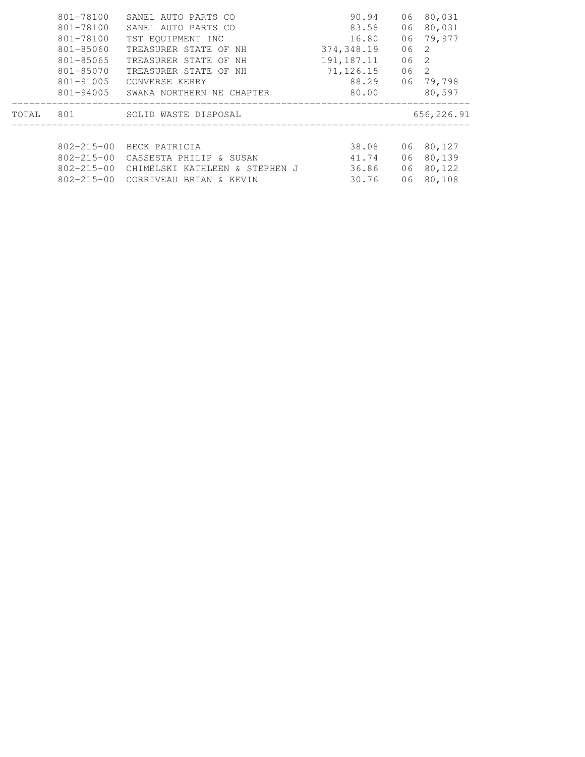| | Account | Vendor | Amount | Period | Check |
|---|---|---|---|---|---|
| | 801-78100 | SANEL AUTO PARTS CO | 90.94 | 06 | 80,031 |
| | 801-78100 | SANEL AUTO PARTS CO | 83.58 | 06 | 80,031 |
| | 801-78100 | TST EQUIPMENT INC | 16.80 | 06 | 79,977 |
| | 801-85060 | TREASURER STATE OF NH | 374,348.19 | 06 | 2 |
| | 801-85065 | TREASURER STATE OF NH | 191,187.11 | 06 | 2 |
| | 801-85070 | TREASURER STATE OF NH | 71,126.15 | 06 | 2 |
| | 801-91005 | CONVERSE KERRY | 88.29 | 06 | 79,798 |
| | 801-94005 | SWANA NORTHERN NE CHAPTER | 80.00 | | 80,597 |
| TOTAL | 801 | SOLID WASTE DISPOSAL | | | 656,226.91 |
| | 802-215-00 | BECK PATRICIA | 38.08 | 06 | 80,127 |
| | 802-215-00 | CASSESTA PHILIP & SUSAN | 41.74 | 06 | 80,139 |
| | 802-215-00 | CHIMELSKI KATHLEEN & STEPHEN J | 36.86 | 06 | 80,122 |
| | 802-215-00 | CORRIVEAU BRIAN & KEVIN | 30.76 | 06 | 80,108 |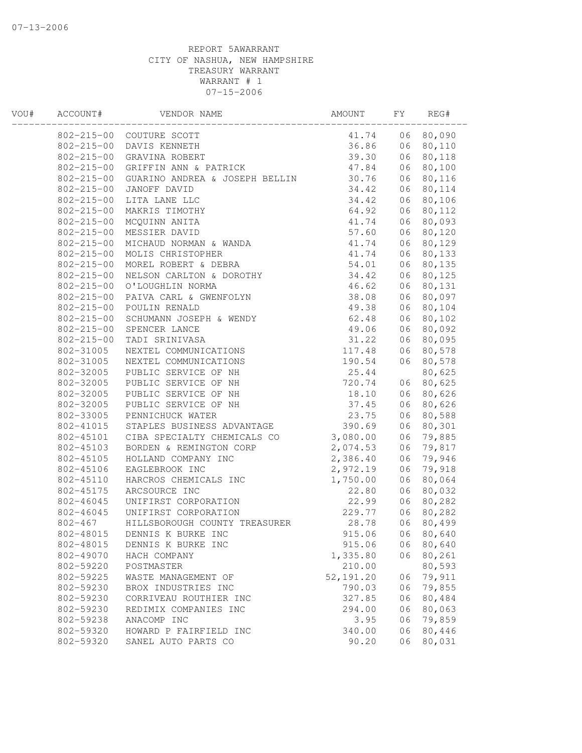REPORT 5AWARRANT
CITY OF NASHUA, NEW HAMPSHIRE
TREASURY WARRANT
WARRANT # 1
07-15-2006

| VOU# | ACCOUNT# | VENDOR NAME | AMOUNT | FY | REG# |
|---|---|---|---|---|---|
| | 802-215-00 | COUTURE SCOTT | 41.74 | 06 | 80,090 |
| | 802-215-00 | DAVIS KENNETH | 36.86 | 06 | 80,110 |
| | 802-215-00 | GRAVINA ROBERT | 39.30 | 06 | 80,118 |
| | 802-215-00 | GRIFFIN ANN & PATRICK | 47.84 | 06 | 80,100 |
| | 802-215-00 | GUARINO ANDREA & JOSEPH BELLIN | 30.76 | 06 | 80,116 |
| | 802-215-00 | JANOFF DAVID | 34.42 | 06 | 80,114 |
| | 802-215-00 | LITA LANE LLC | 34.42 | 06 | 80,106 |
| | 802-215-00 | MAKRIS TIMOTHY | 64.92 | 06 | 80,112 |
| | 802-215-00 | MCQUINN ANITA | 41.74 | 06 | 80,093 |
| | 802-215-00 | MESSIER DAVID | 57.60 | 06 | 80,120 |
| | 802-215-00 | MICHAUD NORMAN & WANDA | 41.74 | 06 | 80,129 |
| | 802-215-00 | MOLIS CHRISTOPHER | 41.74 | 06 | 80,133 |
| | 802-215-00 | MOREL ROBERT & DEBRA | 54.01 | 06 | 80,135 |
| | 802-215-00 | NELSON CARLTON & DOROTHY | 34.42 | 06 | 80,125 |
| | 802-215-00 | O'LOUGHLIN NORMA | 46.62 | 06 | 80,131 |
| | 802-215-00 | PAIVA CARL & GWENFOLYN | 38.08 | 06 | 80,097 |
| | 802-215-00 | POULIN RENALD | 49.38 | 06 | 80,104 |
| | 802-215-00 | SCHUMANN JOSEPH & WENDY | 62.48 | 06 | 80,102 |
| | 802-215-00 | SPENCER LANCE | 49.06 | 06 | 80,092 |
| | 802-215-00 | TADI SRINIVASA | 31.22 | 06 | 80,095 |
| | 802-31005 | NEXTEL COMMUNICATIONS | 117.48 | 06 | 80,578 |
| | 802-31005 | NEXTEL COMMUNICATIONS | 190.54 | 06 | 80,578 |
| | 802-32005 | PUBLIC SERVICE OF NH | 25.44 | | 80,625 |
| | 802-32005 | PUBLIC SERVICE OF NH | 720.74 | 06 | 80,625 |
| | 802-32005 | PUBLIC SERVICE OF NH | 18.10 | 06 | 80,626 |
| | 802-32005 | PUBLIC SERVICE OF NH | 37.45 | 06 | 80,626 |
| | 802-33005 | PENNICHUCK WATER | 23.75 | 06 | 80,588 |
| | 802-41015 | STAPLES BUSINESS ADVANTAGE | 390.69 | 06 | 80,301 |
| | 802-45101 | CIBA SPECIALTY CHEMICALS CO | 3,080.00 | 06 | 79,885 |
| | 802-45103 | BORDEN & REMINGTON CORP | 2,074.53 | 06 | 79,817 |
| | 802-45105 | HOLLAND COMPANY INC | 2,386.40 | 06 | 79,946 |
| | 802-45106 | EAGLEBROOK INC | 2,972.19 | 06 | 79,918 |
| | 802-45110 | HARCROS CHEMICALS INC | 1,750.00 | 06 | 80,064 |
| | 802-45175 | ARCSOURCE INC | 22.80 | 06 | 80,032 |
| | 802-46045 | UNIFIRST CORPORATION | 22.99 | 06 | 80,282 |
| | 802-46045 | UNIFIRST CORPORATION | 229.77 | 06 | 80,282 |
| | 802-467 | HILLSBOROUGH COUNTY TREASURER | 28.78 | 06 | 80,499 |
| | 802-48015 | DENNIS K BURKE INC | 915.06 | 06 | 80,640 |
| | 802-48015 | DENNIS K BURKE INC | 915.06 | 06 | 80,640 |
| | 802-49070 | HACH COMPANY | 1,335.80 | 06 | 80,261 |
| | 802-59220 | POSTMASTER | 210.00 | | 80,593 |
| | 802-59225 | WASTE MANAGEMENT OF | 52,191.20 | 06 | 79,911 |
| | 802-59230 | BROX INDUSTRIES INC | 790.03 | 06 | 79,855 |
| | 802-59230 | CORRIVEAU ROUTHIER INC | 327.85 | 06 | 80,484 |
| | 802-59230 | REDIMIX COMPANIES INC | 294.00 | 06 | 80,063 |
| | 802-59238 | ANACOMP INC | 3.95 | 06 | 79,859 |
| | 802-59320 | HOWARD P FAIRFIELD INC | 340.00 | 06 | 80,446 |
| | 802-59320 | SANEL AUTO PARTS CO | 90.20 | 06 | 80,031 |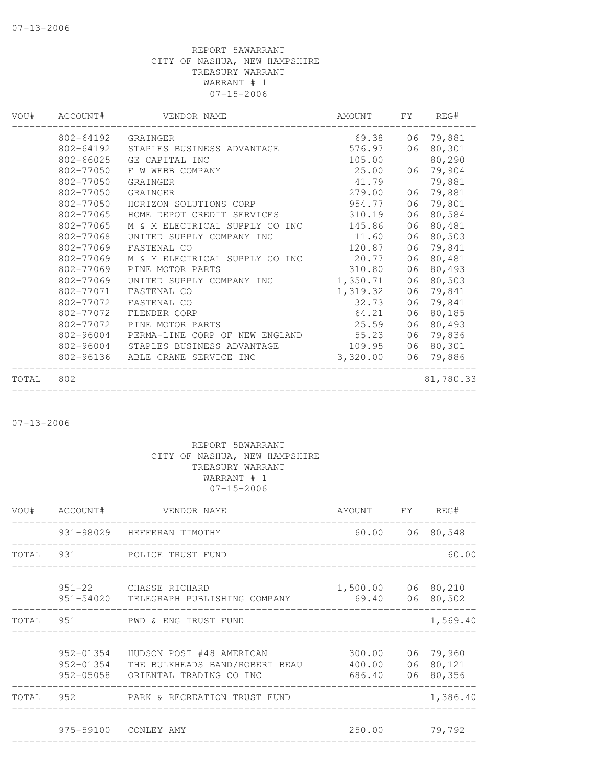07-13-2006

REPORT 5AWARRANT
CITY OF NASHUA, NEW HAMPSHIRE
TREASURY WARRANT
WARRANT # 1
07-15-2006

| VOU# | ACCOUNT# | VENDOR NAME | AMOUNT | FY | REG# |
|---|---|---|---|---|---|
| | 802-64192 | GRAINGER | 69.38 | 06 | 79,881 |
| | 802-64192 | STAPLES BUSINESS ADVANTAGE | 576.97 | 06 | 80,301 |
| | 802-66025 | GE CAPITAL INC | 105.00 | | 80,290 |
| | 802-77050 | F W WEBB COMPANY | 25.00 | 06 | 79,904 |
| | 802-77050 | GRAINGER | 41.79 | | 79,881 |
| | 802-77050 | GRAINGER | 279.00 | 06 | 79,881 |
| | 802-77050 | HORIZON SOLUTIONS CORP | 954.77 | 06 | 79,801 |
| | 802-77065 | HOME DEPOT CREDIT SERVICES | 310.19 | 06 | 80,584 |
| | 802-77065 | M & M ELECTRICAL SUPPLY CO INC | 145.86 | 06 | 80,481 |
| | 802-77068 | UNITED SUPPLY COMPANY INC | 11.60 | 06 | 80,503 |
| | 802-77069 | FASTENAL CO | 120.87 | 06 | 79,841 |
| | 802-77069 | M & M ELECTRICAL SUPPLY CO INC | 20.77 | 06 | 80,481 |
| | 802-77069 | PINE MOTOR PARTS | 310.80 | 06 | 80,493 |
| | 802-77069 | UNITED SUPPLY COMPANY INC | 1,350.71 | 06 | 80,503 |
| | 802-77071 | FASTENAL CO | 1,319.32 | 06 | 79,841 |
| | 802-77072 | FASTENAL CO | 32.73 | 06 | 79,841 |
| | 802-77072 | FLENDER CORP | 64.21 | 06 | 80,185 |
| | 802-77072 | PINE MOTOR PARTS | 25.59 | 06 | 80,493 |
| | 802-96004 | PERMA-LINE CORP OF NEW ENGLAND | 55.23 | 06 | 79,836 |
| | 802-96004 | STAPLES BUSINESS ADVANTAGE | 109.95 | 06 | 80,301 |
| | 802-96136 | ABLE CRANE SERVICE INC | 3,320.00 | 06 | 79,886 |
| TOTAL | 802 | | | | 81,780.33 |

07-13-2006

REPORT 5BWARRANT
CITY OF NASHUA, NEW HAMPSHIRE
TREASURY WARRANT
WARRANT # 1
07-15-2006

| VOU# | ACCOUNT# | VENDOR NAME | AMOUNT | FY | REG# |
|---|---|---|---|---|---|
| | 931-98029 | HEFFERAN TIMOTHY | 60.00 | 06 | 80,548 |
| TOTAL | 931 | POLICE TRUST FUND | | | 60.00 |
| | 951-22 | CHASSE RICHARD | 1,500.00 | 06 | 80,210 |
| | 951-54020 | TELEGRAPH PUBLISHING COMPANY | 69.40 | 06 | 80,502 |
| TOTAL | 951 | PWD & ENG TRUST FUND | | | 1,569.40 |
| | 952-01354 | HUDSON POST #48 AMERICAN | 300.00 | 06 | 79,960 |
| | 952-01354 | THE BULKHEADS BAND/ROBERT BEAU | 400.00 | 06 | 80,121 |
| | 952-05058 | ORIENTAL TRADING CO INC | 686.40 | 06 | 80,356 |
| TOTAL | 952 | PARK & RECREATION TRUST FUND | | | 1,386.40 |
| | 975-59100 | CONLEY AMY | 250.00 | | 79,792 |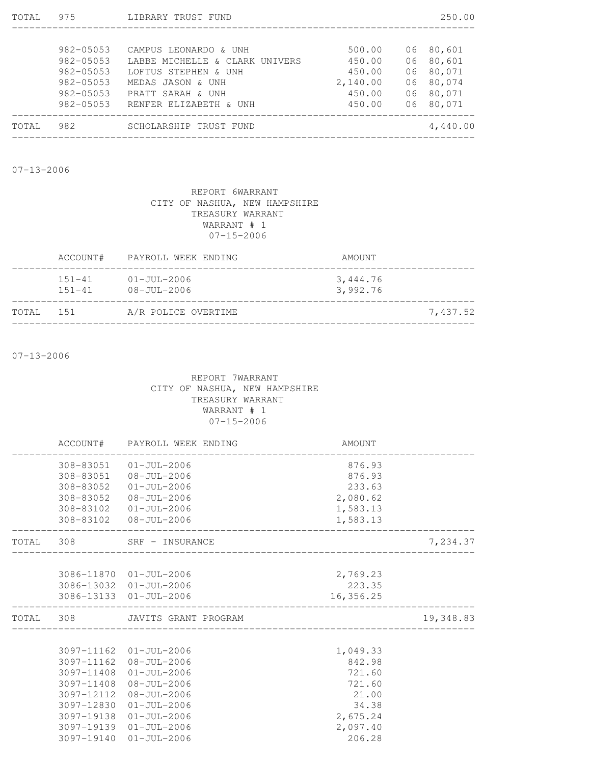| | | | | |
|---|---|---|---|---|
| TOTAL | 975 | LIBRARY TRUST FUND | | 250.00 |

| | | | | |
|---|---|---|---|---|
| 982-05053 | CAMPUS LEONARDO & UNH | 500.00 | 06 80,601 | |
| 982-05053 | LABBE MICHELLE & CLARK UNIVERS | 450.00 | 06 80,601 | |
| 982-05053 | LOFTUS STEPHEN & UNH | 450.00 | 06 80,071 | |
| 982-05053 | MEDAS JASON & UNH | 2,140.00 | 06 80,074 | |
| 982-05053 | PRATT SARAH & UNH | 450.00 | 06 80,071 | |
| 982-05053 | RENFER ELIZABETH & UNH | 450.00 | 06 80,071 | |
| TOTAL 982 | SCHOLARSHIP TRUST FUND | | | 4,440.00 |

07-13-2006

REPORT 6WARRANT
CITY OF NASHUA, NEW HAMPSHIRE
TREASURY WARRANT
WARRANT # 1
07-15-2006

| ACCOUNT# | PAYROLL WEEK ENDING | AMOUNT | |
|---|---|---|---|
| 151-41 | 01-JUL-2006 | 3,444.76 | |
| 151-41 | 08-JUL-2006 | 3,992.76 | |
| TOTAL 151 | A/R POLICE OVERTIME | | 7,437.52 |

07-13-2006

REPORT 7WARRANT
CITY OF NASHUA, NEW HAMPSHIRE
TREASURY WARRANT
WARRANT # 1
07-15-2006

| ACCOUNT# | PAYROLL WEEK ENDING | AMOUNT | |
|---|---|---|---|
| 308-83051 | 01-JUL-2006 | 876.93 | |
| 308-83051 | 08-JUL-2006 | 876.93 | |
| 308-83052 | 01-JUL-2006 | 233.63 | |
| 308-83052 | 08-JUL-2006 | 2,080.62 | |
| 308-83102 | 01-JUL-2006 | 1,583.13 | |
| 308-83102 | 08-JUL-2006 | 1,583.13 | |
| TOTAL 308 | SRF - INSURANCE | | 7,234.37 |
| 3086-11870 | 01-JUL-2006 | 2,769.23 | |
| 3086-13032 | 01-JUL-2006 | 223.35 | |
| 3086-13133 | 01-JUL-2006 | 16,356.25 | |
| TOTAL 308 | JAVITS GRANT PROGRAM | | 19,348.83 |
| 3097-11162 | 01-JUL-2006 | 1,049.33 | |
| 3097-11162 | 08-JUL-2006 | 842.98 | |
| 3097-11408 | 01-JUL-2006 | 721.60 | |
| 3097-11408 | 08-JUL-2006 | 721.60 | |
| 3097-12112 | 08-JUL-2006 | 21.00 | |
| 3097-12830 | 01-JUL-2006 | 34.38 | |
| 3097-19138 | 01-JUL-2006 | 2,675.24 | |
| 3097-19139 | 01-JUL-2006 | 2,097.40 | |
| 3097-19140 | 01-JUL-2006 | 206.28 | |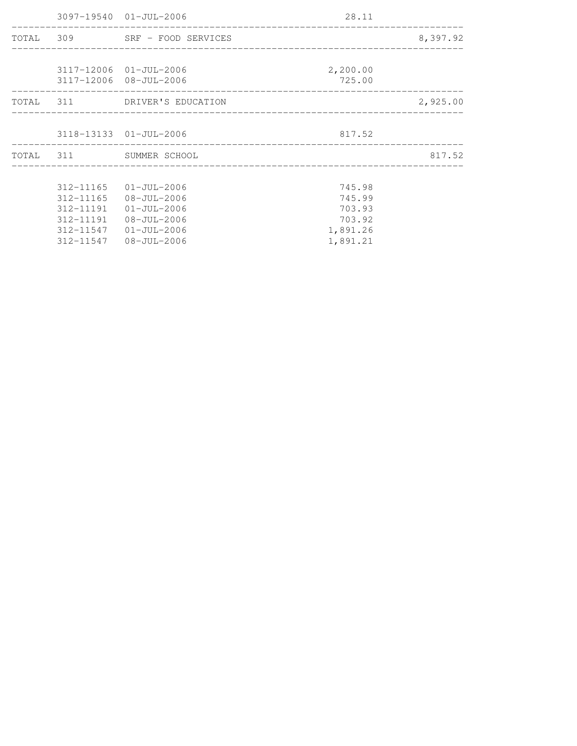| | | | | |
|---|---|---|---|---|
| | 3097-19540 | 01-JUL-2006 | 28.11 | |
| TOTAL | 309 | SRF - FOOD SERVICES | | 8,397.92 |
| | 3117-12006 | 01-JUL-2006 | 2,200.00 | |
| | 3117-12006 | 08-JUL-2006 | 725.00 | |
| TOTAL | 311 | DRIVER'S EDUCATION | | 2,925.00 |
| | 3118-13133 | 01-JUL-2006 | 817.52 | |
| TOTAL | 311 | SUMMER SCHOOL | | 817.52 |
| | 312-11165 | 01-JUL-2006 | 745.98 | |
| | 312-11165 | 08-JUL-2006 | 745.99 | |
| | 312-11191 | 01-JUL-2006 | 703.93 | |
| | 312-11191 | 08-JUL-2006 | 703.92 | |
| | 312-11547 | 01-JUL-2006 | 1,891.26 | |
| | 312-11547 | 08-JUL-2006 | 1,891.21 | |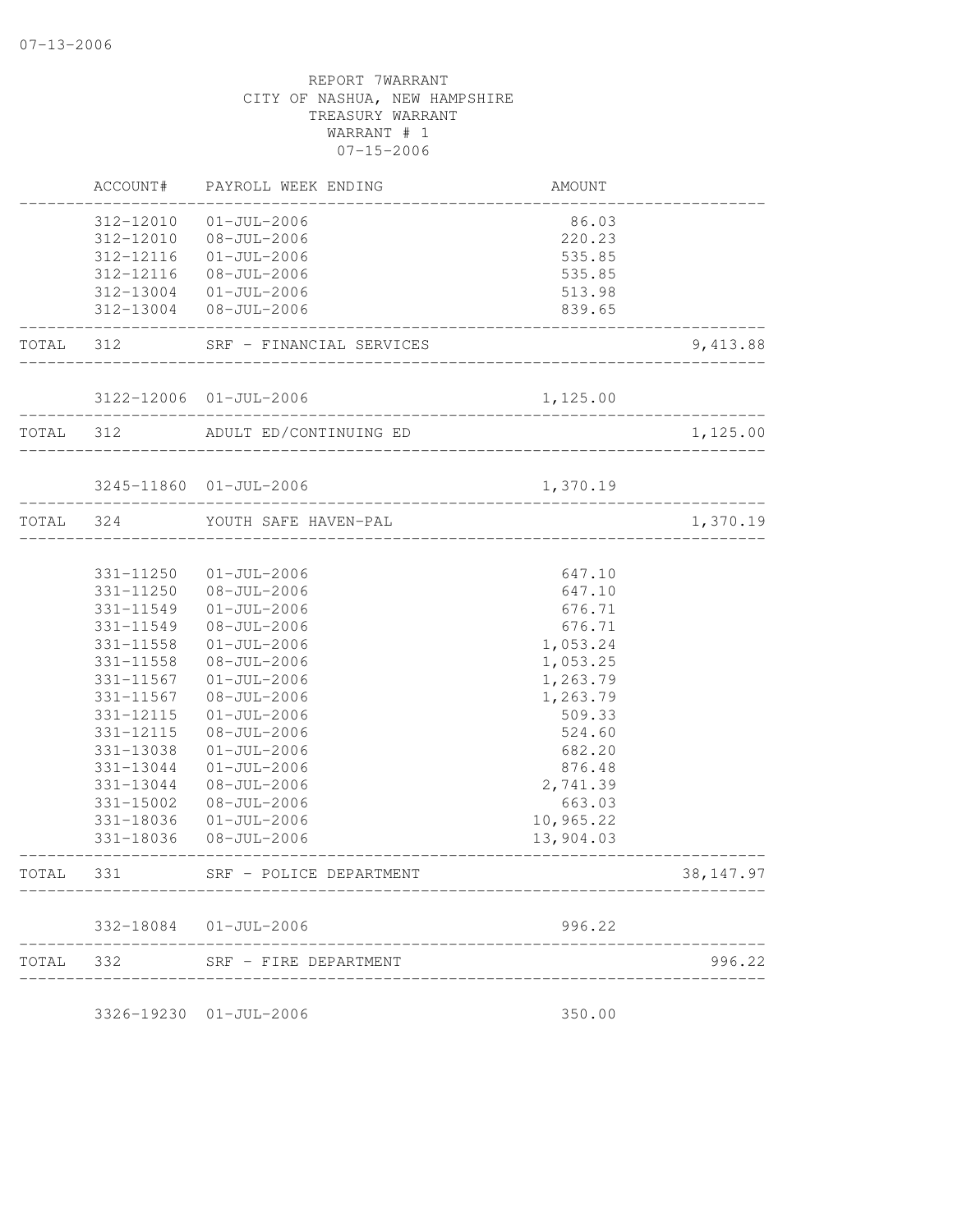REPORT 7WARRANT
CITY OF NASHUA, NEW HAMPSHIRE
TREASURY WARRANT
WARRANT # 1
07-15-2006

| | ACCOUNT# | PAYROLL WEEK ENDING | AMOUNT | |
|---|---|---|---|---|
| | 312-12010 | 01-JUL-2006 | 86.03 | |
| | 312-12010 | 08-JUL-2006 | 220.23 | |
| | 312-12116 | 01-JUL-2006 | 535.85 | |
| | 312-12116 | 08-JUL-2006 | 535.85 | |
| | 312-13004 | 01-JUL-2006 | 513.98 | |
| | 312-13004 | 08-JUL-2006 | 839.65 | |
| TOTAL | 312 | SRF - FINANCIAL SERVICES | | 9,413.88 |
| | 3122-12006 | 01-JUL-2006 | 1,125.00 | |
| TOTAL | 312 | ADULT ED/CONTINUING ED | | 1,125.00 |
| | 3245-11860 | 01-JUL-2006 | 1,370.19 | |
| TOTAL | 324 | YOUTH SAFE HAVEN-PAL | | 1,370.19 |
| | 331-11250 | 01-JUL-2006 | 647.10 | |
| | 331-11250 | 08-JUL-2006 | 647.10 | |
| | 331-11549 | 01-JUL-2006 | 676.71 | |
| | 331-11549 | 08-JUL-2006 | 676.71 | |
| | 331-11558 | 01-JUL-2006 | 1,053.24 | |
| | 331-11558 | 08-JUL-2006 | 1,053.25 | |
| | 331-11567 | 01-JUL-2006 | 1,263.79 | |
| | 331-11567 | 08-JUL-2006 | 1,263.79 | |
| | 331-12115 | 01-JUL-2006 | 509.33 | |
| | 331-12115 | 08-JUL-2006 | 524.60 | |
| | 331-13038 | 01-JUL-2006 | 682.20 | |
| | 331-13044 | 01-JUL-2006 | 876.48 | |
| | 331-13044 | 08-JUL-2006 | 2,741.39 | |
| | 331-15002 | 08-JUL-2006 | 663.03 | |
| | 331-18036 | 01-JUL-2006 | 10,965.22 | |
| | 331-18036 | 08-JUL-2006 | 13,904.03 | |
| TOTAL | 331 | SRF - POLICE DEPARTMENT | | 38,147.97 |
| | 332-18084 | 01-JUL-2006 | 996.22 | |
| TOTAL | 332 | SRF - FIRE DEPARTMENT | | 996.22 |
| | 3326-19230 | 01-JUL-2006 | 350.00 | |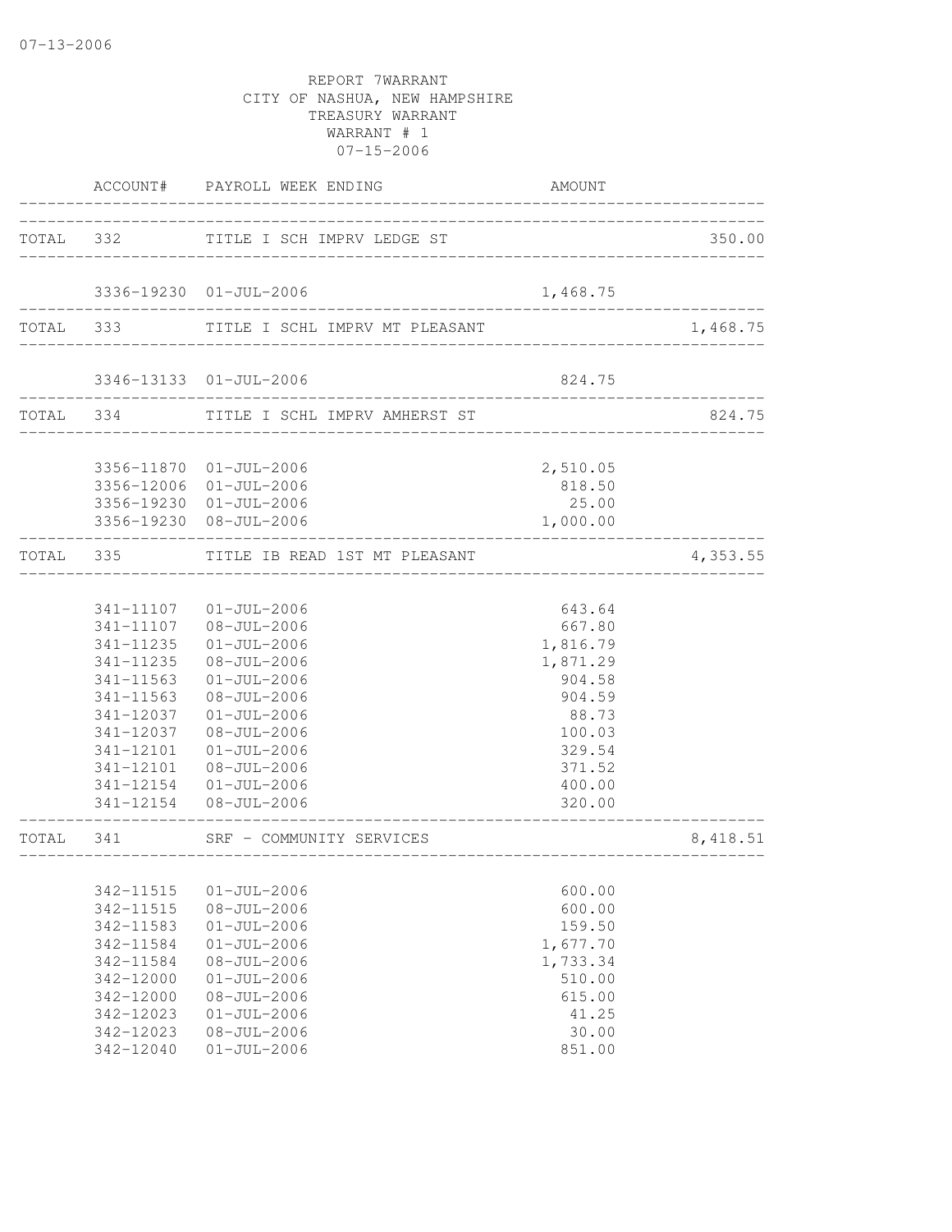07-13-2006

REPORT 7WARRANT
CITY OF NASHUA, NEW HAMPSHIRE
TREASURY WARRANT
WARRANT # 1
07-15-2006

| | ACCOUNT# | PAYROLL WEEK ENDING | AMOUNT | |
|---|---|---|---|---|
| TOTAL | 332 | TITLE I SCH IMPRV LEDGE ST | | 350.00 |
| | 3336-19230 | 01-JUL-2006 | 1,468.75 | |
| TOTAL | 333 | TITLE I SCHL IMPRV MT PLEASANT | | 1,468.75 |
| | 3346-13133 | 01-JUL-2006 | 824.75 | |
| TOTAL | 334 | TITLE I SCHL IMPRV AMHERST ST | | 824.75 |
| | 3356-11870 | 01-JUL-2006 | 2,510.05 | |
| | 3356-12006 | 01-JUL-2006 | 818.50 | |
| | 3356-19230 | 01-JUL-2006 | 25.00 | |
| | 3356-19230 | 08-JUL-2006 | 1,000.00 | |
| TOTAL | 335 | TITLE IB READ 1ST MT PLEASANT | | 4,353.55 |
| | 341-11107 | 01-JUL-2006 | 643.64 | |
| | 341-11107 | 08-JUL-2006 | 667.80 | |
| | 341-11235 | 01-JUL-2006 | 1,816.79 | |
| | 341-11235 | 08-JUL-2006 | 1,871.29 | |
| | 341-11563 | 01-JUL-2006 | 904.58 | |
| | 341-11563 | 08-JUL-2006 | 904.59 | |
| | 341-12037 | 01-JUL-2006 | 88.73 | |
| | 341-12037 | 08-JUL-2006 | 100.03 | |
| | 341-12101 | 01-JUL-2006 | 329.54 | |
| | 341-12101 | 08-JUL-2006 | 371.52 | |
| | 341-12154 | 01-JUL-2006 | 400.00 | |
| | 341-12154 | 08-JUL-2006 | 320.00 | |
| TOTAL | 341 | SRF - COMMUNITY SERVICES | | 8,418.51 |
| | 342-11515 | 01-JUL-2006 | 600.00 | |
| | 342-11515 | 08-JUL-2006 | 600.00 | |
| | 342-11583 | 01-JUL-2006 | 159.50 | |
| | 342-11584 | 01-JUL-2006 | 1,677.70 | |
| | 342-11584 | 08-JUL-2006 | 1,733.34 | |
| | 342-12000 | 01-JUL-2006 | 510.00 | |
| | 342-12000 | 08-JUL-2006 | 615.00 | |
| | 342-12023 | 01-JUL-2006 | 41.25 | |
| | 342-12023 | 08-JUL-2006 | 30.00 | |
| | 342-12040 | 01-JUL-2006 | 851.00 | |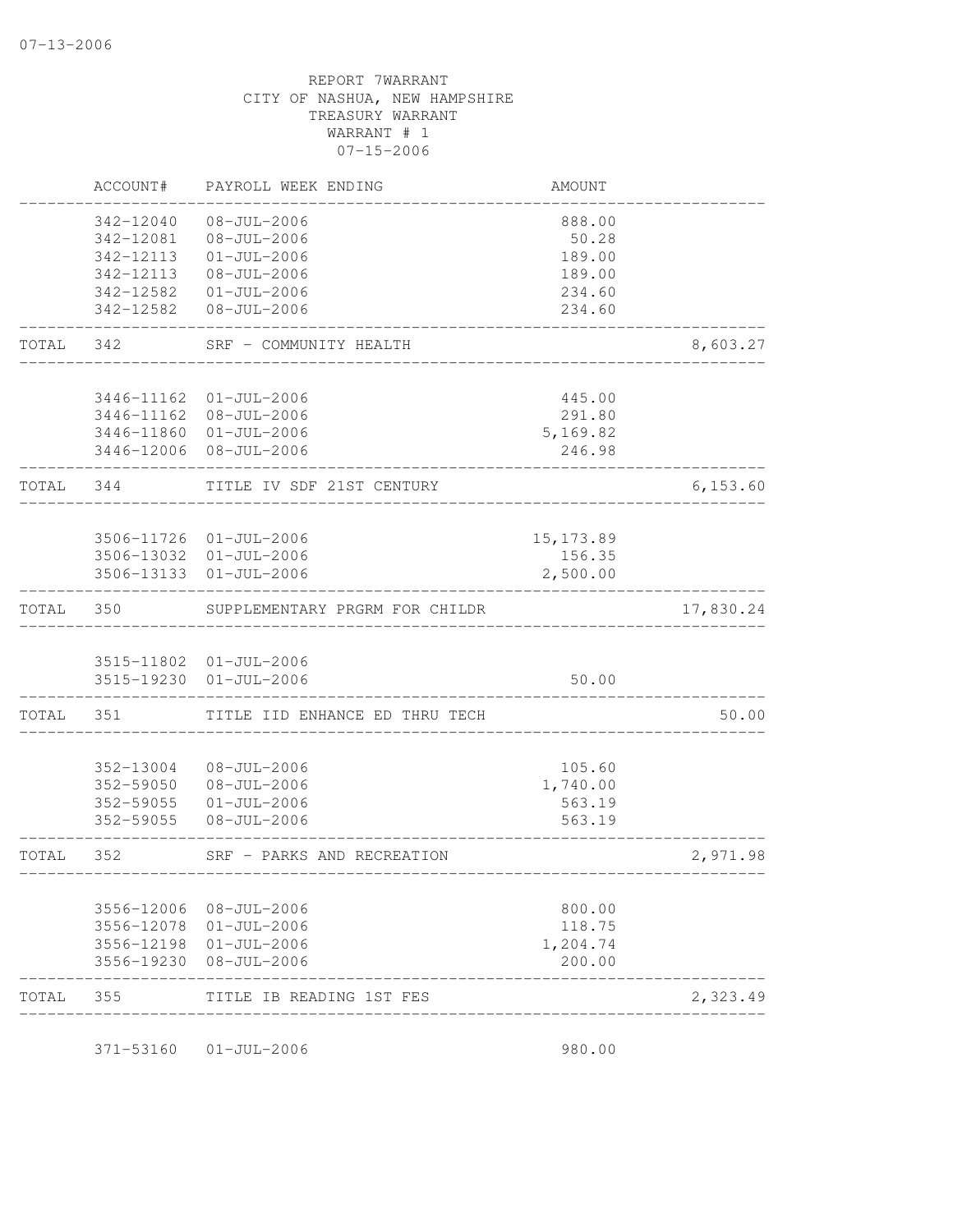07-13-2006

REPORT 7WARRANT
CITY OF NASHUA, NEW HAMPSHIRE
TREASURY WARRANT
WARRANT # 1
07-15-2006

| | ACCOUNT# | PAYROLL WEEK ENDING | AMOUNT | |
|---|---|---|---|---|
| | 342-12040 | 08-JUL-2006 | 888.00 | |
| | 342-12081 | 08-JUL-2006 | 50.28 | |
| | 342-12113 | 01-JUL-2006 | 189.00 | |
| | 342-12113 | 08-JUL-2006 | 189.00 | |
| | 342-12582 | 01-JUL-2006 | 234.60 | |
| | 342-12582 | 08-JUL-2006 | 234.60 | |
| TOTAL | 342 | SRF - COMMUNITY HEALTH | | 8,603.27 |
| | 3446-11162 | 01-JUL-2006 | 445.00 | |
| | 3446-11162 | 08-JUL-2006 | 291.80 | |
| | 3446-11860 | 01-JUL-2006 | 5,169.82 | |
| | 3446-12006 | 08-JUL-2006 | 246.98 | |
| TOTAL | 344 | TITLE IV SDF 21ST CENTURY | | 6,153.60 |
| | 3506-11726 | 01-JUL-2006 | 15,173.89 | |
| | 3506-13032 | 01-JUL-2006 | 156.35 | |
| | 3506-13133 | 01-JUL-2006 | 2,500.00 | |
| TOTAL | 350 | SUPPLEMENTARY PRGRM FOR CHILDR | | 17,830.24 |
| | 3515-11802 | 01-JUL-2006 | | |
| | 3515-19230 | 01-JUL-2006 | 50.00 | |
| TOTAL | 351 | TITLE IID ENHANCE ED THRU TECH | | 50.00 |
| | 352-13004 | 08-JUL-2006 | 105.60 | |
| | 352-59050 | 08-JUL-2006 | 1,740.00 | |
| | 352-59055 | 01-JUL-2006 | 563.19 | |
| | 352-59055 | 08-JUL-2006 | 563.19 | |
| TOTAL | 352 | SRF - PARKS AND RECREATION | | 2,971.98 |
| | 3556-12006 | 08-JUL-2006 | 800.00 | |
| | 3556-12078 | 01-JUL-2006 | 118.75 | |
| | 3556-12198 | 01-JUL-2006 | 1,204.74 | |
| | 3556-19230 | 08-JUL-2006 | 200.00 | |
| TOTAL | 355 | TITLE IB READING 1ST FES | | 2,323.49 |
| | 371-53160 | 01-JUL-2006 | 980.00 | |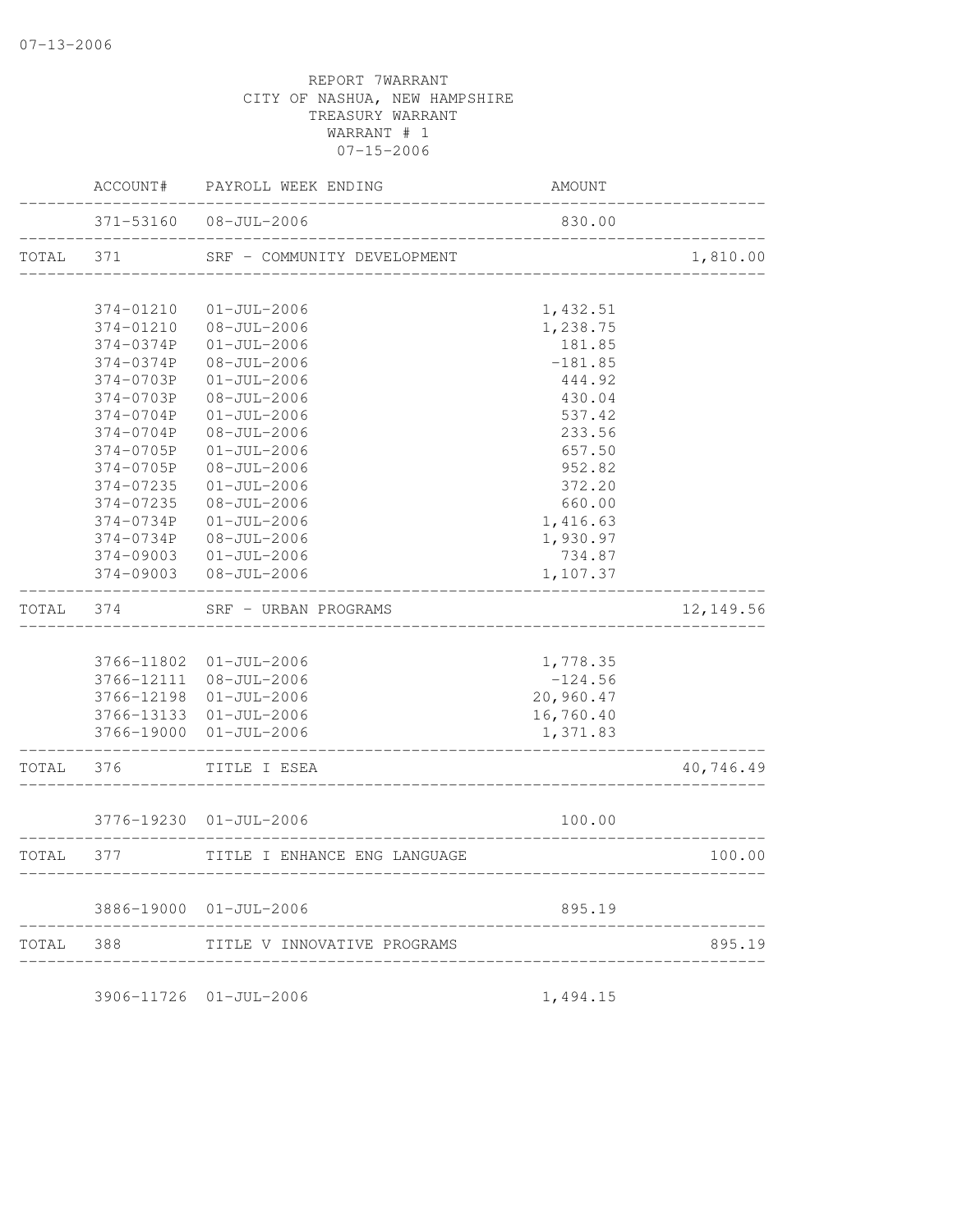REPORT 7WARRANT
CITY OF NASHUA, NEW HAMPSHIRE
TREASURY WARRANT
WARRANT # 1
07-15-2006

| | ACCOUNT# | PAYROLL WEEK ENDING | AMOUNT | |
|---|---|---|---|---|
| | 371-53160 | 08-JUL-2006 | 830.00 | |
| TOTAL | 371 | SRF - COMMUNITY DEVELOPMENT | | 1,810.00 |
| | 374-01210 | 01-JUL-2006 | 1,432.51 | |
| | 374-01210 | 08-JUL-2006 | 1,238.75 | |
| | 374-0374P | 01-JUL-2006 | 181.85 | |
| | 374-0374P | 08-JUL-2006 | -181.85 | |
| | 374-0703P | 01-JUL-2006 | 444.92 | |
| | 374-0703P | 08-JUL-2006 | 430.04 | |
| | 374-0704P | 01-JUL-2006 | 537.42 | |
| | 374-0704P | 08-JUL-2006 | 233.56 | |
| | 374-0705P | 01-JUL-2006 | 657.50 | |
| | 374-0705P | 08-JUL-2006 | 952.82 | |
| | 374-07235 | 01-JUL-2006 | 372.20 | |
| | 374-07235 | 08-JUL-2006 | 660.00 | |
| | 374-0734P | 01-JUL-2006 | 1,416.63 | |
| | 374-0734P | 08-JUL-2006 | 1,930.97 | |
| | 374-09003 | 01-JUL-2006 | 734.87 | |
| | 374-09003 | 08-JUL-2006 | 1,107.37 | |
| TOTAL | 374 | SRF - URBAN PROGRAMS | | 12,149.56 |
| | 3766-11802 | 01-JUL-2006 | 1,778.35 | |
| | 3766-12111 | 08-JUL-2006 | -124.56 | |
| | 3766-12198 | 01-JUL-2006 | 20,960.47 | |
| | 3766-13133 | 01-JUL-2006 | 16,760.40 | |
| | 3766-19000 | 01-JUL-2006 | 1,371.83 | |
| TOTAL | 376 | TITLE I ESEA | | 40,746.49 |
| | 3776-19230 | 01-JUL-2006 | 100.00 | |
| TOTAL | 377 | TITLE I ENHANCE ENG LANGUAGE | | 100.00 |
| | 3886-19000 | 01-JUL-2006 | 895.19 | |
| TOTAL | 388 | TITLE V INNOVATIVE PROGRAMS | | 895.19 |
| | 3906-11726 | 01-JUL-2006 | 1,494.15 | |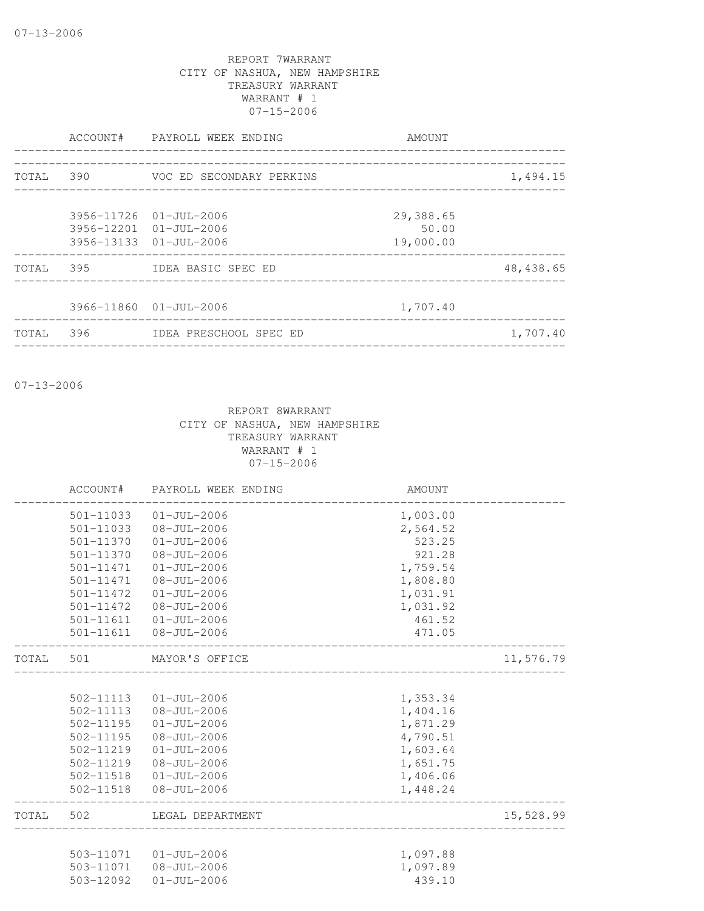07-13-2006

REPORT 7WARRANT
CITY OF NASHUA, NEW HAMPSHIRE
TREASURY WARRANT
WARRANT # 1
07-15-2006

| | ACCOUNT# | PAYROLL WEEK ENDING | AMOUNT | |
|---|---|---|---|---|
| TOTAL | 390 | VOC ED SECONDARY PERKINS | | 1,494.15 |
| | 3956-11726 | 01-JUL-2006 | 29,388.65 | |
| | 3956-12201 | 01-JUL-2006 | 50.00 | |
| | 3956-13133 | 01-JUL-2006 | 19,000.00 | |
| TOTAL | 395 | IDEA BASIC SPEC ED | | 48,438.65 |
| | 3966-11860 | 01-JUL-2006 | 1,707.40 | |
| TOTAL | 396 | IDEA PRESCHOOL SPEC ED | | 1,707.40 |

07-13-2006

REPORT 8WARRANT
CITY OF NASHUA, NEW HAMPSHIRE
TREASURY WARRANT
WARRANT # 1
07-15-2006

| | ACCOUNT# | PAYROLL WEEK ENDING | AMOUNT | |
|---|---|---|---|---|
| | 501-11033 | 01-JUL-2006 | 1,003.00 | |
| | 501-11033 | 08-JUL-2006 | 2,564.52 | |
| | 501-11370 | 01-JUL-2006 | 523.25 | |
| | 501-11370 | 08-JUL-2006 | 921.28 | |
| | 501-11471 | 01-JUL-2006 | 1,759.54 | |
| | 501-11471 | 08-JUL-2006 | 1,808.80 | |
| | 501-11472 | 01-JUL-2006 | 1,031.91 | |
| | 501-11472 | 08-JUL-2006 | 1,031.92 | |
| | 501-11611 | 01-JUL-2006 | 461.52 | |
| | 501-11611 | 08-JUL-2006 | 471.05 | |
| TOTAL | 501 | MAYOR'S OFFICE | | 11,576.79 |
| | 502-11113 | 01-JUL-2006 | 1,353.34 | |
| | 502-11113 | 08-JUL-2006 | 1,404.16 | |
| | 502-11195 | 01-JUL-2006 | 1,871.29 | |
| | 502-11195 | 08-JUL-2006 | 4,790.51 | |
| | 502-11219 | 01-JUL-2006 | 1,603.64 | |
| | 502-11219 | 08-JUL-2006 | 1,651.75 | |
| | 502-11518 | 01-JUL-2006 | 1,406.06 | |
| | 502-11518 | 08-JUL-2006 | 1,448.24 | |
| TOTAL | 502 | LEGAL DEPARTMENT | | 15,528.99 |
| | 503-11071 | 01-JUL-2006 | 1,097.88 | |
| | 503-11071 | 08-JUL-2006 | 1,097.89 | |
| | 503-12092 | 01-JUL-2006 | 439.10 | |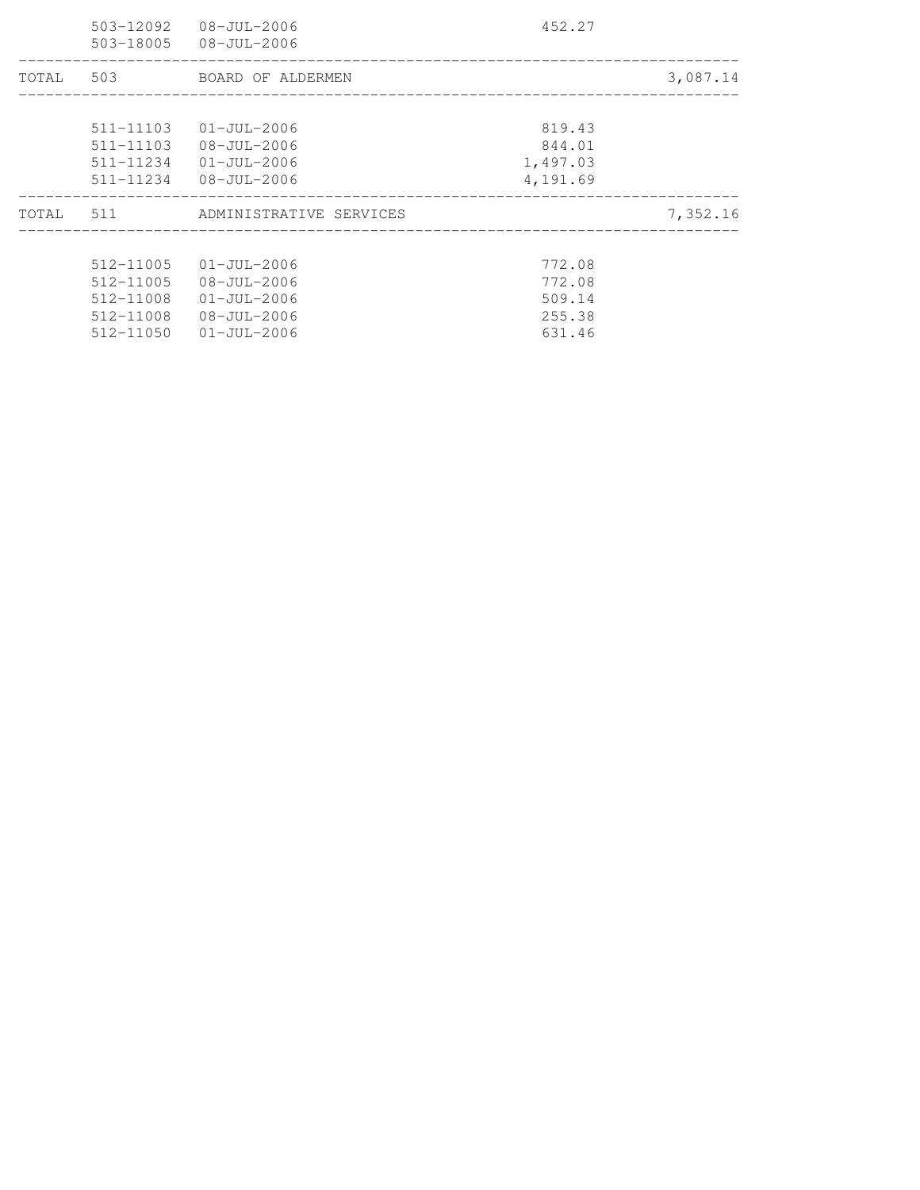| | | | | |
|---|---|---|---|---|
| | 503-12092 | 08-JUL-2006 | 452.27 | |
| | 503-18005 | 08-JUL-2006 | | |
| TOTAL | 503 | BOARD OF ALDERMEN | | 3,087.14 |
| | 511-11103 | 01-JUL-2006 | 819.43 | |
| | 511-11103 | 08-JUL-2006 | 844.01 | |
| | 511-11234 | 01-JUL-2006 | 1,497.03 | |
| | 511-11234 | 08-JUL-2006 | 4,191.69 | |
| TOTAL | 511 | ADMINISTRATIVE SERVICES | | 7,352.16 |
| | 512-11005 | 01-JUL-2006 | 772.08 | |
| | 512-11005 | 08-JUL-2006 | 772.08 | |
| | 512-11008 | 01-JUL-2006 | 509.14 | |
| | 512-11008 | 08-JUL-2006 | 255.38 | |
| | 512-11050 | 01-JUL-2006 | 631.46 | |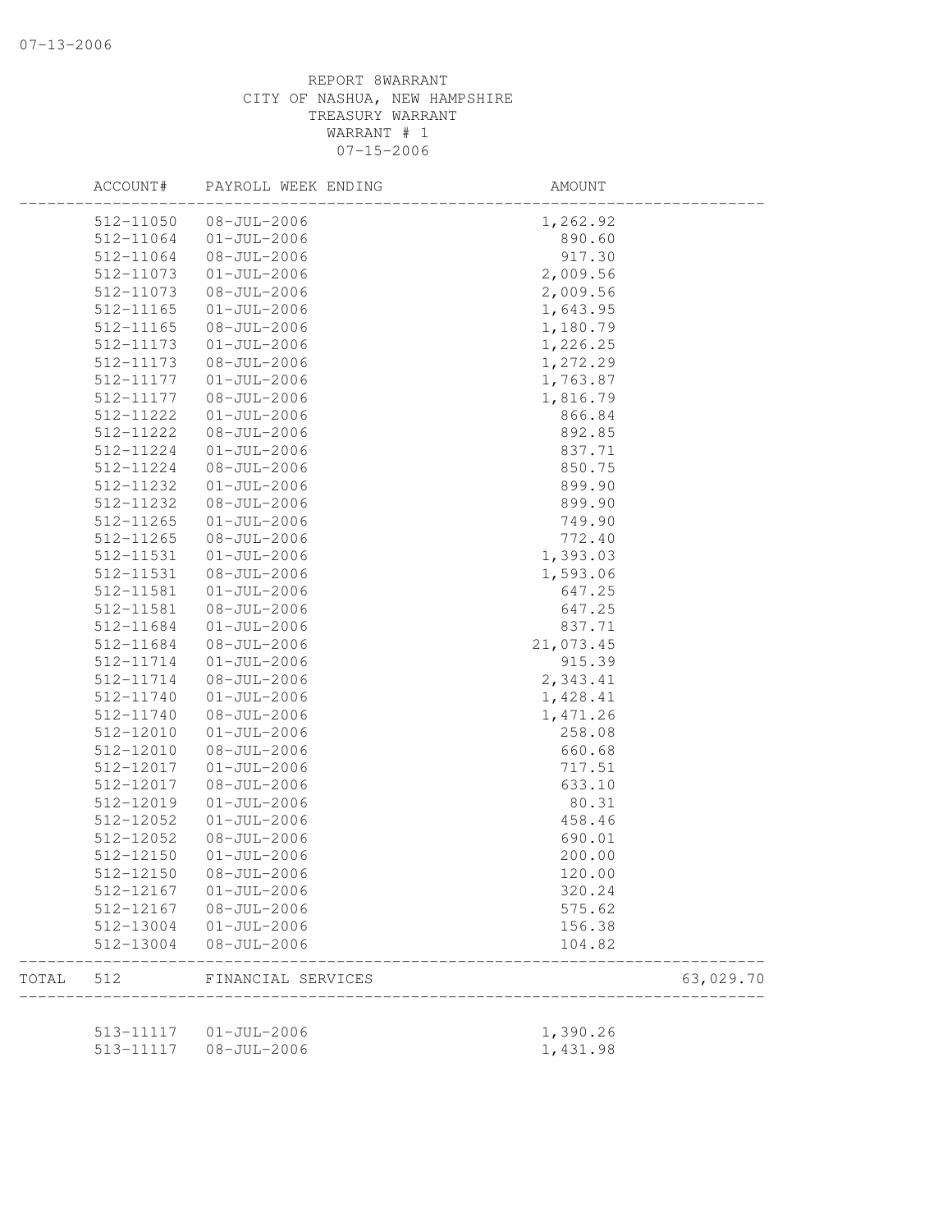REPORT 8WARRANT
CITY OF NASHUA, NEW HAMPSHIRE
TREASURY WARRANT
WARRANT # 1
07-15-2006

| ACCOUNT# | PAYROLL WEEK ENDING | AMOUNT | |
|---|---|---|---|
| 512-11050 | 08-JUL-2006 | 1,262.92 | |
| 512-11064 | 01-JUL-2006 | 890.60 | |
| 512-11064 | 08-JUL-2006 | 917.30 | |
| 512-11073 | 01-JUL-2006 | 2,009.56 | |
| 512-11073 | 08-JUL-2006 | 2,009.56 | |
| 512-11165 | 01-JUL-2006 | 1,643.95 | |
| 512-11165 | 08-JUL-2006 | 1,180.79 | |
| 512-11173 | 01-JUL-2006 | 1,226.25 | |
| 512-11173 | 08-JUL-2006 | 1,272.29 | |
| 512-11177 | 01-JUL-2006 | 1,763.87 | |
| 512-11177 | 08-JUL-2006 | 1,816.79 | |
| 512-11222 | 01-JUL-2006 | 866.84 | |
| 512-11222 | 08-JUL-2006 | 892.85 | |
| 512-11224 | 01-JUL-2006 | 837.71 | |
| 512-11224 | 08-JUL-2006 | 850.75 | |
| 512-11232 | 01-JUL-2006 | 899.90 | |
| 512-11232 | 08-JUL-2006 | 899.90 | |
| 512-11265 | 01-JUL-2006 | 749.90 | |
| 512-11265 | 08-JUL-2006 | 772.40 | |
| 512-11531 | 01-JUL-2006 | 1,393.03 | |
| 512-11531 | 08-JUL-2006 | 1,593.06 | |
| 512-11581 | 01-JUL-2006 | 647.25 | |
| 512-11581 | 08-JUL-2006 | 647.25 | |
| 512-11684 | 01-JUL-2006 | 837.71 | |
| 512-11684 | 08-JUL-2006 | 21,073.45 | |
| 512-11714 | 01-JUL-2006 | 915.39 | |
| 512-11714 | 08-JUL-2006 | 2,343.41 | |
| 512-11740 | 01-JUL-2006 | 1,428.41 | |
| 512-11740 | 08-JUL-2006 | 1,471.26 | |
| 512-12010 | 01-JUL-2006 | 258.08 | |
| 512-12010 | 08-JUL-2006 | 660.68 | |
| 512-12017 | 01-JUL-2006 | 717.51 | |
| 512-12017 | 08-JUL-2006 | 633.10 | |
| 512-12019 | 01-JUL-2006 | 80.31 | |
| 512-12052 | 01-JUL-2006 | 458.46 | |
| 512-12052 | 08-JUL-2006 | 690.01 | |
| 512-12150 | 01-JUL-2006 | 200.00 | |
| 512-12150 | 08-JUL-2006 | 120.00 | |
| 512-12167 | 01-JUL-2006 | 320.24 | |
| 512-12167 | 08-JUL-2006 | 575.62 | |
| 512-13004 | 01-JUL-2006 | 156.38 | |
| 512-13004 | 08-JUL-2006 | 104.82 | |
| TOTAL 512 | FINANCIAL SERVICES | | 63,029.70 |
| 513-11117 | 01-JUL-2006 | 1,390.26 | |
| 513-11117 | 08-JUL-2006 | 1,431.98 | |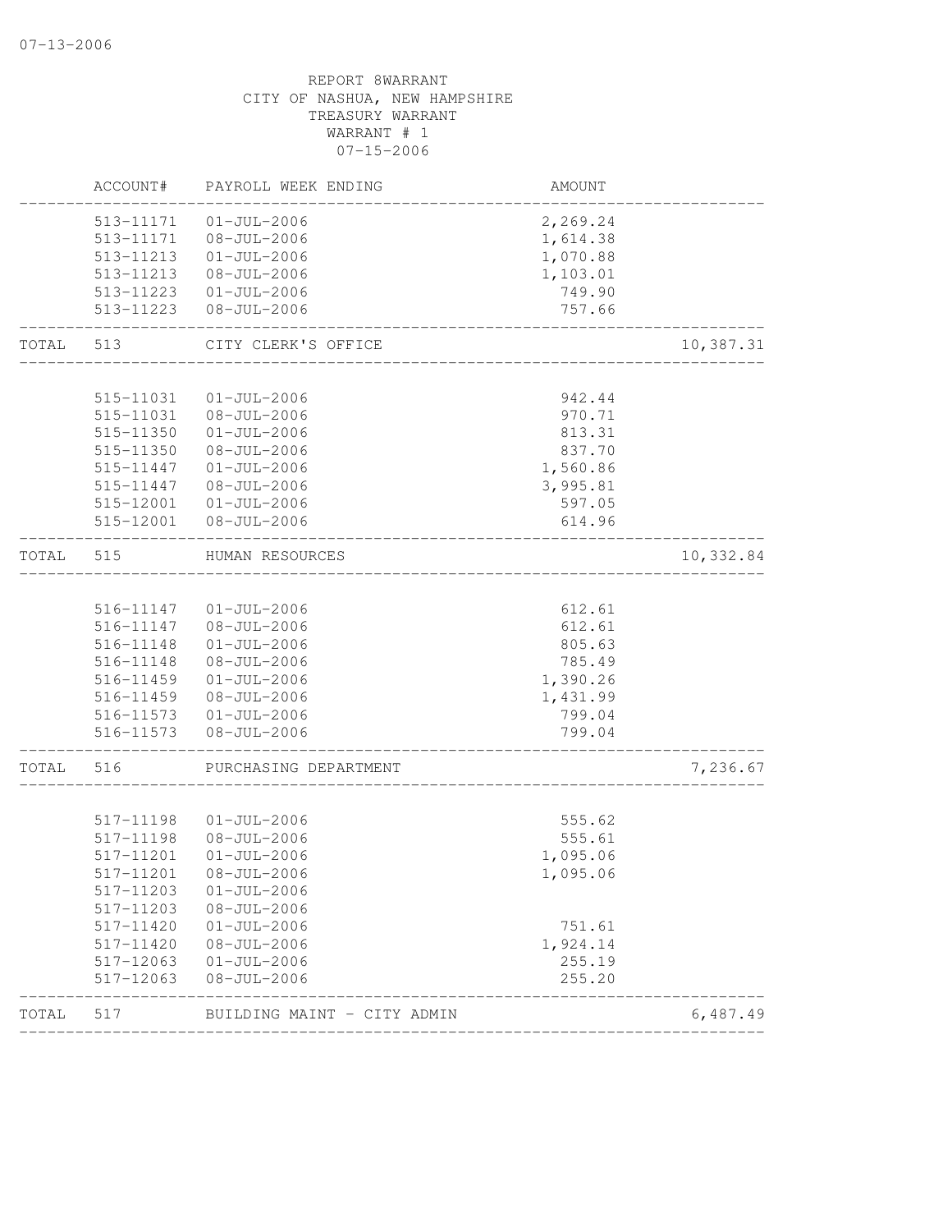07-13-2006

REPORT 8WARRANT
CITY OF NASHUA, NEW HAMPSHIRE
TREASURY WARRANT
WARRANT # 1
07-15-2006

| | ACCOUNT# | PAYROLL WEEK ENDING | AMOUNT | |
|---|---|---|---|---|
| | 513-11171 | 01-JUL-2006 | 2,269.24 | |
| | 513-11171 | 08-JUL-2006 | 1,614.38 | |
| | 513-11213 | 01-JUL-2006 | 1,070.88 | |
| | 513-11213 | 08-JUL-2006 | 1,103.01 | |
| | 513-11223 | 01-JUL-2006 | 749.90 | |
| | 513-11223 | 08-JUL-2006 | 757.66 | |
| TOTAL | 513 | CITY CLERK'S OFFICE | | 10,387.31 |
| | 515-11031 | 01-JUL-2006 | 942.44 | |
| | 515-11031 | 08-JUL-2006 | 970.71 | |
| | 515-11350 | 01-JUL-2006 | 813.31 | |
| | 515-11350 | 08-JUL-2006 | 837.70 | |
| | 515-11447 | 01-JUL-2006 | 1,560.86 | |
| | 515-11447 | 08-JUL-2006 | 3,995.81 | |
| | 515-12001 | 01-JUL-2006 | 597.05 | |
| | 515-12001 | 08-JUL-2006 | 614.96 | |
| TOTAL | 515 | HUMAN RESOURCES | | 10,332.84 |
| | 516-11147 | 01-JUL-2006 | 612.61 | |
| | 516-11147 | 08-JUL-2006 | 612.61 | |
| | 516-11148 | 01-JUL-2006 | 805.63 | |
| | 516-11148 | 08-JUL-2006 | 785.49 | |
| | 516-11459 | 01-JUL-2006 | 1,390.26 | |
| | 516-11459 | 08-JUL-2006 | 1,431.99 | |
| | 516-11573 | 01-JUL-2006 | 799.04 | |
| | 516-11573 | 08-JUL-2006 | 799.04 | |
| TOTAL | 516 | PURCHASING DEPARTMENT | | 7,236.67 |
| | 517-11198 | 01-JUL-2006 | 555.62 | |
| | 517-11198 | 08-JUL-2006 | 555.61 | |
| | 517-11201 | 01-JUL-2006 | 1,095.06 | |
| | 517-11201 | 08-JUL-2006 | 1,095.06 | |
| | 517-11203 | 01-JUL-2006 | | |
| | 517-11203 | 08-JUL-2006 | | |
| | 517-11420 | 01-JUL-2006 | 751.61 | |
| | 517-11420 | 08-JUL-2006 | 1,924.14 | |
| | 517-12063 | 01-JUL-2006 | 255.19 | |
| | 517-12063 | 08-JUL-2006 | 255.20 | |
| TOTAL | 517 | BUILDING MAINT - CITY ADMIN | | 6,487.49 |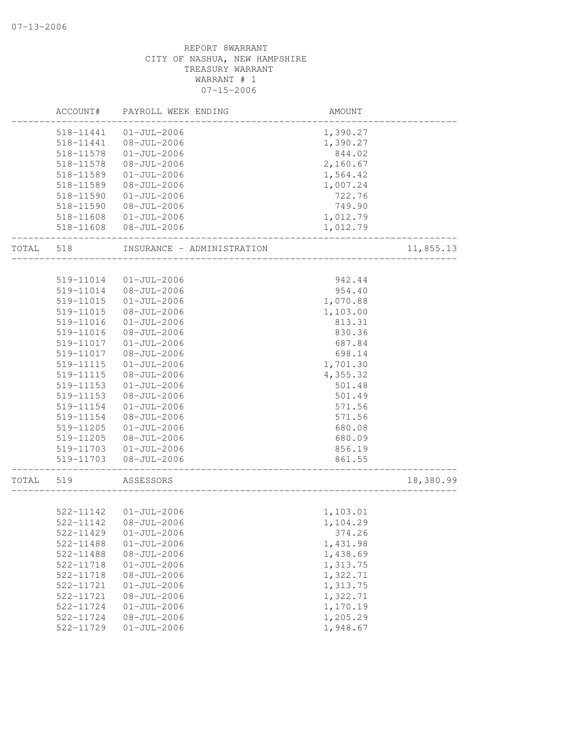07-13-2006

REPORT 8WARRANT
CITY OF NASHUA, NEW HAMPSHIRE
TREASURY WARRANT
WARRANT # 1
07-15-2006

| | ACCOUNT# | PAYROLL WEEK ENDING | AMOUNT | |
|---|---|---|---|---|
| | 518-11441 | 01-JUL-2006 | 1,390.27 | |
| | 518-11441 | 08-JUL-2006 | 1,390.27 | |
| | 518-11578 | 01-JUL-2006 | 844.02 | |
| | 518-11578 | 08-JUL-2006 | 2,160.67 | |
| | 518-11589 | 01-JUL-2006 | 1,564.42 | |
| | 518-11589 | 08-JUL-2006 | 1,007.24 | |
| | 518-11590 | 01-JUL-2006 | 722.76 | |
| | 518-11590 | 08-JUL-2006 | 749.90 | |
| | 518-11608 | 01-JUL-2006 | 1,012.79 | |
| | 518-11608 | 08-JUL-2006 | 1,012.79 | |
| TOTAL | 518 | INSURANCE - ADMINISTRATION | | 11,855.13 |
| | 519-11014 | 01-JUL-2006 | 942.44 | |
| | 519-11014 | 08-JUL-2006 | 954.40 | |
| | 519-11015 | 01-JUL-2006 | 1,070.88 | |
| | 519-11015 | 08-JUL-2006 | 1,103.00 | |
| | 519-11016 | 01-JUL-2006 | 813.31 | |
| | 519-11016 | 08-JUL-2006 | 830.36 | |
| | 519-11017 | 01-JUL-2006 | 687.84 | |
| | 519-11017 | 08-JUL-2006 | 698.14 | |
| | 519-11115 | 01-JUL-2006 | 1,701.30 | |
| | 519-11115 | 08-JUL-2006 | 4,355.32 | |
| | 519-11153 | 01-JUL-2006 | 501.48 | |
| | 519-11153 | 08-JUL-2006 | 501.49 | |
| | 519-11154 | 01-JUL-2006 | 571.56 | |
| | 519-11154 | 08-JUL-2006 | 571.56 | |
| | 519-11205 | 01-JUL-2006 | 680.08 | |
| | 519-11205 | 08-JUL-2006 | 680.09 | |
| | 519-11703 | 01-JUL-2006 | 856.19 | |
| | 519-11703 | 08-JUL-2006 | 861.55 | |
| TOTAL | 519 | ASSESSORS | | 18,380.99 |
| | 522-11142 | 01-JUL-2006 | 1,103.01 | |
| | 522-11142 | 08-JUL-2006 | 1,104.29 | |
| | 522-11429 | 01-JUL-2006 | 374.26 | |
| | 522-11488 | 01-JUL-2006 | 1,431.98 | |
| | 522-11488 | 08-JUL-2006 | 1,438.69 | |
| | 522-11718 | 01-JUL-2006 | 1,313.75 | |
| | 522-11718 | 08-JUL-2006 | 1,322.71 | |
| | 522-11721 | 01-JUL-2006 | 1,313.75 | |
| | 522-11721 | 08-JUL-2006 | 1,322.71 | |
| | 522-11724 | 01-JUL-2006 | 1,170.19 | |
| | 522-11724 | 08-JUL-2006 | 1,205.29 | |
| | 522-11729 | 01-JUL-2006 | 1,948.67 | |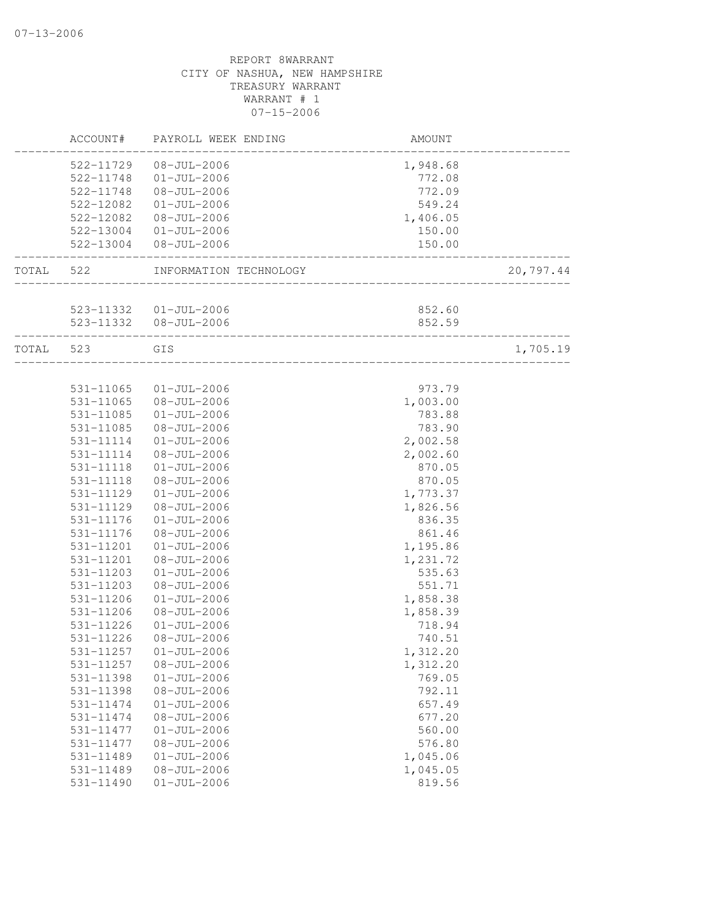07-13-2006

REPORT 8WARRANT
CITY OF NASHUA, NEW HAMPSHIRE
TREASURY WARRANT
WARRANT # 1
07-15-2006

| | ACCOUNT# | PAYROLL WEEK ENDING | AMOUNT | |
|---|---|---|---|---|
| | 522-11729 | 08-JUL-2006 | 1,948.68 | |
| | 522-11748 | 01-JUL-2006 | 772.08 | |
| | 522-11748 | 08-JUL-2006 | 772.09 | |
| | 522-12082 | 01-JUL-2006 | 549.24 | |
| | 522-12082 | 08-JUL-2006 | 1,406.05 | |
| | 522-13004 | 01-JUL-2006 | 150.00 | |
| | 522-13004 | 08-JUL-2006 | 150.00 | |
| TOTAL | 522 | INFORMATION TECHNOLOGY | | 20,797.44 |
| | 523-11332 | 01-JUL-2006 | 852.60 | |
| | 523-11332 | 08-JUL-2006 | 852.59 | |
| TOTAL | 523 | GIS | | 1,705.19 |
| | 531-11065 | 01-JUL-2006 | 973.79 | |
| | 531-11065 | 08-JUL-2006 | 1,003.00 | |
| | 531-11085 | 01-JUL-2006 | 783.88 | |
| | 531-11085 | 08-JUL-2006 | 783.90 | |
| | 531-11114 | 01-JUL-2006 | 2,002.58 | |
| | 531-11114 | 08-JUL-2006 | 2,002.60 | |
| | 531-11118 | 01-JUL-2006 | 870.05 | |
| | 531-11118 | 08-JUL-2006 | 870.05 | |
| | 531-11129 | 01-JUL-2006 | 1,773.37 | |
| | 531-11129 | 08-JUL-2006 | 1,826.56 | |
| | 531-11176 | 01-JUL-2006 | 836.35 | |
| | 531-11176 | 08-JUL-2006 | 861.46 | |
| | 531-11201 | 01-JUL-2006 | 1,195.86 | |
| | 531-11201 | 08-JUL-2006 | 1,231.72 | |
| | 531-11203 | 01-JUL-2006 | 535.63 | |
| | 531-11203 | 08-JUL-2006 | 551.71 | |
| | 531-11206 | 01-JUL-2006 | 1,858.38 | |
| | 531-11206 | 08-JUL-2006 | 1,858.39 | |
| | 531-11226 | 01-JUL-2006 | 718.94 | |
| | 531-11226 | 08-JUL-2006 | 740.51 | |
| | 531-11257 | 01-JUL-2006 | 1,312.20 | |
| | 531-11257 | 08-JUL-2006 | 1,312.20 | |
| | 531-11398 | 01-JUL-2006 | 769.05 | |
| | 531-11398 | 08-JUL-2006 | 792.11 | |
| | 531-11474 | 01-JUL-2006 | 657.49 | |
| | 531-11474 | 08-JUL-2006 | 677.20 | |
| | 531-11477 | 01-JUL-2006 | 560.00 | |
| | 531-11477 | 08-JUL-2006 | 576.80 | |
| | 531-11489 | 01-JUL-2006 | 1,045.06 | |
| | 531-11489 | 08-JUL-2006 | 1,045.05 | |
| | 531-11490 | 01-JUL-2006 | 819.56 | |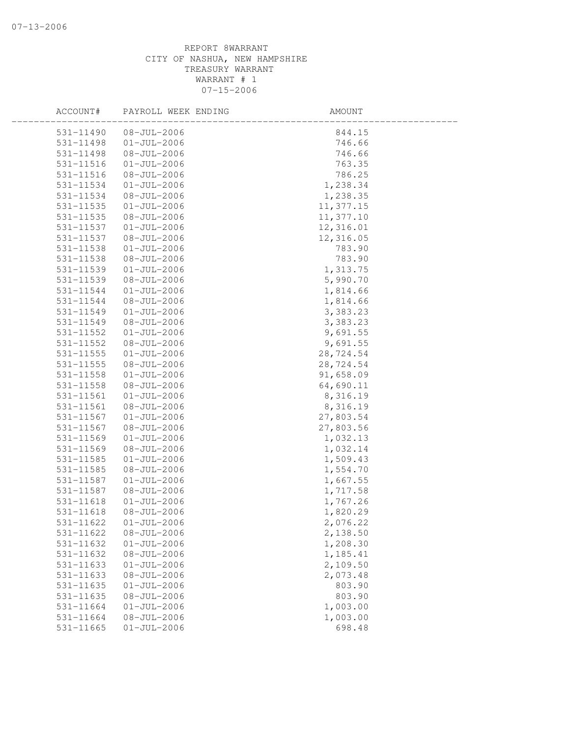REPORT 8WARRANT
CITY OF NASHUA, NEW HAMPSHIRE
TREASURY WARRANT
WARRANT # 1
07-15-2006

| ACCOUNT# | PAYROLL WEEK ENDING | AMOUNT |
|---|---|---|
| 531-11490 | 08-JUL-2006 | 844.15 |
| 531-11498 | 01-JUL-2006 | 746.66 |
| 531-11498 | 08-JUL-2006 | 746.66 |
| 531-11516 | 01-JUL-2006 | 763.35 |
| 531-11516 | 08-JUL-2006 | 786.25 |
| 531-11534 | 01-JUL-2006 | 1,238.34 |
| 531-11534 | 08-JUL-2006 | 1,238.35 |
| 531-11535 | 01-JUL-2006 | 11,377.15 |
| 531-11535 | 08-JUL-2006 | 11,377.10 |
| 531-11537 | 01-JUL-2006 | 12,316.01 |
| 531-11537 | 08-JUL-2006 | 12,316.05 |
| 531-11538 | 01-JUL-2006 | 783.90 |
| 531-11538 | 08-JUL-2006 | 783.90 |
| 531-11539 | 01-JUL-2006 | 1,313.75 |
| 531-11539 | 08-JUL-2006 | 5,990.70 |
| 531-11544 | 01-JUL-2006 | 1,814.66 |
| 531-11544 | 08-JUL-2006 | 1,814.66 |
| 531-11549 | 01-JUL-2006 | 3,383.23 |
| 531-11549 | 08-JUL-2006 | 3,383.23 |
| 531-11552 | 01-JUL-2006 | 9,691.55 |
| 531-11552 | 08-JUL-2006 | 9,691.55 |
| 531-11555 | 01-JUL-2006 | 28,724.54 |
| 531-11555 | 08-JUL-2006 | 28,724.54 |
| 531-11558 | 01-JUL-2006 | 91,658.09 |
| 531-11558 | 08-JUL-2006 | 64,690.11 |
| 531-11561 | 01-JUL-2006 | 8,316.19 |
| 531-11561 | 08-JUL-2006 | 8,316.19 |
| 531-11567 | 01-JUL-2006 | 27,803.54 |
| 531-11567 | 08-JUL-2006 | 27,803.56 |
| 531-11569 | 01-JUL-2006 | 1,032.13 |
| 531-11569 | 08-JUL-2006 | 1,032.14 |
| 531-11585 | 01-JUL-2006 | 1,509.43 |
| 531-11585 | 08-JUL-2006 | 1,554.70 |
| 531-11587 | 01-JUL-2006 | 1,667.55 |
| 531-11587 | 08-JUL-2006 | 1,717.58 |
| 531-11618 | 01-JUL-2006 | 1,767.26 |
| 531-11618 | 08-JUL-2006 | 1,820.29 |
| 531-11622 | 01-JUL-2006 | 2,076.22 |
| 531-11622 | 08-JUL-2006 | 2,138.50 |
| 531-11632 | 01-JUL-2006 | 1,208.30 |
| 531-11632 | 08-JUL-2006 | 1,185.41 |
| 531-11633 | 01-JUL-2006 | 2,109.50 |
| 531-11633 | 08-JUL-2006 | 2,073.48 |
| 531-11635 | 01-JUL-2006 | 803.90 |
| 531-11635 | 08-JUL-2006 | 803.90 |
| 531-11664 | 01-JUL-2006 | 1,003.00 |
| 531-11664 | 08-JUL-2006 | 1,003.00 |
| 531-11665 | 01-JUL-2006 | 698.48 |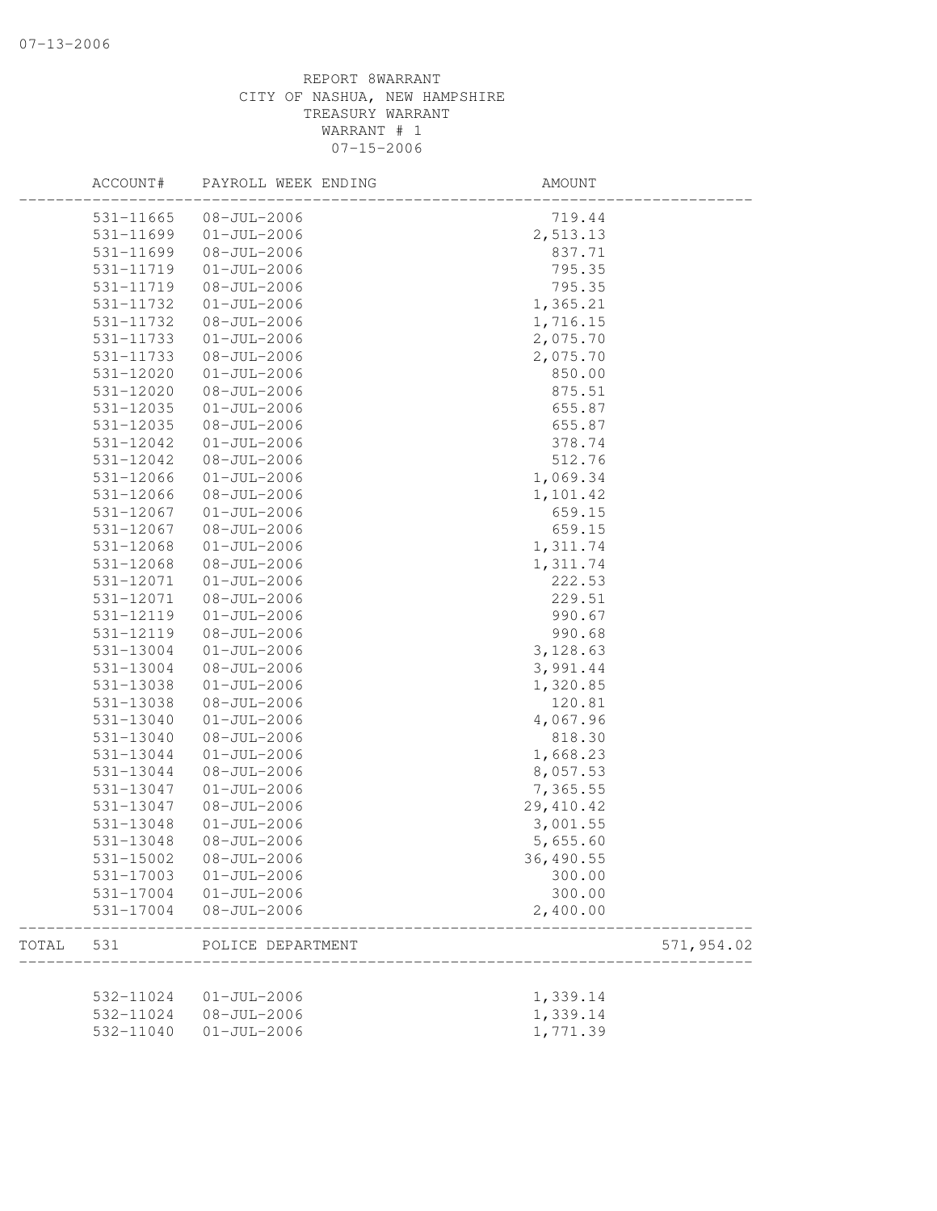REPORT 8WARRANT
CITY OF NASHUA, NEW HAMPSHIRE
TREASURY WARRANT
WARRANT # 1
07-15-2006

| | ACCOUNT# | PAYROLL WEEK ENDING | AMOUNT | |
|---|---|---|---|---|
| | 531-11665 | 08-JUL-2006 | 719.44 | |
| | 531-11699 | 01-JUL-2006 | 2,513.13 | |
| | 531-11699 | 08-JUL-2006 | 837.71 | |
| | 531-11719 | 01-JUL-2006 | 795.35 | |
| | 531-11719 | 08-JUL-2006 | 795.35 | |
| | 531-11732 | 01-JUL-2006 | 1,365.21 | |
| | 531-11732 | 08-JUL-2006 | 1,716.15 | |
| | 531-11733 | 01-JUL-2006 | 2,075.70 | |
| | 531-11733 | 08-JUL-2006 | 2,075.70 | |
| | 531-12020 | 01-JUL-2006 | 850.00 | |
| | 531-12020 | 08-JUL-2006 | 875.51 | |
| | 531-12035 | 01-JUL-2006 | 655.87 | |
| | 531-12035 | 08-JUL-2006 | 655.87 | |
| | 531-12042 | 01-JUL-2006 | 378.74 | |
| | 531-12042 | 08-JUL-2006 | 512.76 | |
| | 531-12066 | 01-JUL-2006 | 1,069.34 | |
| | 531-12066 | 08-JUL-2006 | 1,101.42 | |
| | 531-12067 | 01-JUL-2006 | 659.15 | |
| | 531-12067 | 08-JUL-2006 | 659.15 | |
| | 531-12068 | 01-JUL-2006 | 1,311.74 | |
| | 531-12068 | 08-JUL-2006 | 1,311.74 | |
| | 531-12071 | 01-JUL-2006 | 222.53 | |
| | 531-12071 | 08-JUL-2006 | 229.51 | |
| | 531-12119 | 01-JUL-2006 | 990.67 | |
| | 531-12119 | 08-JUL-2006 | 990.68 | |
| | 531-13004 | 01-JUL-2006 | 3,128.63 | |
| | 531-13004 | 08-JUL-2006 | 3,991.44 | |
| | 531-13038 | 01-JUL-2006 | 1,320.85 | |
| | 531-13038 | 08-JUL-2006 | 120.81 | |
| | 531-13040 | 01-JUL-2006 | 4,067.96 | |
| | 531-13040 | 08-JUL-2006 | 818.30 | |
| | 531-13044 | 01-JUL-2006 | 1,668.23 | |
| | 531-13044 | 08-JUL-2006 | 8,057.53 | |
| | 531-13047 | 01-JUL-2006 | 7,365.55 | |
| | 531-13047 | 08-JUL-2006 | 29,410.42 | |
| | 531-13048 | 01-JUL-2006 | 3,001.55 | |
| | 531-13048 | 08-JUL-2006 | 5,655.60 | |
| | 531-15002 | 08-JUL-2006 | 36,490.55 | |
| | 531-17003 | 01-JUL-2006 | 300.00 | |
| | 531-17004 | 01-JUL-2006 | 300.00 | |
| | 531-17004 | 08-JUL-2006 | 2,400.00 | |
| TOTAL | 531 | POLICE DEPARTMENT | | 571,954.02 |
| | 532-11024 | 01-JUL-2006 | 1,339.14 | |
| | 532-11024 | 08-JUL-2006 | 1,339.14 | |
| | 532-11040 | 01-JUL-2006 | 1,771.39 | |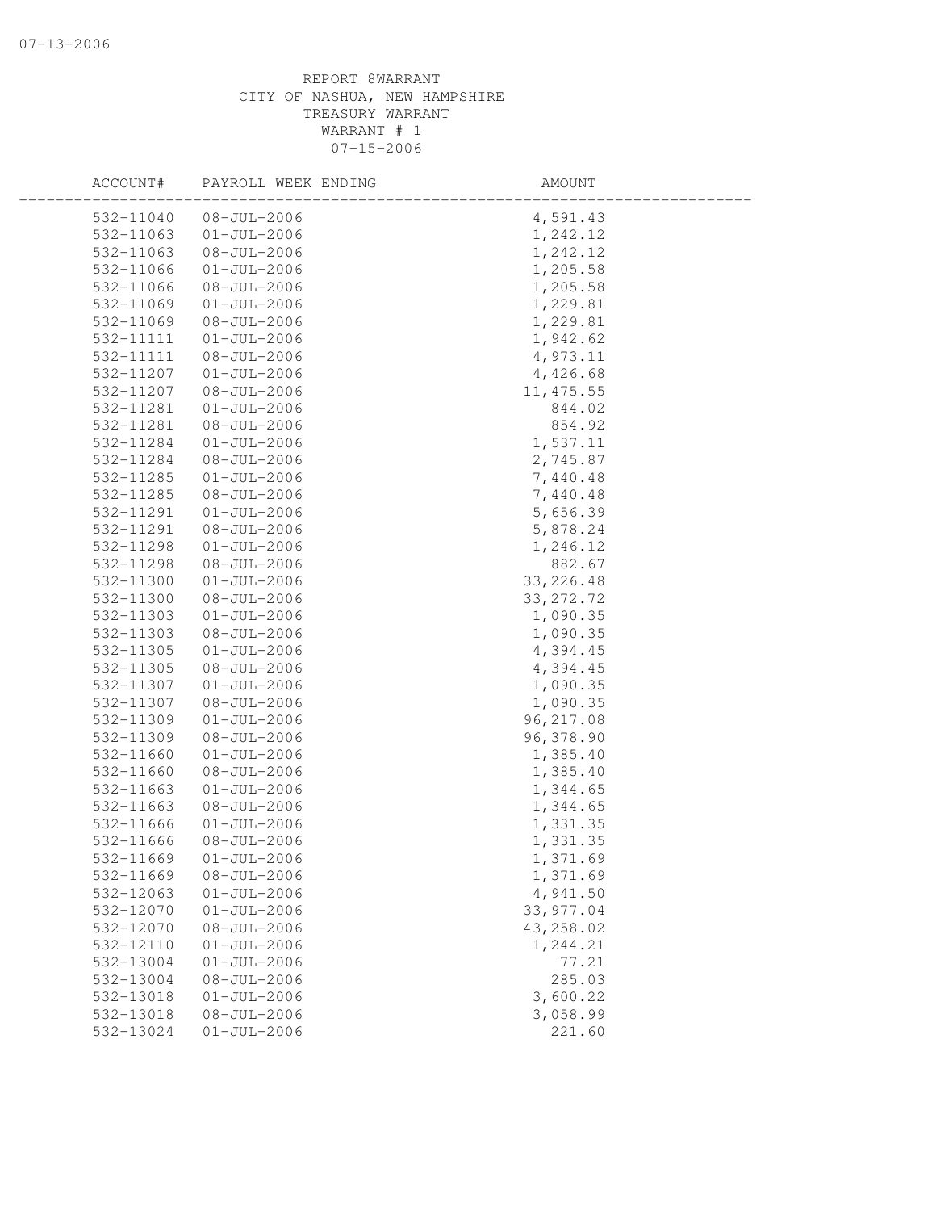07-13-2006

REPORT 8WARRANT
CITY OF NASHUA, NEW HAMPSHIRE
TREASURY WARRANT
WARRANT # 1
07-15-2006

| ACCOUNT# | PAYROLL WEEK ENDING | AMOUNT |
|---|---|---|
| 532-11040 | 08-JUL-2006 | 4,591.43 |
| 532-11063 | 01-JUL-2006 | 1,242.12 |
| 532-11063 | 08-JUL-2006 | 1,242.12 |
| 532-11066 | 01-JUL-2006 | 1,205.58 |
| 532-11066 | 08-JUL-2006 | 1,205.58 |
| 532-11069 | 01-JUL-2006 | 1,229.81 |
| 532-11069 | 08-JUL-2006 | 1,229.81 |
| 532-11111 | 01-JUL-2006 | 1,942.62 |
| 532-11111 | 08-JUL-2006 | 4,973.11 |
| 532-11207 | 01-JUL-2006 | 4,426.68 |
| 532-11207 | 08-JUL-2006 | 11,475.55 |
| 532-11281 | 01-JUL-2006 | 844.02 |
| 532-11281 | 08-JUL-2006 | 854.92 |
| 532-11284 | 01-JUL-2006 | 1,537.11 |
| 532-11284 | 08-JUL-2006 | 2,745.87 |
| 532-11285 | 01-JUL-2006 | 7,440.48 |
| 532-11285 | 08-JUL-2006 | 7,440.48 |
| 532-11291 | 01-JUL-2006 | 5,656.39 |
| 532-11291 | 08-JUL-2006 | 5,878.24 |
| 532-11298 | 01-JUL-2006 | 1,246.12 |
| 532-11298 | 08-JUL-2006 | 882.67 |
| 532-11300 | 01-JUL-2006 | 33,226.48 |
| 532-11300 | 08-JUL-2006 | 33,272.72 |
| 532-11303 | 01-JUL-2006 | 1,090.35 |
| 532-11303 | 08-JUL-2006 | 1,090.35 |
| 532-11305 | 01-JUL-2006 | 4,394.45 |
| 532-11305 | 08-JUL-2006 | 4,394.45 |
| 532-11307 | 01-JUL-2006 | 1,090.35 |
| 532-11307 | 08-JUL-2006 | 1,090.35 |
| 532-11309 | 01-JUL-2006 | 96,217.08 |
| 532-11309 | 08-JUL-2006 | 96,378.90 |
| 532-11660 | 01-JUL-2006 | 1,385.40 |
| 532-11660 | 08-JUL-2006 | 1,385.40 |
| 532-11663 | 01-JUL-2006 | 1,344.65 |
| 532-11663 | 08-JUL-2006 | 1,344.65 |
| 532-11666 | 01-JUL-2006 | 1,331.35 |
| 532-11666 | 08-JUL-2006 | 1,331.35 |
| 532-11669 | 01-JUL-2006 | 1,371.69 |
| 532-11669 | 08-JUL-2006 | 1,371.69 |
| 532-12063 | 01-JUL-2006 | 4,941.50 |
| 532-12070 | 01-JUL-2006 | 33,977.04 |
| 532-12070 | 08-JUL-2006 | 43,258.02 |
| 532-12110 | 01-JUL-2006 | 1,244.21 |
| 532-13004 | 01-JUL-2006 | 77.21 |
| 532-13004 | 08-JUL-2006 | 285.03 |
| 532-13018 | 01-JUL-2006 | 3,600.22 |
| 532-13018 | 08-JUL-2006 | 3,058.99 |
| 532-13024 | 01-JUL-2006 | 221.60 |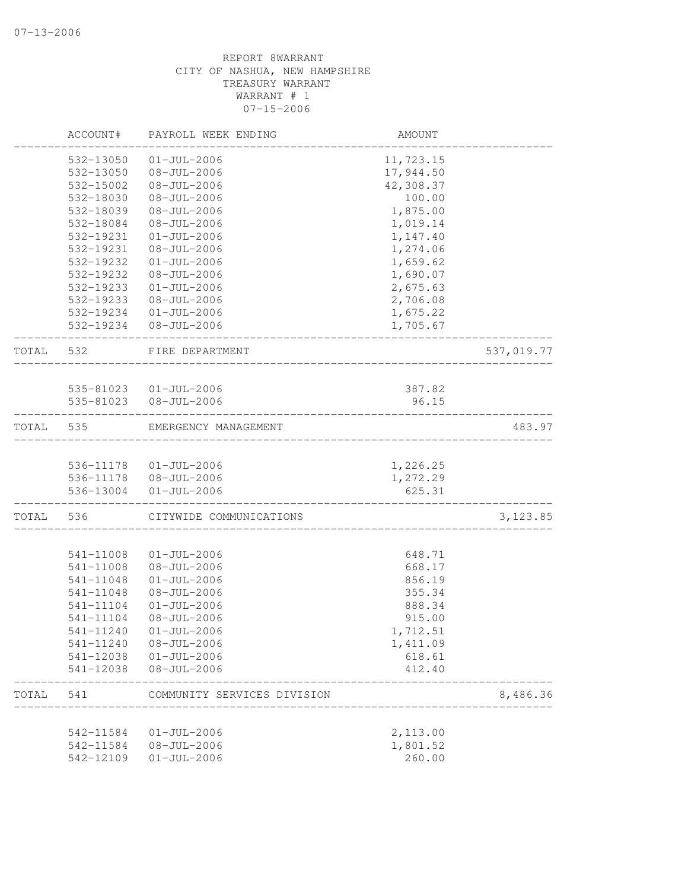REPORT 8WARRANT
CITY OF NASHUA, NEW HAMPSHIRE
TREASURY WARRANT
WARRANT # 1
07-15-2006

| | ACCOUNT# | PAYROLL WEEK ENDING | AMOUNT | |
|---|---|---|---|---|
| | 532-13050 | 01-JUL-2006 | 11,723.15 | |
| | 532-13050 | 08-JUL-2006 | 17,944.50 | |
| | 532-15002 | 08-JUL-2006 | 42,308.37 | |
| | 532-18030 | 08-JUL-2006 | 100.00 | |
| | 532-18039 | 08-JUL-2006 | 1,875.00 | |
| | 532-18084 | 08-JUL-2006 | 1,019.14 | |
| | 532-19231 | 01-JUL-2006 | 1,147.40 | |
| | 532-19231 | 08-JUL-2006 | 1,274.06 | |
| | 532-19232 | 01-JUL-2006 | 1,659.62 | |
| | 532-19232 | 08-JUL-2006 | 1,690.07 | |
| | 532-19233 | 01-JUL-2006 | 2,675.63 | |
| | 532-19233 | 08-JUL-2006 | 2,706.08 | |
| | 532-19234 | 01-JUL-2006 | 1,675.22 | |
| | 532-19234 | 08-JUL-2006 | 1,705.67 | |
| TOTAL | 532 | FIRE DEPARTMENT | | 537,019.77 |
| | 535-81023 | 01-JUL-2006 | 387.82 | |
| | 535-81023 | 08-JUL-2006 | 96.15 | |
| TOTAL | 535 | EMERGENCY MANAGEMENT | | 483.97 |
| | 536-11178 | 01-JUL-2006 | 1,226.25 | |
| | 536-11178 | 08-JUL-2006 | 1,272.29 | |
| | 536-13004 | 01-JUL-2006 | 625.31 | |
| TOTAL | 536 | CITYWIDE COMMUNICATIONS | | 3,123.85 |
| | 541-11008 | 01-JUL-2006 | 648.71 | |
| | 541-11008 | 08-JUL-2006 | 668.17 | |
| | 541-11048 | 01-JUL-2006 | 856.19 | |
| | 541-11048 | 08-JUL-2006 | 355.34 | |
| | 541-11104 | 01-JUL-2006 | 888.34 | |
| | 541-11104 | 08-JUL-2006 | 915.00 | |
| | 541-11240 | 01-JUL-2006 | 1,712.51 | |
| | 541-11240 | 08-JUL-2006 | 1,411.09 | |
| | 541-12038 | 01-JUL-2006 | 618.61 | |
| | 541-12038 | 08-JUL-2006 | 412.40 | |
| TOTAL | 541 | COMMUNITY SERVICES DIVISION | | 8,486.36 |
| | 542-11584 | 01-JUL-2006 | 2,113.00 | |
| | 542-11584 | 08-JUL-2006 | 1,801.52 | |
| | 542-12109 | 01-JUL-2006 | 260.00 | |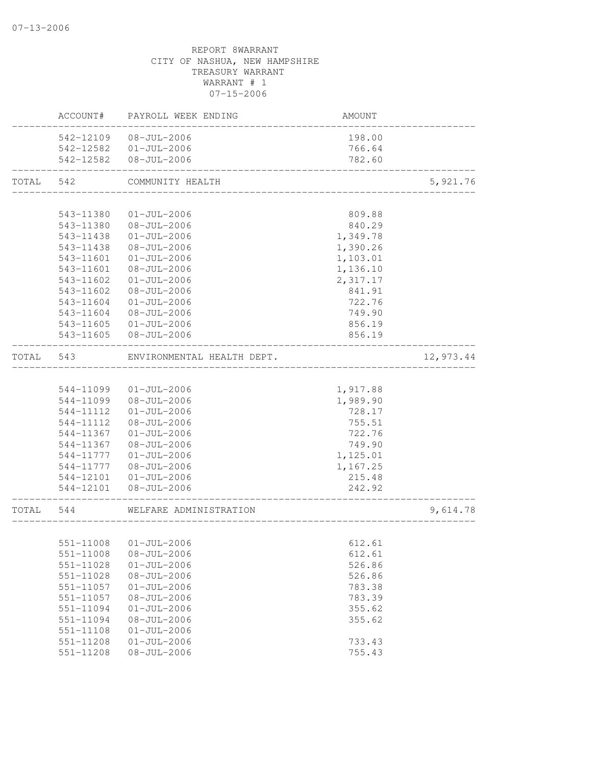REPORT 8WARRANT
CITY OF NASHUA, NEW HAMPSHIRE
TREASURY WARRANT
WARRANT # 1
07-15-2006

| | ACCOUNT# | PAYROLL WEEK ENDING | AMOUNT | |
|---|---|---|---|---|
| | 542-12109 | 08-JUL-2006 | 198.00 | |
| | 542-12582 | 01-JUL-2006 | 766.64 | |
| | 542-12582 | 08-JUL-2006 | 782.60 | |
| TOTAL | 542 | COMMUNITY HEALTH | | 5,921.76 |
| | 543-11380 | 01-JUL-2006 | 809.88 | |
| | 543-11380 | 08-JUL-2006 | 840.29 | |
| | 543-11438 | 01-JUL-2006 | 1,349.78 | |
| | 543-11438 | 08-JUL-2006 | 1,390.26 | |
| | 543-11601 | 01-JUL-2006 | 1,103.01 | |
| | 543-11601 | 08-JUL-2006 | 1,136.10 | |
| | 543-11602 | 01-JUL-2006 | 2,317.17 | |
| | 543-11602 | 08-JUL-2006 | 841.91 | |
| | 543-11604 | 01-JUL-2006 | 722.76 | |
| | 543-11604 | 08-JUL-2006 | 749.90 | |
| | 543-11605 | 01-JUL-2006 | 856.19 | |
| | 543-11605 | 08-JUL-2006 | 856.19 | |
| TOTAL | 543 | ENVIRONMENTAL HEALTH DEPT. | | 12,973.44 |
| | 544-11099 | 01-JUL-2006 | 1,917.88 | |
| | 544-11099 | 08-JUL-2006 | 1,989.90 | |
| | 544-11112 | 01-JUL-2006 | 728.17 | |
| | 544-11112 | 08-JUL-2006 | 755.51 | |
| | 544-11367 | 01-JUL-2006 | 722.76 | |
| | 544-11367 | 08-JUL-2006 | 749.90 | |
| | 544-11777 | 01-JUL-2006 | 1,125.01 | |
| | 544-11777 | 08-JUL-2006 | 1,167.25 | |
| | 544-12101 | 01-JUL-2006 | 215.48 | |
| | 544-12101 | 08-JUL-2006 | 242.92 | |
| TOTAL | 544 | WELFARE ADMINISTRATION | | 9,614.78 |
| | 551-11008 | 01-JUL-2006 | 612.61 | |
| | 551-11008 | 08-JUL-2006 | 612.61 | |
| | 551-11028 | 01-JUL-2006 | 526.86 | |
| | 551-11028 | 08-JUL-2006 | 526.86 | |
| | 551-11057 | 01-JUL-2006 | 783.38 | |
| | 551-11057 | 08-JUL-2006 | 783.39 | |
| | 551-11094 | 01-JUL-2006 | 355.62 | |
| | 551-11094 | 08-JUL-2006 | 355.62 | |
| | 551-11108 | 01-JUL-2006 | | |
| | 551-11208 | 01-JUL-2006 | 733.43 | |
| | 551-11208 | 08-JUL-2006 | 755.43 | |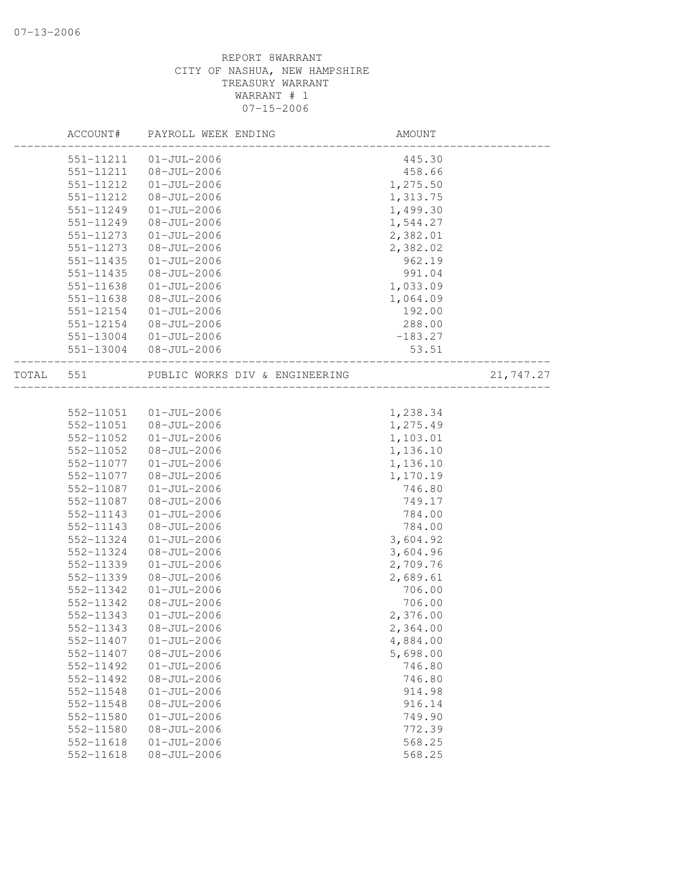REPORT 8WARRANT
CITY OF NASHUA, NEW HAMPSHIRE
TREASURY WARRANT
WARRANT # 1
07-15-2006

| | ACCOUNT# | PAYROLL WEEK ENDING | AMOUNT | |
|---|---|---|---|---|
| | 551-11211 | 01-JUL-2006 | 445.30 | |
| | 551-11211 | 08-JUL-2006 | 458.66 | |
| | 551-11212 | 01-JUL-2006 | 1,275.50 | |
| | 551-11212 | 08-JUL-2006 | 1,313.75 | |
| | 551-11249 | 01-JUL-2006 | 1,499.30 | |
| | 551-11249 | 08-JUL-2006 | 1,544.27 | |
| | 551-11273 | 01-JUL-2006 | 2,382.01 | |
| | 551-11273 | 08-JUL-2006 | 2,382.02 | |
| | 551-11435 | 01-JUL-2006 | 962.19 | |
| | 551-11435 | 08-JUL-2006 | 991.04 | |
| | 551-11638 | 01-JUL-2006 | 1,033.09 | |
| | 551-11638 | 08-JUL-2006 | 1,064.09 | |
| | 551-12154 | 01-JUL-2006 | 192.00 | |
| | 551-12154 | 08-JUL-2006 | 288.00 | |
| | 551-13004 | 01-JUL-2006 | -183.27 | |
| | 551-13004 | 08-JUL-2006 | 53.51 | |
| TOTAL | 551 | PUBLIC WORKS DIV & ENGINEERING | | 21,747.27 |
| | 552-11051 | 01-JUL-2006 | 1,238.34 | |
| | 552-11051 | 08-JUL-2006 | 1,275.49 | |
| | 552-11052 | 01-JUL-2006 | 1,103.01 | |
| | 552-11052 | 08-JUL-2006 | 1,136.10 | |
| | 552-11077 | 01-JUL-2006 | 1,136.10 | |
| | 552-11077 | 08-JUL-2006 | 1,170.19 | |
| | 552-11087 | 01-JUL-2006 | 746.80 | |
| | 552-11087 | 08-JUL-2006 | 749.17 | |
| | 552-11143 | 01-JUL-2006 | 784.00 | |
| | 552-11143 | 08-JUL-2006 | 784.00 | |
| | 552-11324 | 01-JUL-2006 | 3,604.92 | |
| | 552-11324 | 08-JUL-2006 | 3,604.96 | |
| | 552-11339 | 01-JUL-2006 | 2,709.76 | |
| | 552-11339 | 08-JUL-2006 | 2,689.61 | |
| | 552-11342 | 01-JUL-2006 | 706.00 | |
| | 552-11342 | 08-JUL-2006 | 706.00 | |
| | 552-11343 | 01-JUL-2006 | 2,376.00 | |
| | 552-11343 | 08-JUL-2006 | 2,364.00 | |
| | 552-11407 | 01-JUL-2006 | 4,884.00 | |
| | 552-11407 | 08-JUL-2006 | 5,698.00 | |
| | 552-11492 | 01-JUL-2006 | 746.80 | |
| | 552-11492 | 08-JUL-2006 | 746.80 | |
| | 552-11548 | 01-JUL-2006 | 914.98 | |
| | 552-11548 | 08-JUL-2006 | 916.14 | |
| | 552-11580 | 01-JUL-2006 | 749.90 | |
| | 552-11580 | 08-JUL-2006 | 772.39 | |
| | 552-11618 | 01-JUL-2006 | 568.25 | |
| | 552-11618 | 08-JUL-2006 | 568.25 | |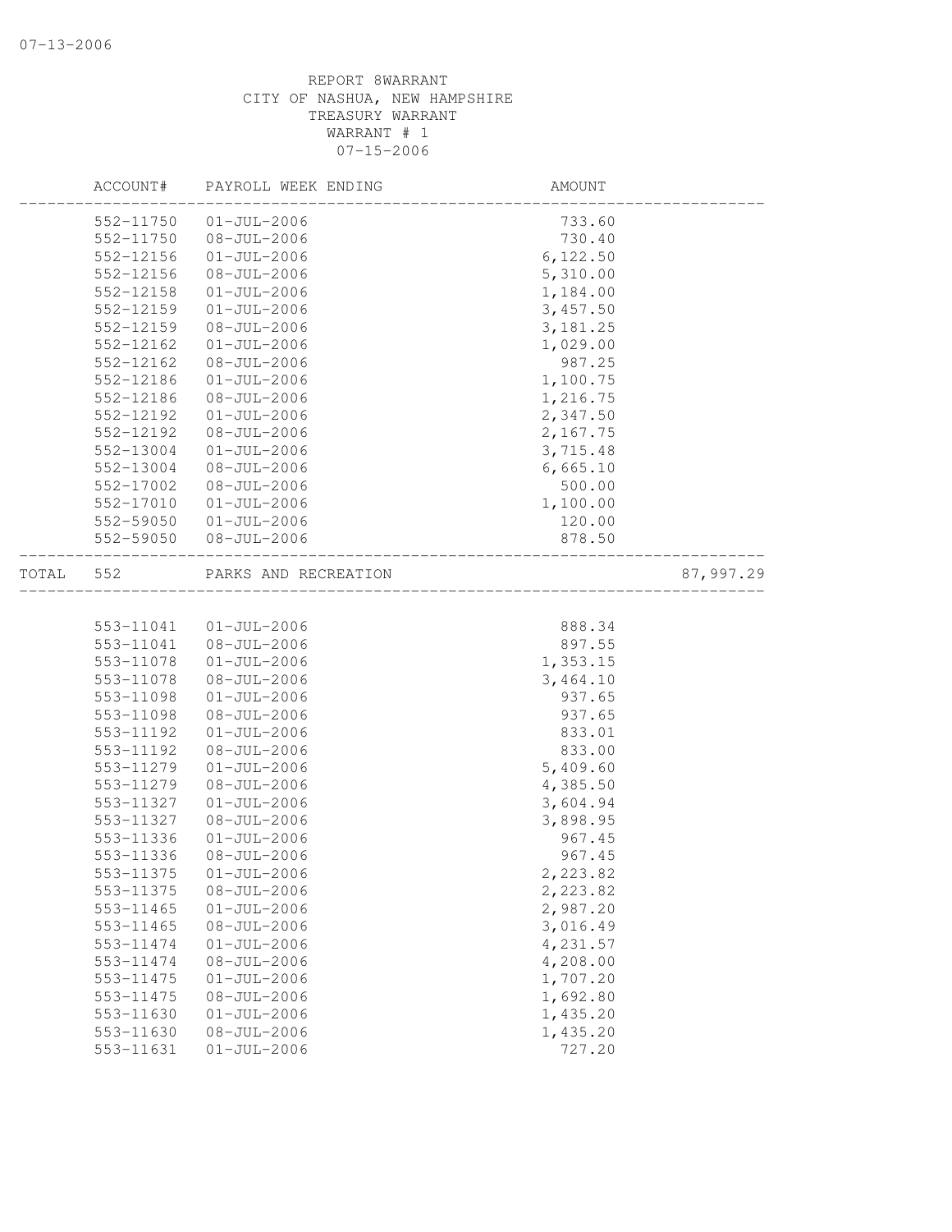REPORT 8WARRANT
CITY OF NASHUA, NEW HAMPSHIRE
TREASURY WARRANT
WARRANT # 1
07-15-2006

| | ACCOUNT# | PAYROLL WEEK ENDING | AMOUNT | |
|---|---|---|---|---|
| | 552-11750 | 01-JUL-2006 | 733.60 | |
| | 552-11750 | 08-JUL-2006 | 730.40 | |
| | 552-12156 | 01-JUL-2006 | 6,122.50 | |
| | 552-12156 | 08-JUL-2006 | 5,310.00 | |
| | 552-12158 | 01-JUL-2006 | 1,184.00 | |
| | 552-12159 | 01-JUL-2006 | 3,457.50 | |
| | 552-12159 | 08-JUL-2006 | 3,181.25 | |
| | 552-12162 | 01-JUL-2006 | 1,029.00 | |
| | 552-12162 | 08-JUL-2006 | 987.25 | |
| | 552-12186 | 01-JUL-2006 | 1,100.75 | |
| | 552-12186 | 08-JUL-2006 | 1,216.75 | |
| | 552-12192 | 01-JUL-2006 | 2,347.50 | |
| | 552-12192 | 08-JUL-2006 | 2,167.75 | |
| | 552-13004 | 01-JUL-2006 | 3,715.48 | |
| | 552-13004 | 08-JUL-2006 | 6,665.10 | |
| | 552-17002 | 08-JUL-2006 | 500.00 | |
| | 552-17010 | 01-JUL-2006 | 1,100.00 | |
| | 552-59050 | 01-JUL-2006 | 120.00 | |
| | 552-59050 | 08-JUL-2006 | 878.50 | |
| TOTAL | 552 | PARKS AND RECREATION | | 87,997.29 |
| | 553-11041 | 01-JUL-2006 | 888.34 | |
| | 553-11041 | 08-JUL-2006 | 897.55 | |
| | 553-11078 | 01-JUL-2006 | 1,353.15 | |
| | 553-11078 | 08-JUL-2006 | 3,464.10 | |
| | 553-11098 | 01-JUL-2006 | 937.65 | |
| | 553-11098 | 08-JUL-2006 | 937.65 | |
| | 553-11192 | 01-JUL-2006 | 833.01 | |
| | 553-11192 | 08-JUL-2006 | 833.00 | |
| | 553-11279 | 01-JUL-2006 | 5,409.60 | |
| | 553-11279 | 08-JUL-2006 | 4,385.50 | |
| | 553-11327 | 01-JUL-2006 | 3,604.94 | |
| | 553-11327 | 08-JUL-2006 | 3,898.95 | |
| | 553-11336 | 01-JUL-2006 | 967.45 | |
| | 553-11336 | 08-JUL-2006 | 967.45 | |
| | 553-11375 | 01-JUL-2006 | 2,223.82 | |
| | 553-11375 | 08-JUL-2006 | 2,223.82 | |
| | 553-11465 | 01-JUL-2006 | 2,987.20 | |
| | 553-11465 | 08-JUL-2006 | 3,016.49 | |
| | 553-11474 | 01-JUL-2006 | 4,231.57 | |
| | 553-11474 | 08-JUL-2006 | 4,208.00 | |
| | 553-11475 | 01-JUL-2006 | 1,707.20 | |
| | 553-11475 | 08-JUL-2006 | 1,692.80 | |
| | 553-11630 | 01-JUL-2006 | 1,435.20 | |
| | 553-11630 | 08-JUL-2006 | 1,435.20 | |
| | 553-11631 | 01-JUL-2006 | 727.20 | |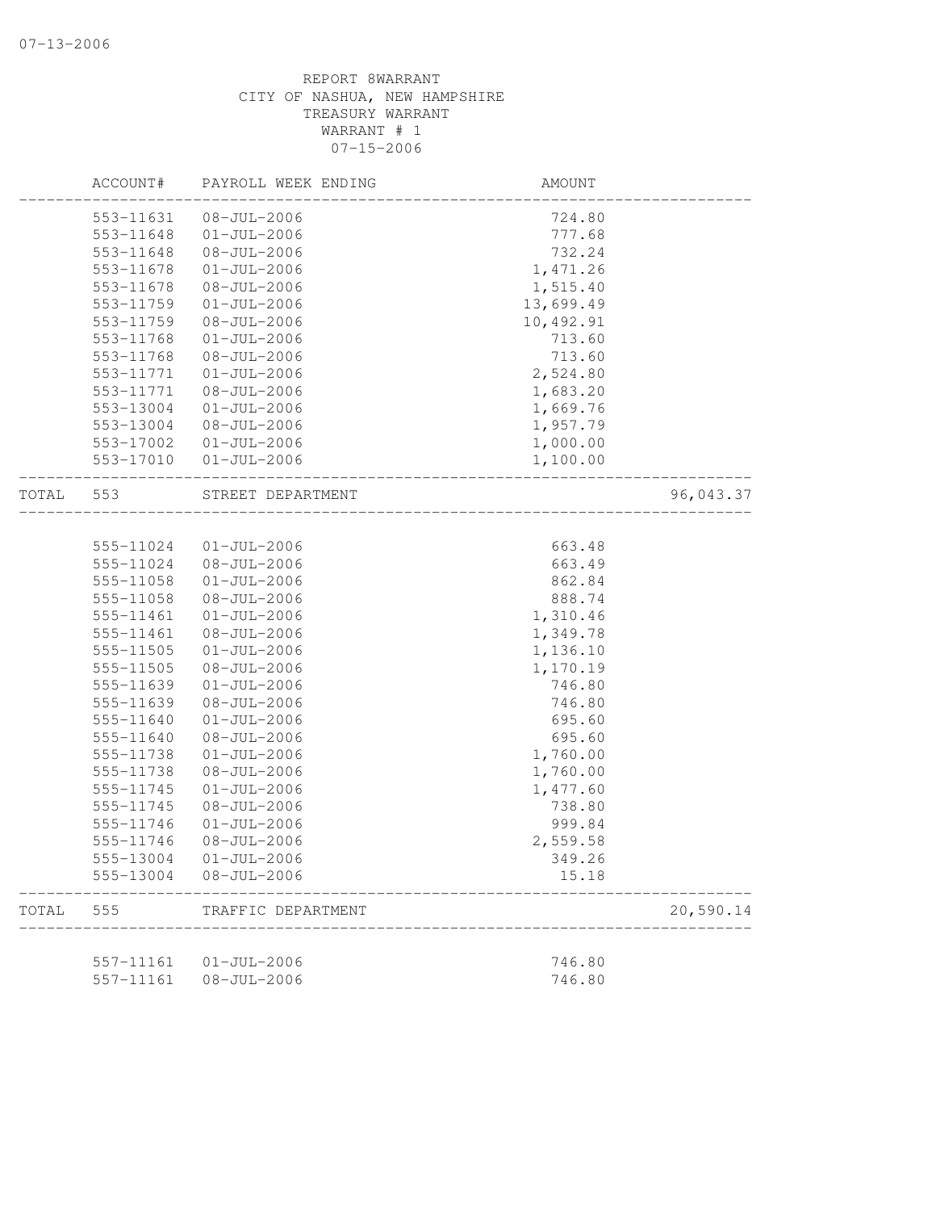REPORT 8WARRANT
CITY OF NASHUA, NEW HAMPSHIRE
TREASURY WARRANT
WARRANT # 1
07-15-2006

| | ACCOUNT# | PAYROLL WEEK ENDING | AMOUNT | |
|---|---|---|---|---|
| | 553-11631 | 08-JUL-2006 | 724.80 | |
| | 553-11648 | 01-JUL-2006 | 777.68 | |
| | 553-11648 | 08-JUL-2006 | 732.24 | |
| | 553-11678 | 01-JUL-2006 | 1,471.26 | |
| | 553-11678 | 08-JUL-2006 | 1,515.40 | |
| | 553-11759 | 01-JUL-2006 | 13,699.49 | |
| | 553-11759 | 08-JUL-2006 | 10,492.91 | |
| | 553-11768 | 01-JUL-2006 | 713.60 | |
| | 553-11768 | 08-JUL-2006 | 713.60 | |
| | 553-11771 | 01-JUL-2006 | 2,524.80 | |
| | 553-11771 | 08-JUL-2006 | 1,683.20 | |
| | 553-13004 | 01-JUL-2006 | 1,669.76 | |
| | 553-13004 | 08-JUL-2006 | 1,957.79 | |
| | 553-17002 | 01-JUL-2006 | 1,000.00 | |
| | 553-17010 | 01-JUL-2006 | 1,100.00 | |
| TOTAL | 553 | STREET DEPARTMENT | | 96,043.37 |
| | 555-11024 | 01-JUL-2006 | 663.48 | |
| | 555-11024 | 08-JUL-2006 | 663.49 | |
| | 555-11058 | 01-JUL-2006 | 862.84 | |
| | 555-11058 | 08-JUL-2006 | 888.74 | |
| | 555-11461 | 01-JUL-2006 | 1,310.46 | |
| | 555-11461 | 08-JUL-2006 | 1,349.78 | |
| | 555-11505 | 01-JUL-2006 | 1,136.10 | |
| | 555-11505 | 08-JUL-2006 | 1,170.19 | |
| | 555-11639 | 01-JUL-2006 | 746.80 | |
| | 555-11639 | 08-JUL-2006 | 746.80 | |
| | 555-11640 | 01-JUL-2006 | 695.60 | |
| | 555-11640 | 08-JUL-2006 | 695.60 | |
| | 555-11738 | 01-JUL-2006 | 1,760.00 | |
| | 555-11738 | 08-JUL-2006 | 1,760.00 | |
| | 555-11745 | 01-JUL-2006 | 1,477.60 | |
| | 555-11745 | 08-JUL-2006 | 738.80 | |
| | 555-11746 | 01-JUL-2006 | 999.84 | |
| | 555-11746 | 08-JUL-2006 | 2,559.58 | |
| | 555-13004 | 01-JUL-2006 | 349.26 | |
| | 555-13004 | 08-JUL-2006 | 15.18 | |
| TOTAL | 555 | TRAFFIC DEPARTMENT | | 20,590.14 |
| | 557-11161 | 01-JUL-2006 | 746.80 | |
| | 557-11161 | 08-JUL-2006 | 746.80 | |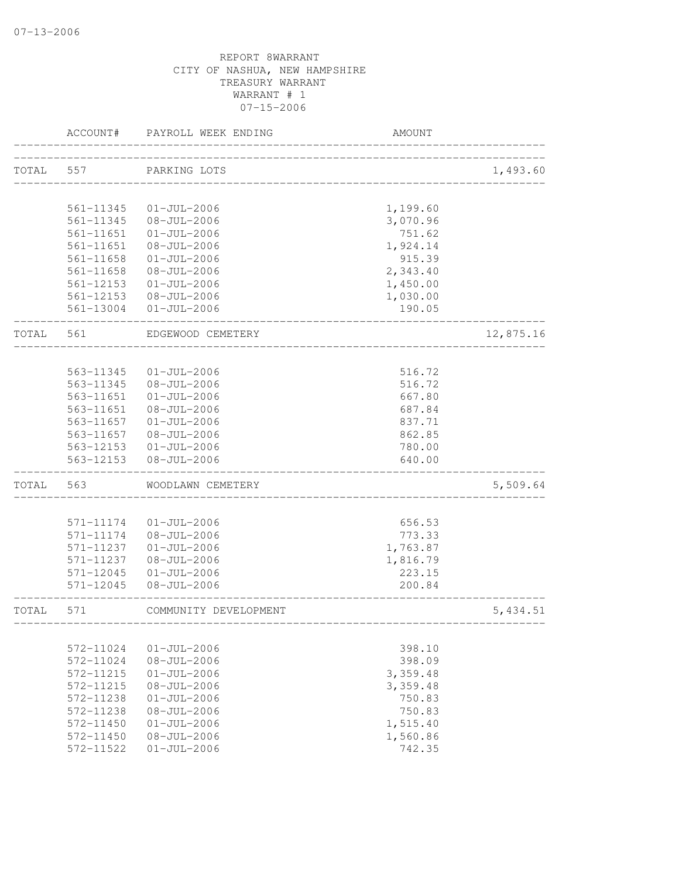07-13-2006

REPORT 8WARRANT
CITY OF NASHUA, NEW HAMPSHIRE
TREASURY WARRANT
WARRANT # 1
07-15-2006

| | ACCOUNT# | PAYROLL WEEK ENDING | AMOUNT | |
|---|---|---|---|---|
| TOTAL | 557 | PARKING LOTS | | 1,493.60 |
| | 561-11345 | 01-JUL-2006 | 1,199.60 | |
| | 561-11345 | 08-JUL-2006 | 3,070.96 | |
| | 561-11651 | 01-JUL-2006 | 751.62 | |
| | 561-11651 | 08-JUL-2006 | 1,924.14 | |
| | 561-11658 | 01-JUL-2006 | 915.39 | |
| | 561-11658 | 08-JUL-2006 | 2,343.40 | |
| | 561-12153 | 01-JUL-2006 | 1,450.00 | |
| | 561-12153 | 08-JUL-2006 | 1,030.00 | |
| | 561-13004 | 01-JUL-2006 | 190.05 | |
| TOTAL | 561 | EDGEWOOD CEMETERY | | 12,875.16 |
| | 563-11345 | 01-JUL-2006 | 516.72 | |
| | 563-11345 | 08-JUL-2006 | 516.72 | |
| | 563-11651 | 01-JUL-2006 | 667.80 | |
| | 563-11651 | 08-JUL-2006 | 687.84 | |
| | 563-11657 | 01-JUL-2006 | 837.71 | |
| | 563-11657 | 08-JUL-2006 | 862.85 | |
| | 563-12153 | 01-JUL-2006 | 780.00 | |
| | 563-12153 | 08-JUL-2006 | 640.00 | |
| TOTAL | 563 | WOODLAWN CEMETERY | | 5,509.64 |
| | 571-11174 | 01-JUL-2006 | 656.53 | |
| | 571-11174 | 08-JUL-2006 | 773.33 | |
| | 571-11237 | 01-JUL-2006 | 1,763.87 | |
| | 571-11237 | 08-JUL-2006 | 1,816.79 | |
| | 571-12045 | 01-JUL-2006 | 223.15 | |
| | 571-12045 | 08-JUL-2006 | 200.84 | |
| TOTAL | 571 | COMMUNITY DEVELOPMENT | | 5,434.51 |
| | 572-11024 | 01-JUL-2006 | 398.10 | |
| | 572-11024 | 08-JUL-2006 | 398.09 | |
| | 572-11215 | 01-JUL-2006 | 3,359.48 | |
| | 572-11215 | 08-JUL-2006 | 3,359.48 | |
| | 572-11238 | 01-JUL-2006 | 750.83 | |
| | 572-11238 | 08-JUL-2006 | 750.83 | |
| | 572-11450 | 01-JUL-2006 | 1,515.40 | |
| | 572-11450 | 08-JUL-2006 | 1,560.86 | |
| | 572-11522 | 01-JUL-2006 | 742.35 | |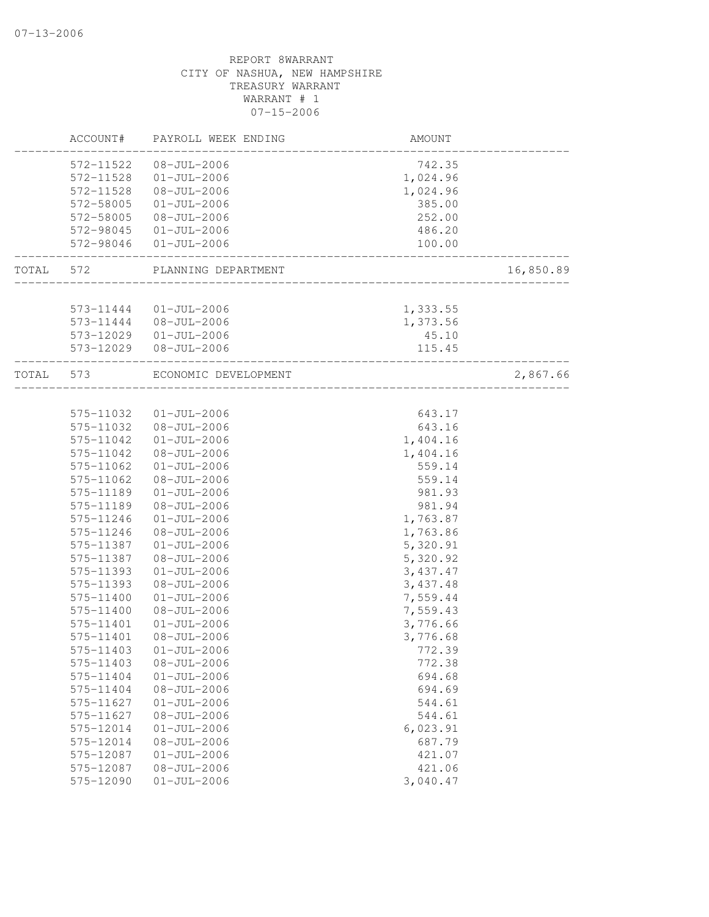07-13-2006

REPORT 8WARRANT
CITY OF NASHUA, NEW HAMPSHIRE
TREASURY WARRANT
WARRANT # 1
07-15-2006

| | ACCOUNT# | PAYROLL WEEK ENDING | AMOUNT | |
|---|---|---|---|---|
| | 572-11522 | 08-JUL-2006 | 742.35 | |
| | 572-11528 | 01-JUL-2006 | 1,024.96 | |
| | 572-11528 | 08-JUL-2006 | 1,024.96 | |
| | 572-58005 | 01-JUL-2006 | 385.00 | |
| | 572-58005 | 08-JUL-2006 | 252.00 | |
| | 572-98045 | 01-JUL-2006 | 486.20 | |
| | 572-98046 | 01-JUL-2006 | 100.00 | |
| TOTAL | 572 | PLANNING DEPARTMENT | | 16,850.89 |
| | 573-11444 | 01-JUL-2006 | 1,333.55 | |
| | 573-11444 | 08-JUL-2006 | 1,373.56 | |
| | 573-12029 | 01-JUL-2006 | 45.10 | |
| | 573-12029 | 08-JUL-2006 | 115.45 | |
| TOTAL | 573 | ECONOMIC DEVELOPMENT | | 2,867.66 |
| | 575-11032 | 01-JUL-2006 | 643.17 | |
| | 575-11032 | 08-JUL-2006 | 643.16 | |
| | 575-11042 | 01-JUL-2006 | 1,404.16 | |
| | 575-11042 | 08-JUL-2006 | 1,404.16 | |
| | 575-11062 | 01-JUL-2006 | 559.14 | |
| | 575-11062 | 08-JUL-2006 | 559.14 | |
| | 575-11189 | 01-JUL-2006 | 981.93 | |
| | 575-11189 | 08-JUL-2006 | 981.94 | |
| | 575-11246 | 01-JUL-2006 | 1,763.87 | |
| | 575-11246 | 08-JUL-2006 | 1,763.86 | |
| | 575-11387 | 01-JUL-2006 | 5,320.91 | |
| | 575-11387 | 08-JUL-2006 | 5,320.92 | |
| | 575-11393 | 01-JUL-2006 | 3,437.47 | |
| | 575-11393 | 08-JUL-2006 | 3,437.48 | |
| | 575-11400 | 01-JUL-2006 | 7,559.44 | |
| | 575-11400 | 08-JUL-2006 | 7,559.43 | |
| | 575-11401 | 01-JUL-2006 | 3,776.66 | |
| | 575-11401 | 08-JUL-2006 | 3,776.68 | |
| | 575-11403 | 01-JUL-2006 | 772.39 | |
| | 575-11403 | 08-JUL-2006 | 772.38 | |
| | 575-11404 | 01-JUL-2006 | 694.68 | |
| | 575-11404 | 08-JUL-2006 | 694.69 | |
| | 575-11627 | 01-JUL-2006 | 544.61 | |
| | 575-11627 | 08-JUL-2006 | 544.61 | |
| | 575-12014 | 01-JUL-2006 | 6,023.91 | |
| | 575-12014 | 08-JUL-2006 | 687.79 | |
| | 575-12087 | 01-JUL-2006 | 421.07 | |
| | 575-12087 | 08-JUL-2006 | 421.06 | |
| | 575-12090 | 01-JUL-2006 | 3,040.47 | |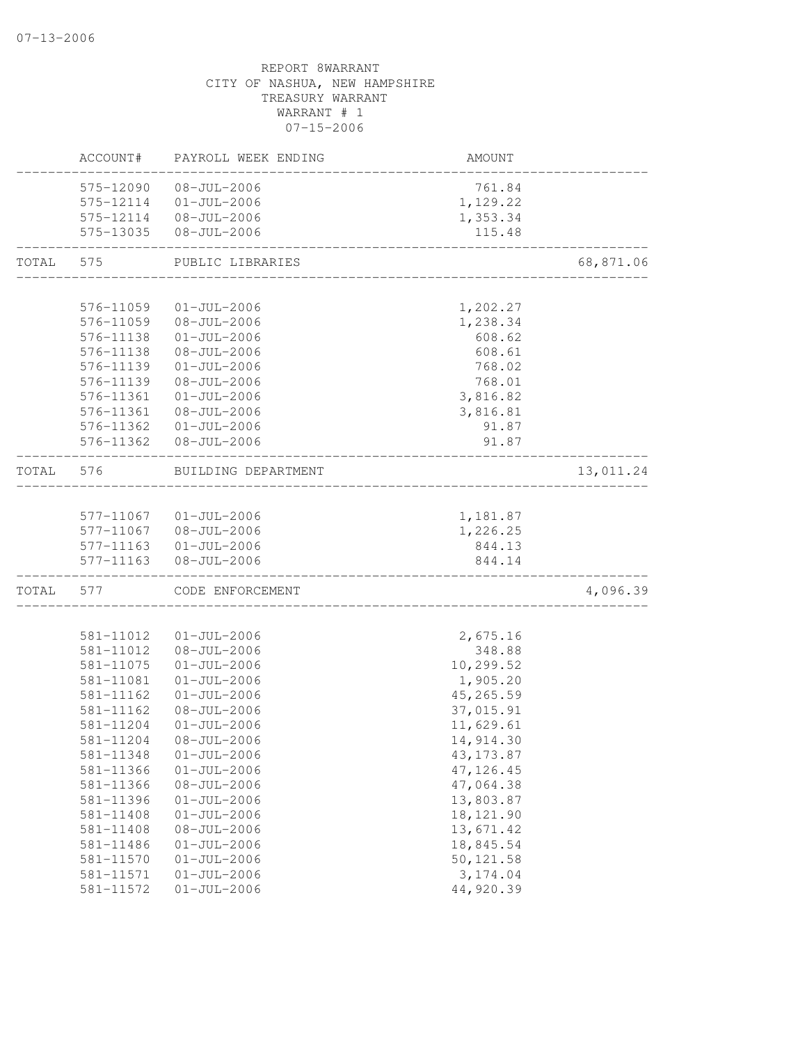REPORT 8WARRANT
CITY OF NASHUA, NEW HAMPSHIRE
TREASURY WARRANT
WARRANT # 1
07-15-2006

| | ACCOUNT# | PAYROLL WEEK ENDING | AMOUNT | |
|---|---|---|---|---|
| | 575-12090 | 08-JUL-2006 | 761.84 | |
| | 575-12114 | 01-JUL-2006 | 1,129.22 | |
| | 575-12114 | 08-JUL-2006 | 1,353.34 | |
| | 575-13035 | 08-JUL-2006 | 115.48 | |
| TOTAL | 575 | PUBLIC LIBRARIES | | 68,871.06 |
| | 576-11059 | 01-JUL-2006 | 1,202.27 | |
| | 576-11059 | 08-JUL-2006 | 1,238.34 | |
| | 576-11138 | 01-JUL-2006 | 608.62 | |
| | 576-11138 | 08-JUL-2006 | 608.61 | |
| | 576-11139 | 01-JUL-2006 | 768.02 | |
| | 576-11139 | 08-JUL-2006 | 768.01 | |
| | 576-11361 | 01-JUL-2006 | 3,816.82 | |
| | 576-11361 | 08-JUL-2006 | 3,816.81 | |
| | 576-11362 | 01-JUL-2006 | 91.87 | |
| | 576-11362 | 08-JUL-2006 | 91.87 | |
| TOTAL | 576 | BUILDING DEPARTMENT | | 13,011.24 |
| | 577-11067 | 01-JUL-2006 | 1,181.87 | |
| | 577-11067 | 08-JUL-2006 | 1,226.25 | |
| | 577-11163 | 01-JUL-2006 | 844.13 | |
| | 577-11163 | 08-JUL-2006 | 844.14 | |
| TOTAL | 577 | CODE ENFORCEMENT | | 4,096.39 |
| | 581-11012 | 01-JUL-2006 | 2,675.16 | |
| | 581-11012 | 08-JUL-2006 | 348.88 | |
| | 581-11075 | 01-JUL-2006 | 10,299.52 | |
| | 581-11081 | 01-JUL-2006 | 1,905.20 | |
| | 581-11162 | 01-JUL-2006 | 45,265.59 | |
| | 581-11162 | 08-JUL-2006 | 37,015.91 | |
| | 581-11204 | 01-JUL-2006 | 11,629.61 | |
| | 581-11204 | 08-JUL-2006 | 14,914.30 | |
| | 581-11348 | 01-JUL-2006 | 43,173.87 | |
| | 581-11366 | 01-JUL-2006 | 47,126.45 | |
| | 581-11366 | 08-JUL-2006 | 47,064.38 | |
| | 581-11396 | 01-JUL-2006 | 13,803.87 | |
| | 581-11408 | 01-JUL-2006 | 18,121.90 | |
| | 581-11408 | 08-JUL-2006 | 13,671.42 | |
| | 581-11486 | 01-JUL-2006 | 18,845.54 | |
| | 581-11570 | 01-JUL-2006 | 50,121.58 | |
| | 581-11571 | 01-JUL-2006 | 3,174.04 | |
| | 581-11572 | 01-JUL-2006 | 44,920.39 | |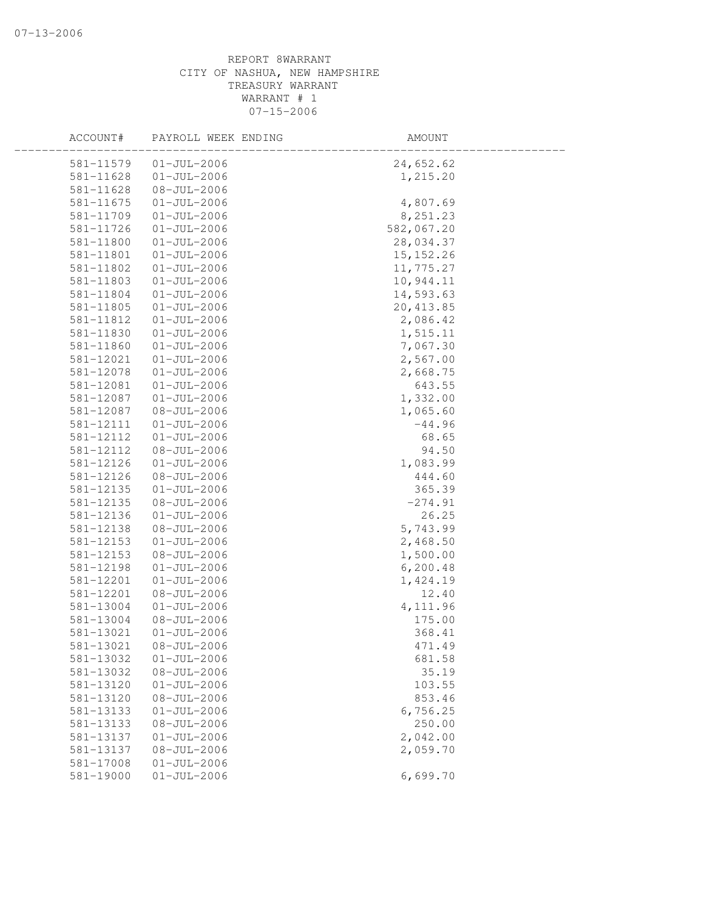REPORT 8WARRANT
CITY OF NASHUA, NEW HAMPSHIRE
TREASURY WARRANT
WARRANT # 1
07-15-2006

| ACCOUNT# | PAYROLL WEEK ENDING | AMOUNT |
|---|---|---|
| 581-11579 | 01-JUL-2006 | 24,652.62 |
| 581-11628 | 01-JUL-2006 | 1,215.20 |
| 581-11628 | 08-JUL-2006 | |
| 581-11675 | 01-JUL-2006 | 4,807.69 |
| 581-11709 | 01-JUL-2006 | 8,251.23 |
| 581-11726 | 01-JUL-2006 | 582,067.20 |
| 581-11800 | 01-JUL-2006 | 28,034.37 |
| 581-11801 | 01-JUL-2006 | 15,152.26 |
| 581-11802 | 01-JUL-2006 | 11,775.27 |
| 581-11803 | 01-JUL-2006 | 10,944.11 |
| 581-11804 | 01-JUL-2006 | 14,593.63 |
| 581-11805 | 01-JUL-2006 | 20,413.85 |
| 581-11812 | 01-JUL-2006 | 2,086.42 |
| 581-11830 | 01-JUL-2006 | 1,515.11 |
| 581-11860 | 01-JUL-2006 | 7,067.30 |
| 581-12021 | 01-JUL-2006 | 2,567.00 |
| 581-12078 | 01-JUL-2006 | 2,668.75 |
| 581-12081 | 01-JUL-2006 | 643.55 |
| 581-12087 | 01-JUL-2006 | 1,332.00 |
| 581-12087 | 08-JUL-2006 | 1,065.60 |
| 581-12111 | 01-JUL-2006 | -44.96 |
| 581-12112 | 01-JUL-2006 | 68.65 |
| 581-12112 | 08-JUL-2006 | 94.50 |
| 581-12126 | 01-JUL-2006 | 1,083.99 |
| 581-12126 | 08-JUL-2006 | 444.60 |
| 581-12135 | 01-JUL-2006 | 365.39 |
| 581-12135 | 08-JUL-2006 | -274.91 |
| 581-12136 | 01-JUL-2006 | 26.25 |
| 581-12138 | 08-JUL-2006 | 5,743.99 |
| 581-12153 | 01-JUL-2006 | 2,468.50 |
| 581-12153 | 08-JUL-2006 | 1,500.00 |
| 581-12198 | 01-JUL-2006 | 6,200.48 |
| 581-12201 | 01-JUL-2006 | 1,424.19 |
| 581-12201 | 08-JUL-2006 | 12.40 |
| 581-13004 | 01-JUL-2006 | 4,111.96 |
| 581-13004 | 08-JUL-2006 | 175.00 |
| 581-13021 | 01-JUL-2006 | 368.41 |
| 581-13021 | 08-JUL-2006 | 471.49 |
| 581-13032 | 01-JUL-2006 | 681.58 |
| 581-13032 | 08-JUL-2006 | 35.19 |
| 581-13120 | 01-JUL-2006 | 103.55 |
| 581-13120 | 08-JUL-2006 | 853.46 |
| 581-13133 | 01-JUL-2006 | 6,756.25 |
| 581-13133 | 08-JUL-2006 | 250.00 |
| 581-13137 | 01-JUL-2006 | 2,042.00 |
| 581-13137 | 08-JUL-2006 | 2,059.70 |
| 581-17008 | 01-JUL-2006 | |
| 581-19000 | 01-JUL-2006 | 6,699.70 |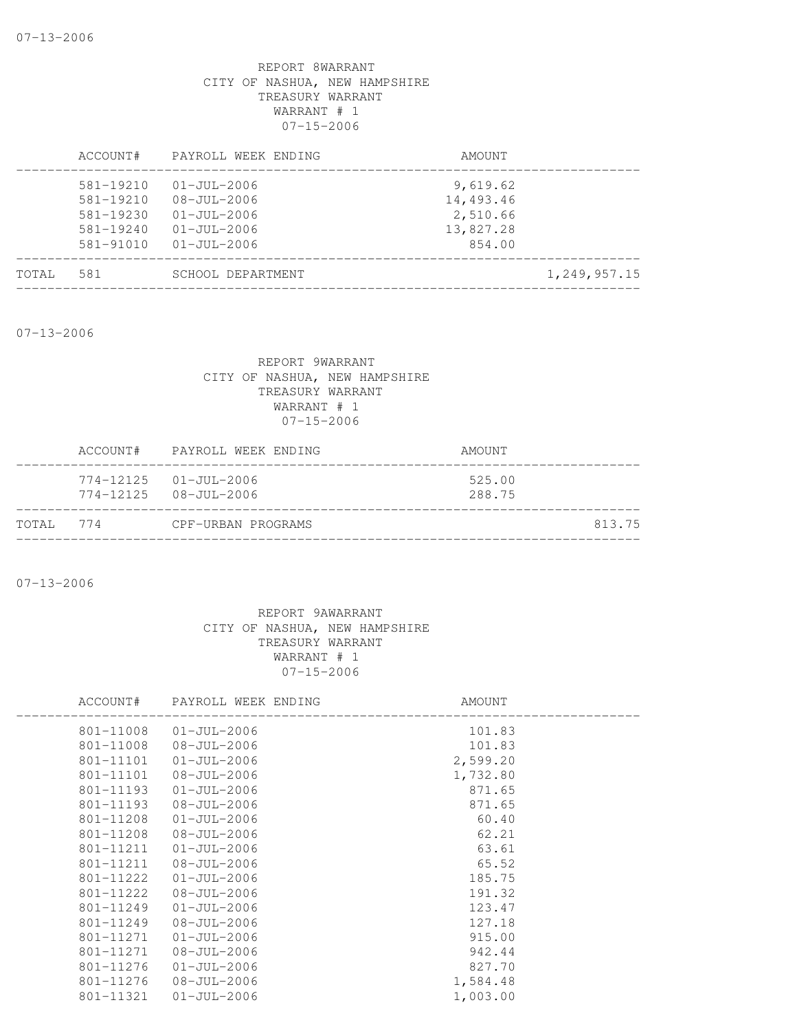07-13-2006

REPORT 8WARRANT
CITY OF NASHUA, NEW HAMPSHIRE
TREASURY WARRANT
WARRANT # 1
07-15-2006

| | ACCOUNT# | PAYROLL WEEK ENDING | AMOUNT | |
|---|---|---|---|---|
| | 581-19210 | 01-JUL-2006 | 9,619.62 | |
| | 581-19210 | 08-JUL-2006 | 14,493.46 | |
| | 581-19230 | 01-JUL-2006 | 2,510.66 | |
| | 581-19240 | 01-JUL-2006 | 13,827.28 | |
| | 581-91010 | 01-JUL-2006 | 854.00 | |
| TOTAL | 581 | SCHOOL DEPARTMENT | | 1,249,957.15 |

07-13-2006

REPORT 9WARRANT
CITY OF NASHUA, NEW HAMPSHIRE
TREASURY WARRANT
WARRANT # 1
07-15-2006

| | ACCOUNT# | PAYROLL WEEK ENDING | AMOUNT | |
|---|---|---|---|---|
| | 774-12125 | 01-JUL-2006 | 525.00 | |
| | 774-12125 | 08-JUL-2006 | 288.75 | |
| TOTAL | 774 | CPF-URBAN PROGRAMS | | 813.75 |

07-13-2006

REPORT 9AWARRANT
CITY OF NASHUA, NEW HAMPSHIRE
TREASURY WARRANT
WARRANT # 1
07-15-2006

| ACCOUNT# | PAYROLL WEEK ENDING | AMOUNT |
|---|---|---|
| 801-11008 | 01-JUL-2006 | 101.83 |
| 801-11008 | 08-JUL-2006 | 101.83 |
| 801-11101 | 01-JUL-2006 | 2,599.20 |
| 801-11101 | 08-JUL-2006 | 1,732.80 |
| 801-11193 | 01-JUL-2006 | 871.65 |
| 801-11193 | 08-JUL-2006 | 871.65 |
| 801-11208 | 01-JUL-2006 | 60.40 |
| 801-11208 | 08-JUL-2006 | 62.21 |
| 801-11211 | 01-JUL-2006 | 63.61 |
| 801-11211 | 08-JUL-2006 | 65.52 |
| 801-11222 | 01-JUL-2006 | 185.75 |
| 801-11222 | 08-JUL-2006 | 191.32 |
| 801-11249 | 01-JUL-2006 | 123.47 |
| 801-11249 | 08-JUL-2006 | 127.18 |
| 801-11271 | 01-JUL-2006 | 915.00 |
| 801-11271 | 08-JUL-2006 | 942.44 |
| 801-11276 | 01-JUL-2006 | 827.70 |
| 801-11276 | 08-JUL-2006 | 1,584.48 |
| 801-11321 | 01-JUL-2006 | 1,003.00 |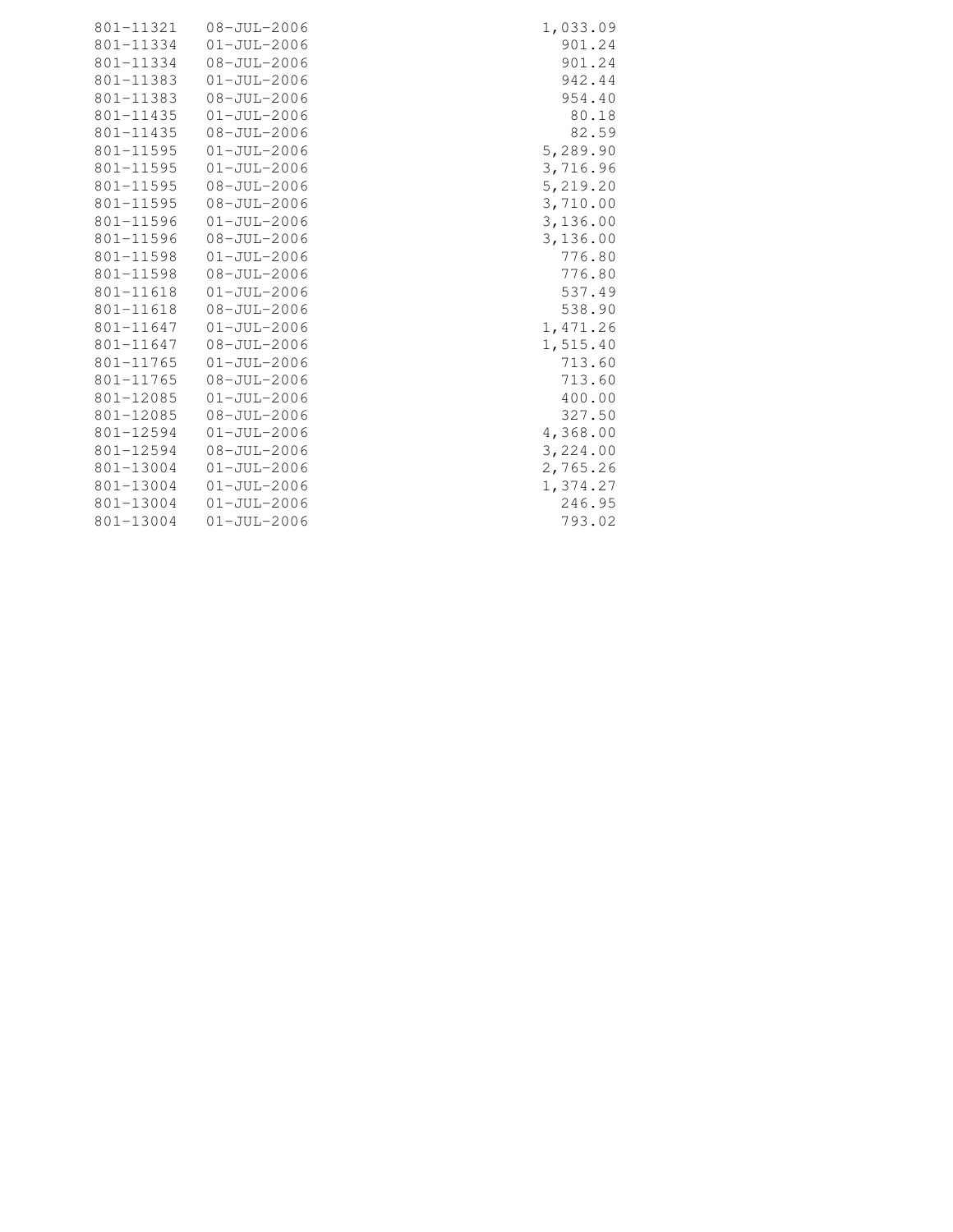| | | |
|---|---|---|
| 801-11321 | 08-JUL-2006 | 1,033.09 |
| 801-11334 | 01-JUL-2006 | 901.24 |
| 801-11334 | 08-JUL-2006 | 901.24 |
| 801-11383 | 01-JUL-2006 | 942.44 |
| 801-11383 | 08-JUL-2006 | 954.40 |
| 801-11435 | 01-JUL-2006 | 80.18 |
| 801-11435 | 08-JUL-2006 | 82.59 |
| 801-11595 | 01-JUL-2006 | 5,289.90 |
| 801-11595 | 01-JUL-2006 | 3,716.96 |
| 801-11595 | 08-JUL-2006 | 5,219.20 |
| 801-11595 | 08-JUL-2006 | 3,710.00 |
| 801-11596 | 01-JUL-2006 | 3,136.00 |
| 801-11596 | 08-JUL-2006 | 3,136.00 |
| 801-11598 | 01-JUL-2006 | 776.80 |
| 801-11598 | 08-JUL-2006 | 776.80 |
| 801-11618 | 01-JUL-2006 | 537.49 |
| 801-11618 | 08-JUL-2006 | 538.90 |
| 801-11647 | 01-JUL-2006 | 1,471.26 |
| 801-11647 | 08-JUL-2006 | 1,515.40 |
| 801-11765 | 01-JUL-2006 | 713.60 |
| 801-11765 | 08-JUL-2006 | 713.60 |
| 801-12085 | 01-JUL-2006 | 400.00 |
| 801-12085 | 08-JUL-2006 | 327.50 |
| 801-12594 | 01-JUL-2006 | 4,368.00 |
| 801-12594 | 08-JUL-2006 | 3,224.00 |
| 801-13004 | 01-JUL-2006 | 2,765.26 |
| 801-13004 | 01-JUL-2006 | 1,374.27 |
| 801-13004 | 01-JUL-2006 | 246.95 |
| 801-13004 | 01-JUL-2006 | 793.02 |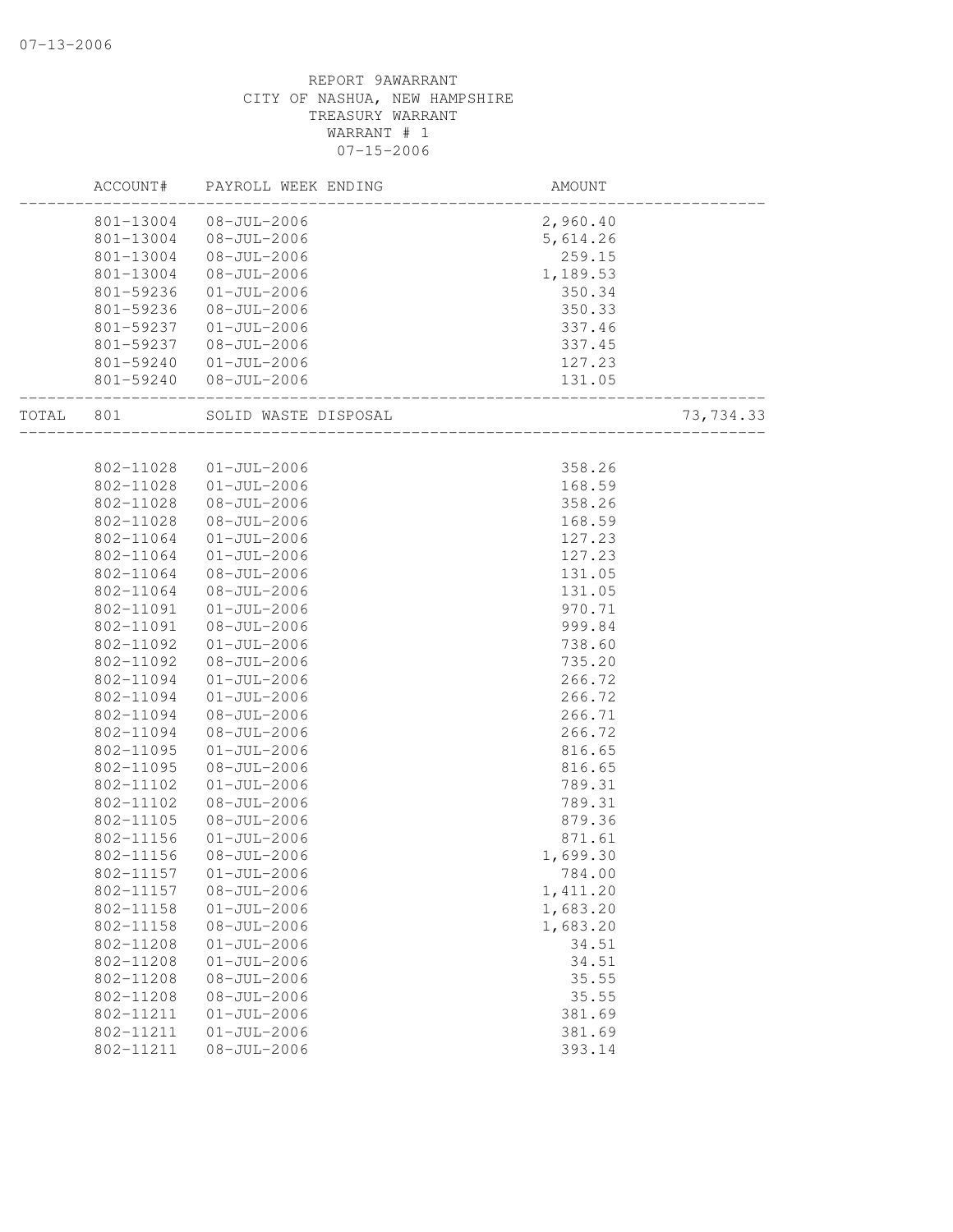REPORT 9AWARRANT
CITY OF NASHUA, NEW HAMPSHIRE
TREASURY WARRANT
WARRANT # 1
07-15-2006

| | ACCOUNT# | PAYROLL WEEK ENDING | AMOUNT | |
|---|---|---|---|---|
| | 801-13004 | 08-JUL-2006 | 2,960.40 | |
| | 801-13004 | 08-JUL-2006 | 5,614.26 | |
| | 801-13004 | 08-JUL-2006 | 259.15 | |
| | 801-13004 | 08-JUL-2006 | 1,189.53 | |
| | 801-59236 | 01-JUL-2006 | 350.34 | |
| | 801-59236 | 08-JUL-2006 | 350.33 | |
| | 801-59237 | 01-JUL-2006 | 337.46 | |
| | 801-59237 | 08-JUL-2006 | 337.45 | |
| | 801-59240 | 01-JUL-2006 | 127.23 | |
| | 801-59240 | 08-JUL-2006 | 131.05 | |
| TOTAL | 801 | SOLID WASTE DISPOSAL | | 73,734.33 |
| | 802-11028 | 01-JUL-2006 | 358.26 | |
| | 802-11028 | 01-JUL-2006 | 168.59 | |
| | 802-11028 | 08-JUL-2006 | 358.26 | |
| | 802-11028 | 08-JUL-2006 | 168.59 | |
| | 802-11064 | 01-JUL-2006 | 127.23 | |
| | 802-11064 | 01-JUL-2006 | 127.23 | |
| | 802-11064 | 08-JUL-2006 | 131.05 | |
| | 802-11064 | 08-JUL-2006 | 131.05 | |
| | 802-11091 | 01-JUL-2006 | 970.71 | |
| | 802-11091 | 08-JUL-2006 | 999.84 | |
| | 802-11092 | 01-JUL-2006 | 738.60 | |
| | 802-11092 | 08-JUL-2006 | 735.20 | |
| | 802-11094 | 01-JUL-2006 | 266.72 | |
| | 802-11094 | 01-JUL-2006 | 266.72 | |
| | 802-11094 | 08-JUL-2006 | 266.71 | |
| | 802-11094 | 08-JUL-2006 | 266.72 | |
| | 802-11095 | 01-JUL-2006 | 816.65 | |
| | 802-11095 | 08-JUL-2006 | 816.65 | |
| | 802-11102 | 01-JUL-2006 | 789.31 | |
| | 802-11102 | 08-JUL-2006 | 789.31 | |
| | 802-11105 | 08-JUL-2006 | 879.36 | |
| | 802-11156 | 01-JUL-2006 | 871.61 | |
| | 802-11156 | 08-JUL-2006 | 1,699.30 | |
| | 802-11157 | 01-JUL-2006 | 784.00 | |
| | 802-11157 | 08-JUL-2006 | 1,411.20 | |
| | 802-11158 | 01-JUL-2006 | 1,683.20 | |
| | 802-11158 | 08-JUL-2006 | 1,683.20 | |
| | 802-11208 | 01-JUL-2006 | 34.51 | |
| | 802-11208 | 01-JUL-2006 | 34.51 | |
| | 802-11208 | 08-JUL-2006 | 35.55 | |
| | 802-11208 | 08-JUL-2006 | 35.55 | |
| | 802-11211 | 01-JUL-2006 | 381.69 | |
| | 802-11211 | 01-JUL-2006 | 381.69 | |
| | 802-11211 | 08-JUL-2006 | 393.14 | |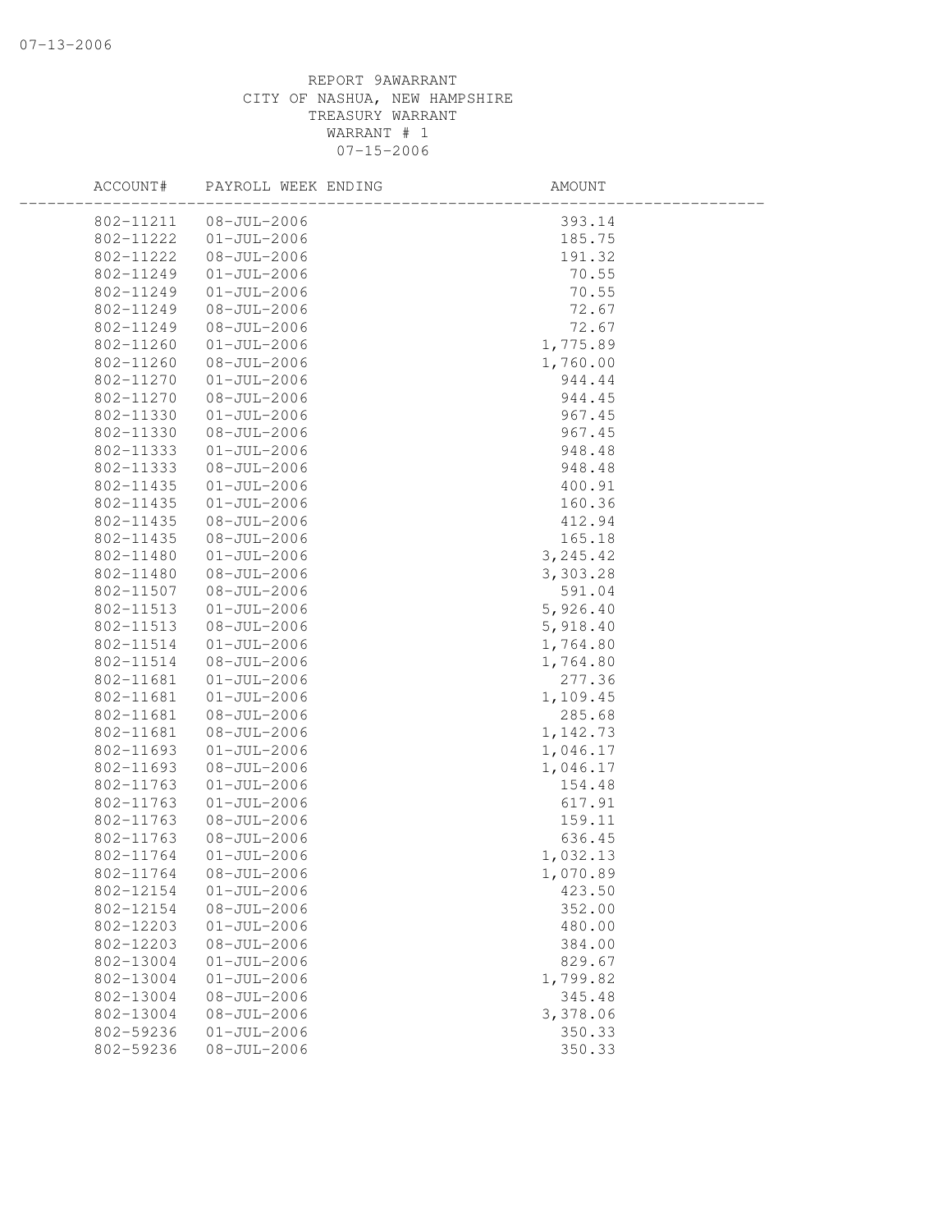REPORT 9AWARRANT
CITY OF NASHUA, NEW HAMPSHIRE
TREASURY WARRANT
WARRANT # 1
07-15-2006

| ACCOUNT# | PAYROLL WEEK ENDING | AMOUNT |
|---|---|---|
| 802-11211 | 08-JUL-2006 | 393.14 |
| 802-11222 | 01-JUL-2006 | 185.75 |
| 802-11222 | 08-JUL-2006 | 191.32 |
| 802-11249 | 01-JUL-2006 | 70.55 |
| 802-11249 | 01-JUL-2006 | 70.55 |
| 802-11249 | 08-JUL-2006 | 72.67 |
| 802-11249 | 08-JUL-2006 | 72.67 |
| 802-11260 | 01-JUL-2006 | 1,775.89 |
| 802-11260 | 08-JUL-2006 | 1,760.00 |
| 802-11270 | 01-JUL-2006 | 944.44 |
| 802-11270 | 08-JUL-2006 | 944.45 |
| 802-11330 | 01-JUL-2006 | 967.45 |
| 802-11330 | 08-JUL-2006 | 967.45 |
| 802-11333 | 01-JUL-2006 | 948.48 |
| 802-11333 | 08-JUL-2006 | 948.48 |
| 802-11435 | 01-JUL-2006 | 400.91 |
| 802-11435 | 01-JUL-2006 | 160.36 |
| 802-11435 | 08-JUL-2006 | 412.94 |
| 802-11435 | 08-JUL-2006 | 165.18 |
| 802-11480 | 01-JUL-2006 | 3,245.42 |
| 802-11480 | 08-JUL-2006 | 3,303.28 |
| 802-11507 | 08-JUL-2006 | 591.04 |
| 802-11513 | 01-JUL-2006 | 5,926.40 |
| 802-11513 | 08-JUL-2006 | 5,918.40 |
| 802-11514 | 01-JUL-2006 | 1,764.80 |
| 802-11514 | 08-JUL-2006 | 1,764.80 |
| 802-11681 | 01-JUL-2006 | 277.36 |
| 802-11681 | 01-JUL-2006 | 1,109.45 |
| 802-11681 | 08-JUL-2006 | 285.68 |
| 802-11681 | 08-JUL-2006 | 1,142.73 |
| 802-11693 | 01-JUL-2006 | 1,046.17 |
| 802-11693 | 08-JUL-2006 | 1,046.17 |
| 802-11763 | 01-JUL-2006 | 154.48 |
| 802-11763 | 01-JUL-2006 | 617.91 |
| 802-11763 | 08-JUL-2006 | 159.11 |
| 802-11763 | 08-JUL-2006 | 636.45 |
| 802-11764 | 01-JUL-2006 | 1,032.13 |
| 802-11764 | 08-JUL-2006 | 1,070.89 |
| 802-12154 | 01-JUL-2006 | 423.50 |
| 802-12154 | 08-JUL-2006 | 352.00 |
| 802-12203 | 01-JUL-2006 | 480.00 |
| 802-12203 | 08-JUL-2006 | 384.00 |
| 802-13004 | 01-JUL-2006 | 829.67 |
| 802-13004 | 01-JUL-2006 | 1,799.82 |
| 802-13004 | 08-JUL-2006 | 345.48 |
| 802-13004 | 08-JUL-2006 | 3,378.06 |
| 802-59236 | 01-JUL-2006 | 350.33 |
| 802-59236 | 08-JUL-2006 | 350.33 |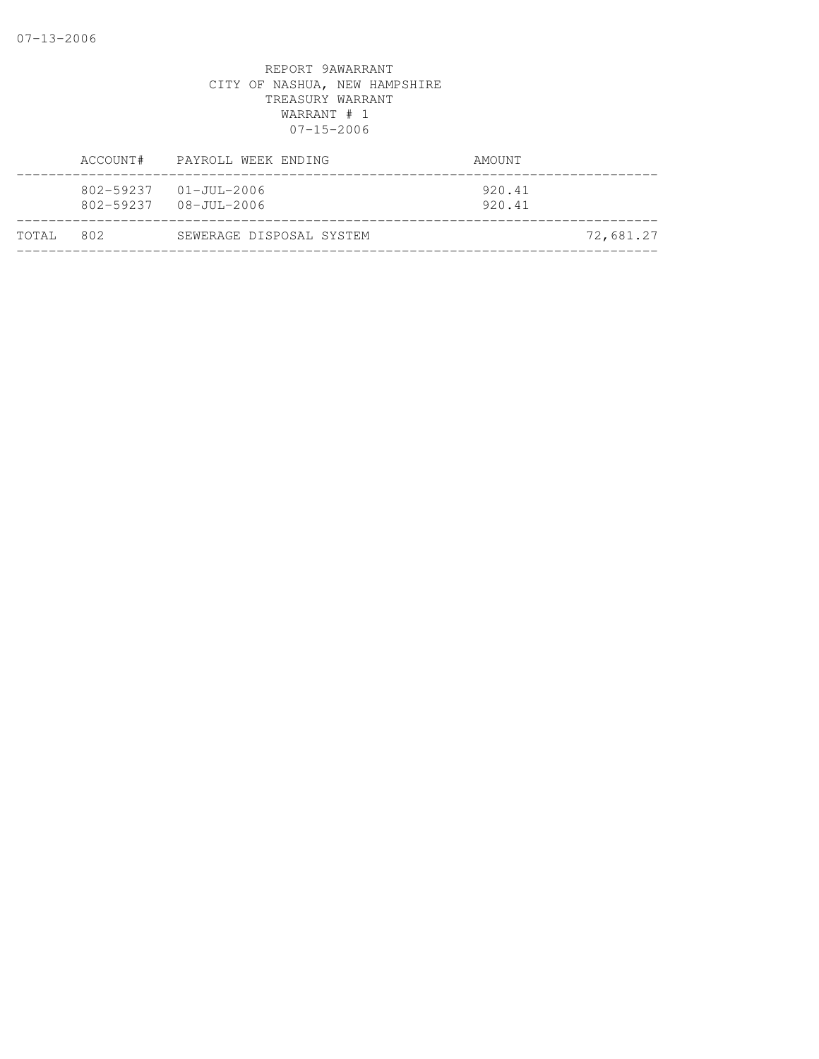REPORT 9AWARRANT
CITY OF NASHUA, NEW HAMPSHIRE
TREASURY WARRANT
WARRANT # 1
07-15-2006

| | ACCOUNT# | PAYROLL WEEK ENDING | AMOUNT | |
|---|---|---|---|---|
| | 802-59237 | 01-JUL-2006 | 920.41 | |
| | 802-59237 | 08-JUL-2006 | 920.41 | |
| TOTAL | 802 | SEWERAGE DISPOSAL SYSTEM | | 72,681.27 |